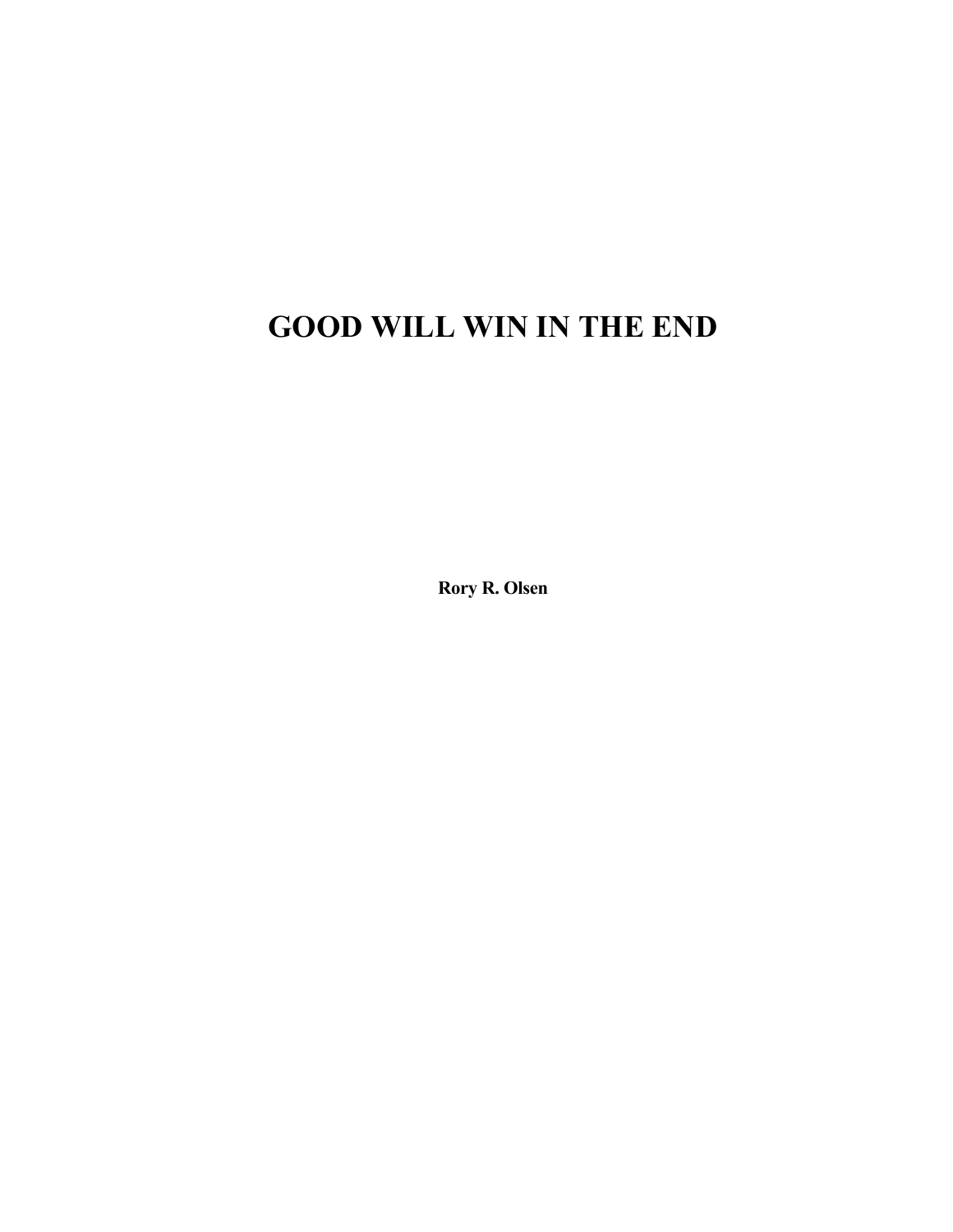# GOOD WILL WIN IN THE END

**Rory R. Olsen**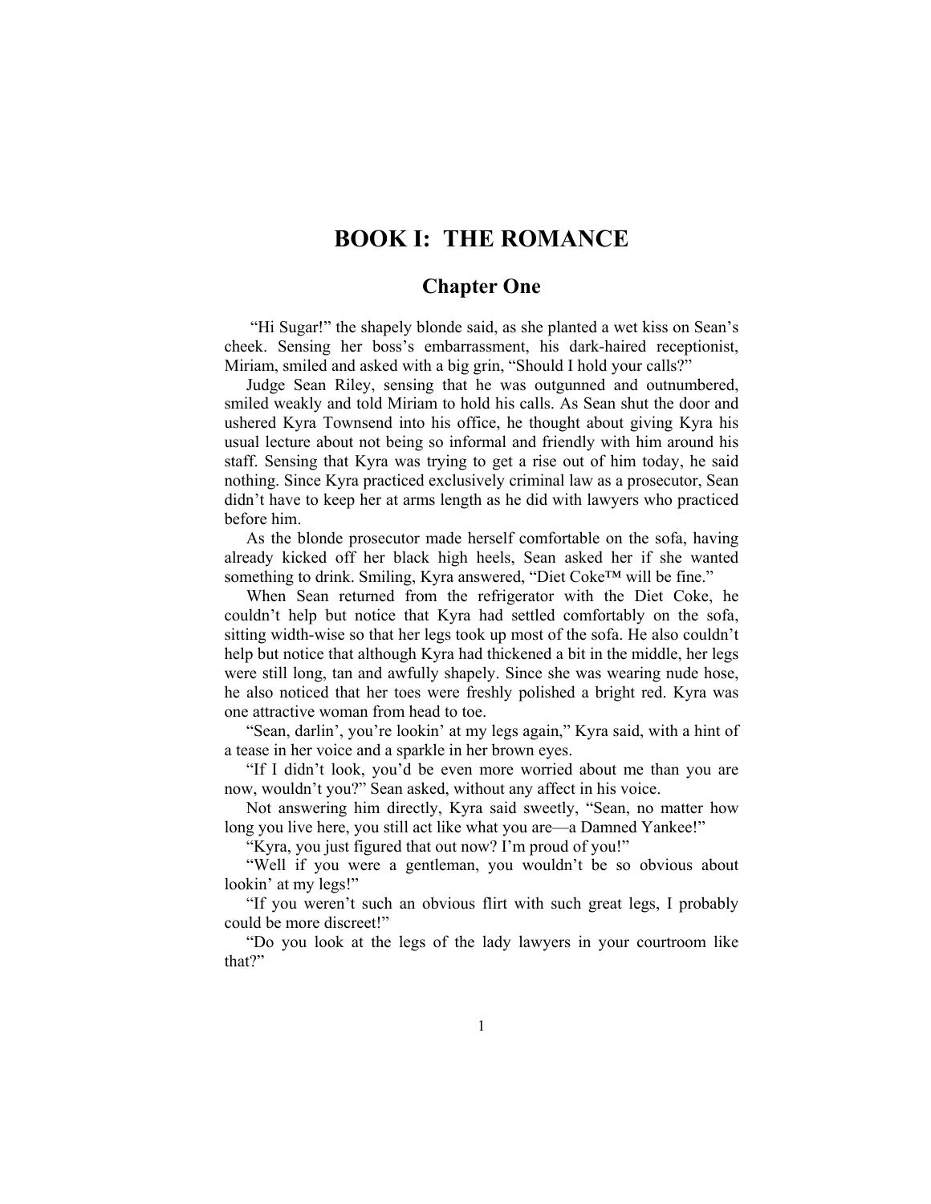# BOOK I: THE ROMANCE

## Chapter One

"Hi Sugar!" the shapely blonde said, as she planted a wet kiss on Sean's cheek. Sensing her boss's embarrassment, his dark-haired receptionist, Miriam, smiled and asked with a big grin, "Should I hold your calls?"

Judge Sean Riley, sensing that he was outgunned and outnumbered, smiled weakly and told Miriam to hold his calls. As Sean shut the door and ushered Kyra Townsend into his office, he thought about giving Kyra his usual lecture about not being so informal and friendly with him around his staff. Sensing that Kyra was trying to get a rise out of him today, he said nothing. Since Kyra practiced exclusively criminal law as a prosecutor, Sean didn't have to keep her at arms length as he did with lawyers who practiced before him.

As the blonde prosecutor made herself comfortable on the sofa, having already kicked off her black high heels, Sean asked her if she wanted something to drink. Smiling, Kyra answered, "Diet Coke™ will be fine."

When Sean returned from the refrigerator with the Diet Coke, he couldn't help but notice that Kyra had settled comfortably on the sofa, sitting width-wise so that her legs took up most of the sofa. He also couldn't help but notice that although Kyra had thickened a bit in the middle, her legs were still long, tan and awfully shapely. Since she was wearing nude hose, he also noticed that her toes were freshly polished a bright red. Kyra was one attractive woman from head to toe.

"Sean, darlin', you're lookin' at my legs again," Kyra said, with a hint of a tease in her voice and a sparkle in her brown eyes.

"If I didn't look, you'd be even more worried about me than you are now, wouldn't you?" Sean asked, without any affect in his voice.

Not answering him directly, Kyra said sweetly, "Sean, no matter how long you live here, you still act like what you are—a Damned Yankee!"

"Kyra, you just figured that out now? I'm proud of you!"

"Well if you were a gentleman, you wouldn't be so obvious about lookin' at my legs!"

"If you weren't such an obvious flirt with such great legs, I probably could be more discreet!"

"Do you look at the legs of the lady lawyers in your courtroom like that?"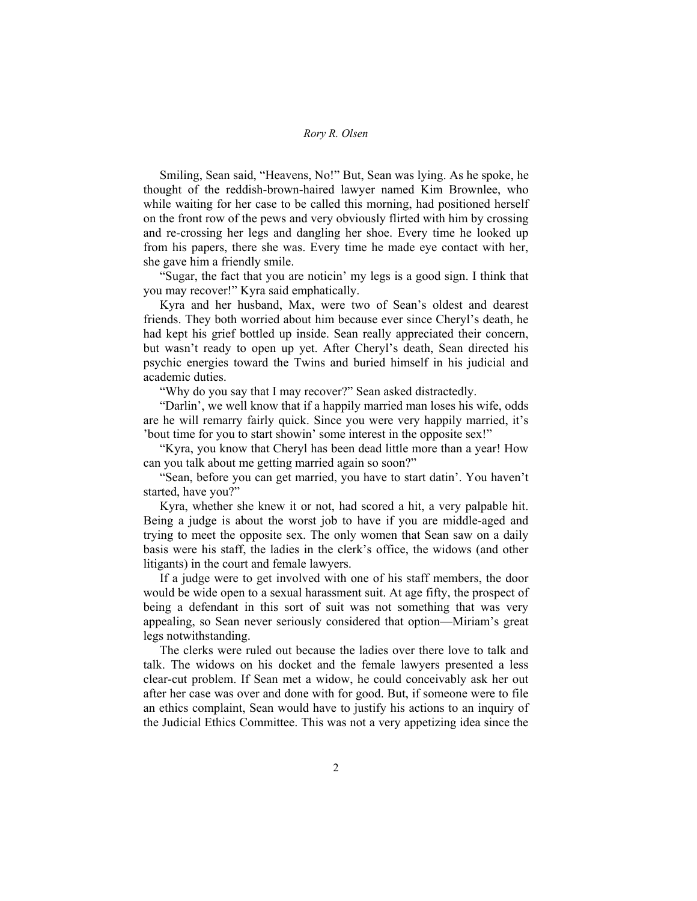Smiling, Sean said, "Heavens, No!" But, Sean was lying. As he spoke, he thought of the reddish-brown-haired lawyer named Kim Brownlee, who while waiting for her case to be called this morning, had positioned herself on the front row of the pews and very obviously flirted with him by crossing and re-crossing her legs and dangling her shoe. Every time he looked up from his papers, there she was. Every time he made eye contact with her, she gave him a friendly smile.

"Sugar, the fact that you are noticin' my legs is a good sign. I think that you may recover!" Kyra said emphatically.

Kyra and her husband, Max, were two of Sean's oldest and dearest friends. They both worried about him because ever since Cheryl's death, he had kept his grief bottled up inside. Sean really appreciated their concern, but wasn't ready to open up yet. After Cheryl's death, Sean directed his psychic energies toward the Twins and buried himself in his judicial and academic duties.

"Why do you say that I may recover?" Sean asked distractedly.

"Darlin', we well know that if a happily married man loses his wife, odds are he will remarry fairly quick. Since you were very happily married, it's 'bout time for you to start showin' some interest in the opposite sex!"

"Kyra, you know that Cheryl has been dead little more than a year! How can you talk about me getting married again so soon?"

"Sean, before you can get married, you have to start datin'. You haven't started, have you?"

Kyra, whether she knew it or not, had scored a hit, a very palpable hit. Being a judge is about the worst job to have if you are middle-aged and trying to meet the opposite sex. The only women that Sean saw on a daily basis were his staff, the ladies in the clerk's office, the widows (and other litigants) in the court and female lawyers.

If a judge were to get involved with one of his staff members, the door would be wide open to a sexual harassment suit. At age fifty, the prospect of being a defendant in this sort of suit was not something that was very appealing, so Sean never seriously considered that option—Miriam's great legs notwithstanding.

The clerks were ruled out because the ladies over there love to talk and talk. The widows on his docket and the female lawyers presented a less clear-cut problem. If Sean met a widow, he could conceivably ask her out after her case was over and done with for good. But, if someone were to file an ethics complaint, Sean would have to justify his actions to an inquiry of the Judicial Ethics Committee. This was not a very appetizing idea since the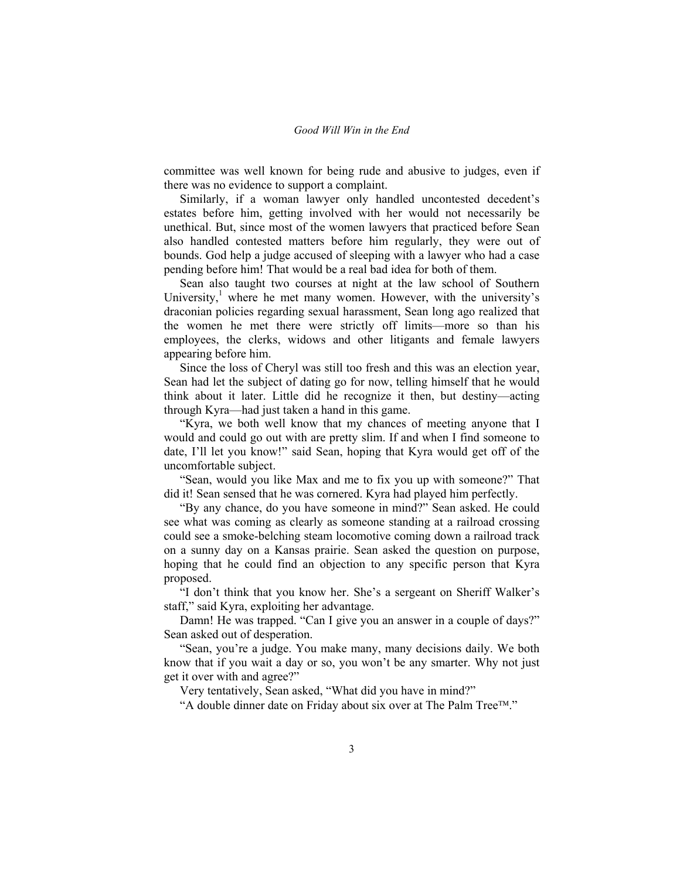committee was well known for being rude and abusive to judges, even if there was no evidence to support a complaint.

Similarly, if a woman lawyer only handled uncontested decedent's estates before him, getting involved with her would not necessarily be unethical. But, since most of the women lawyers that practiced before Sean also handled contested matters before him regularly, they were out of bounds. God help a judge accused of sleeping with a lawyer who had a case pending before him! That would be a real bad idea for both of them.

Sean also taught two courses at night at the law school of Southern University,[1] where he met many women. However, with the university's draconian policies regarding sexual harassment, Sean long ago realized that the women he met there were strictly off limits—more so than his employees, the clerks, widows and other litigants and female lawyers appearing before him.

Since the loss of Cheryl was still too fresh and this was an election year, Sean had let the subject of dating go for now, telling himself that he would think about it later. Little did he recognize it then, but destiny—acting through Kyra—had just taken a hand in this game.

"Kyra, we both well know that my chances of meeting anyone that I would and could go out with are pretty slim. If and when I find someone to date, I'll let you know!" said Sean, hoping that Kyra would get off of the uncomfortable subject.

"Sean, would you like Max and me to fix you up with someone?" That did it! Sean sensed that he was cornered. Kyra had played him perfectly.

"By any chance, do you have someone in mind?" Sean asked. He could see what was coming as clearly as someone standing at a railroad crossing could see a smoke-belching steam locomotive coming down a railroad track on a sunny day on a Kansas prairie. Sean asked the question on purpose, hoping that he could find an objection to any specific person that Kyra proposed.

"I don't think that you know her. She's a sergeant on Sheriff Walker's staff," said Kyra, exploiting her advantage.

Damn! He was trapped. "Can I give you an answer in a couple of days?" Sean asked out of desperation.

"Sean, you're a judge. You make many, many decisions daily. We both know that if you wait a day or so, you won't be any smarter. Why not just get it over with and agree?"

Very tentatively, Sean asked, "What did you have in mind?"

"A double dinner date on Friday about six over at The Palm Tree™."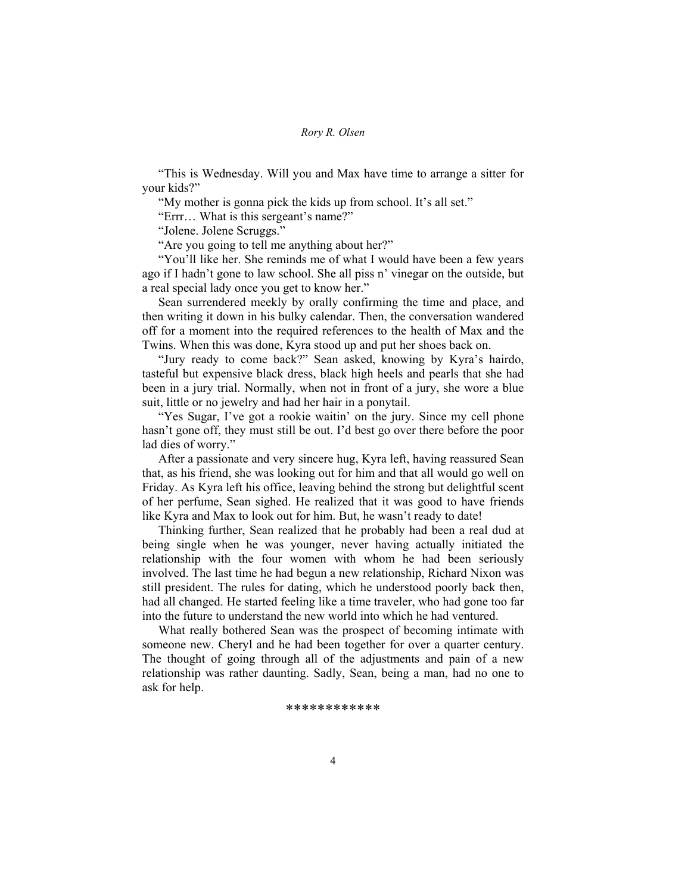"This is Wednesday. Will you and Max have time to arrange a sitter for your kids?"

"My mother is gonna pick the kids up from school. It's all set."

"Errr… What is this sergeant's name?"

"Jolene. Jolene Scruggs."

"Are you going to tell me anything about her?"

"You'll like her. She reminds me of what I would have been a few years ago if I hadn't gone to law school. She all piss n' vinegar on the outside, but a real special lady once you get to know her."

Sean surrendered meekly by orally confirming the time and place, and then writing it down in his bulky calendar. Then, the conversation wandered off for a moment into the required references to the health of Max and the Twins. When this was done, Kyra stood up and put her shoes back on.

"Jury ready to come back?" Sean asked, knowing by Kyra's hairdo, tasteful but expensive black dress, black high heels and pearls that she had been in a jury trial. Normally, when not in front of a jury, she wore a blue suit, little or no jewelry and had her hair in a ponytail.

"Yes Sugar, I've got a rookie waitin' on the jury. Since my cell phone hasn't gone off, they must still be out. I'd best go over there before the poor lad dies of worry."

After a passionate and very sincere hug, Kyra left, having reassured Sean that, as his friend, she was looking out for him and that all would go well on Friday. As Kyra left his office, leaving behind the strong but delightful scent of her perfume, Sean sighed. He realized that it was good to have friends like Kyra and Max to look out for him. But, he wasn't ready to date!

Thinking further, Sean realized that he probably had been a real dud at being single when he was younger, never having actually initiated the relationship with the four women with whom he had been seriously involved. The last time he had begun a new relationship, Richard Nixon was still president. The rules for dating, which he understood poorly back then, had all changed. He started feeling like a time traveler, who had gone too far into the future to understand the new world into which he had ventured.

What really bothered Sean was the prospect of becoming intimate with someone new. Cheryl and he had been together for over a quarter century. The thought of going through all of the adjustments and pain of a new relationship was rather daunting. Sadly, Sean, being a man, had no one to ask for help.

***********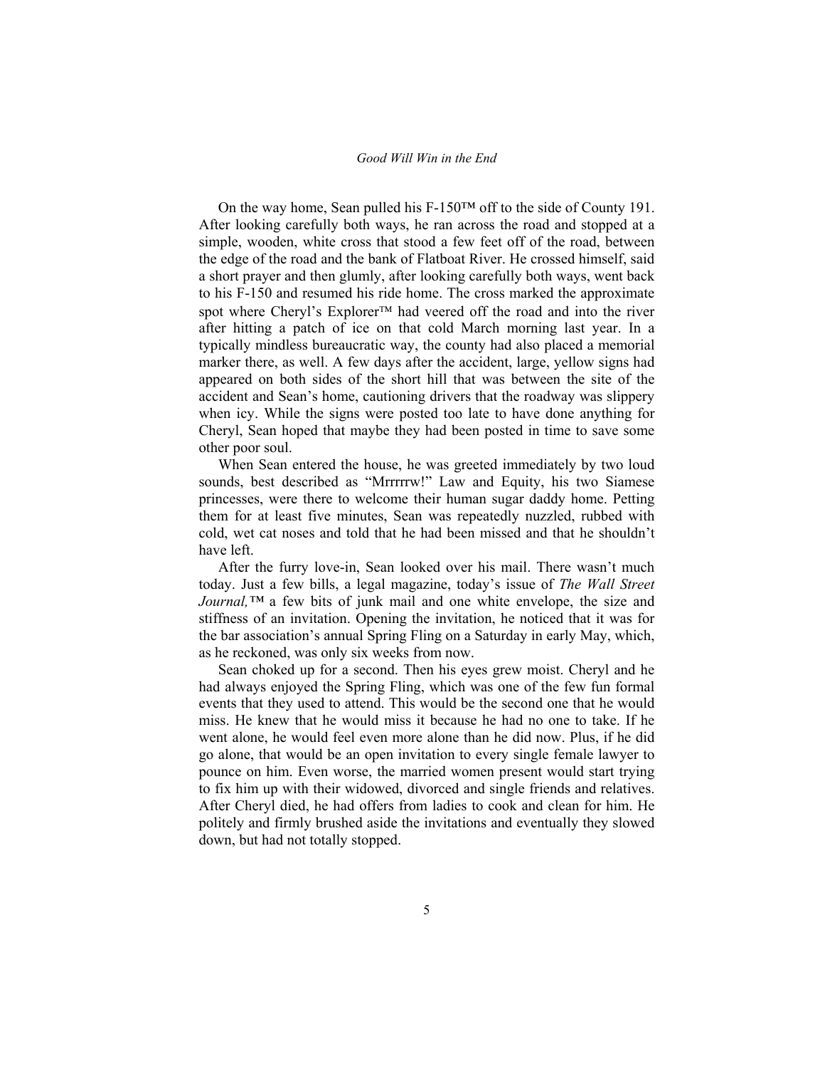On the way home, Sean pulled his F-150™ off to the side of County 191. After looking carefully both ways, he ran across the road and stopped at a simple, wooden, white cross that stood a few feet off of the road, between the edge of the road and the bank of Flatboat River. He crossed himself, said a short prayer and then glumly, after looking carefully both ways, went back to his F-150 and resumed his ride home. The cross marked the approximate spot where Cheryl's Explorer™ had veered off the road and into the river after hitting a patch of ice on that cold March morning last year. In a typically mindless bureaucratic way, the county had also placed a memorial marker there, as well. A few days after the accident, large, yellow signs had appeared on both sides of the short hill that was between the site of the accident and Sean's home, cautioning drivers that the roadway was slippery when icy. While the signs were posted too late to have done anything for Cheryl, Sean hoped that maybe they had been posted in time to save some other poor soul.

When Sean entered the house, he was greeted immediately by two loud sounds, best described as "Mrrrrrw!" Law and Equity, his two Siamese princesses, were there to welcome their human sugar daddy home. Petting them for at least five minutes, Sean was repeatedly nuzzled, rubbed with cold, wet cat noses and told that he had been missed and that he shouldn't have left.

After the furry love-in, Sean looked over his mail. There wasn't much today. Just a few bills, a legal magazine, today's issue of *The Wall Street Journal,*™ a few bits of junk mail and one white envelope, the size and stiffness of an invitation. Opening the invitation, he noticed that it was for the bar association's annual Spring Fling on a Saturday in early May, which, as he reckoned, was only six weeks from now.

Sean choked up for a second. Then his eyes grew moist. Cheryl and he had always enjoyed the Spring Fling, which was one of the few fun formal events that they used to attend. This would be the second one that he would miss. He knew that he would miss it because he had no one to take. If he went alone, he would feel even more alone than he did now. Plus, if he did go alone, that would be an open invitation to every single female lawyer to pounce on him. Even worse, the married women present would start trying to fix him up with their widowed, divorced and single friends and relatives. After Cheryl died, he had offers from ladies to cook and clean for him. He politely and firmly brushed aside the invitations and eventually they slowed down, but had not totally stopped.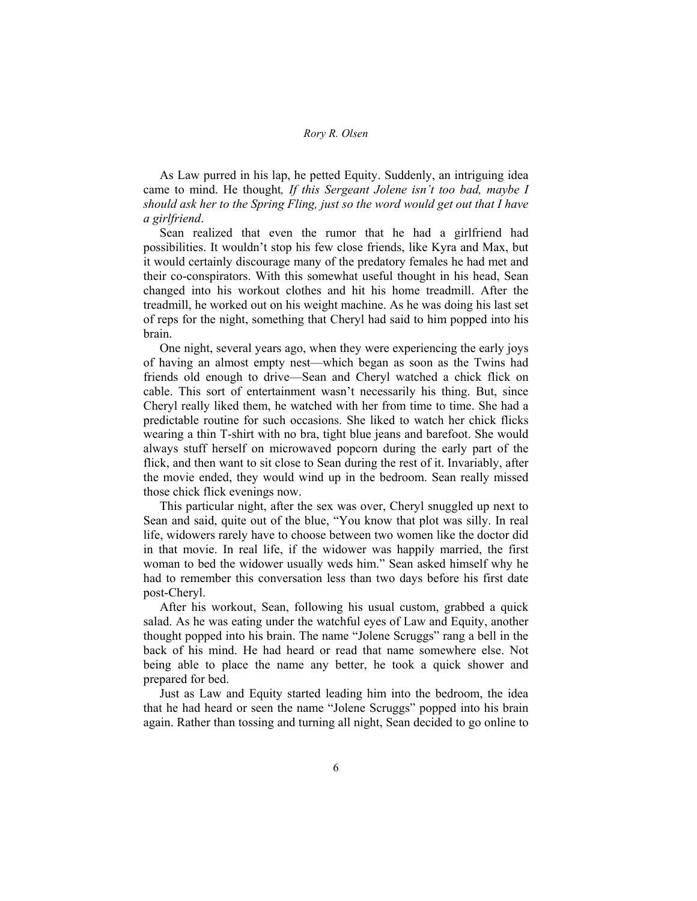As Law purred in his lap, he petted Equity. Suddenly, an intriguing idea came to mind. He thought*, If this Sergeant Jolene isn't too bad, maybe I should ask her to the Spring Fling, just so the word would get out that I have a girlfriend*.

Sean realized that even the rumor that he had a girlfriend had possibilities. It wouldn't stop his few close friends, like Kyra and Max, but it would certainly discourage many of the predatory females he had met and their co-conspirators. With this somewhat useful thought in his head, Sean changed into his workout clothes and hit his home treadmill. After the treadmill, he worked out on his weight machine. As he was doing his last set of reps for the night, something that Cheryl had said to him popped into his brain.

One night, several years ago, when they were experiencing the early joys of having an almost empty nest—which began as soon as the Twins had friends old enough to drive—Sean and Cheryl watched a chick flick on cable. This sort of entertainment wasn't necessarily his thing. But, since Cheryl really liked them, he watched with her from time to time. She had a predictable routine for such occasions. She liked to watch her chick flicks wearing a thin T-shirt with no bra, tight blue jeans and barefoot. She would always stuff herself on microwaved popcorn during the early part of the flick, and then want to sit close to Sean during the rest of it. Invariably, after the movie ended, they would wind up in the bedroom. Sean really missed those chick flick evenings now.

This particular night, after the sex was over, Cheryl snuggled up next to Sean and said, quite out of the blue, "You know that plot was silly. In real life, widowers rarely have to choose between two women like the doctor did in that movie. In real life, if the widower was happily married, the first woman to bed the widower usually weds him." Sean asked himself why he had to remember this conversation less than two days before his first date post-Cheryl.

After his workout, Sean, following his usual custom, grabbed a quick salad. As he was eating under the watchful eyes of Law and Equity, another thought popped into his brain. The name "Jolene Scruggs" rang a bell in the back of his mind. He had heard or read that name somewhere else. Not being able to place the name any better, he took a quick shower and prepared for bed.

Just as Law and Equity started leading him into the bedroom, the idea that he had heard or seen the name "Jolene Scruggs" popped into his brain again. Rather than tossing and turning all night, Sean decided to go online to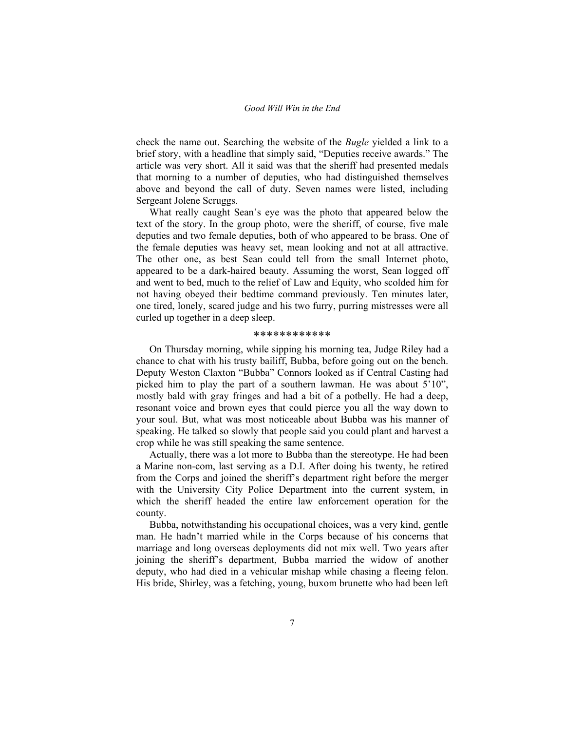check the name out. Searching the website of the *Bugle* yielded a link to a brief story, with a headline that simply said, "Deputies receive awards." The article was very short. All it said was that the sheriff had presented medals that morning to a number of deputies, who had distinguished themselves above and beyond the call of duty. Seven names were listed, including Sergeant Jolene Scruggs.

What really caught Sean's eye was the photo that appeared below the text of the story. In the group photo, were the sheriff, of course, five male deputies and two female deputies, both of who appeared to be brass. One of the female deputies was heavy set, mean looking and not at all attractive. The other one, as best Sean could tell from the small Internet photo, appeared to be a dark-haired beauty. Assuming the worst, Sean logged off and went to bed, much to the relief of Law and Equity, who scolded him for not having obeyed their bedtime command previously. Ten minutes later, one tired, lonely, scared judge and his two furry, purring mistresses were all curled up together in a deep sleep.

************

On Thursday morning, while sipping his morning tea, Judge Riley had a chance to chat with his trusty bailiff, Bubba, before going out on the bench. Deputy Weston Claxton "Bubba" Connors looked as if Central Casting had picked him to play the part of a southern lawman. He was about 5'10", mostly bald with gray fringes and had a bit of a potbelly. He had a deep, resonant voice and brown eyes that could pierce you all the way down to your soul. But, what was most noticeable about Bubba was his manner of speaking. He talked so slowly that people said you could plant and harvest a crop while he was still speaking the same sentence.

Actually, there was a lot more to Bubba than the stereotype. He had been a Marine non-com, last serving as a D.I. After doing his twenty, he retired from the Corps and joined the sheriff's department right before the merger with the University City Police Department into the current system, in which the sheriff headed the entire law enforcement operation for the county.

Bubba, notwithstanding his occupational choices, was a very kind, gentle man. He hadn't married while in the Corps because of his concerns that marriage and long overseas deployments did not mix well. Two years after joining the sheriff's department, Bubba married the widow of another deputy, who had died in a vehicular mishap while chasing a fleeing felon. His bride, Shirley, was a fetching, young, buxom brunette who had been left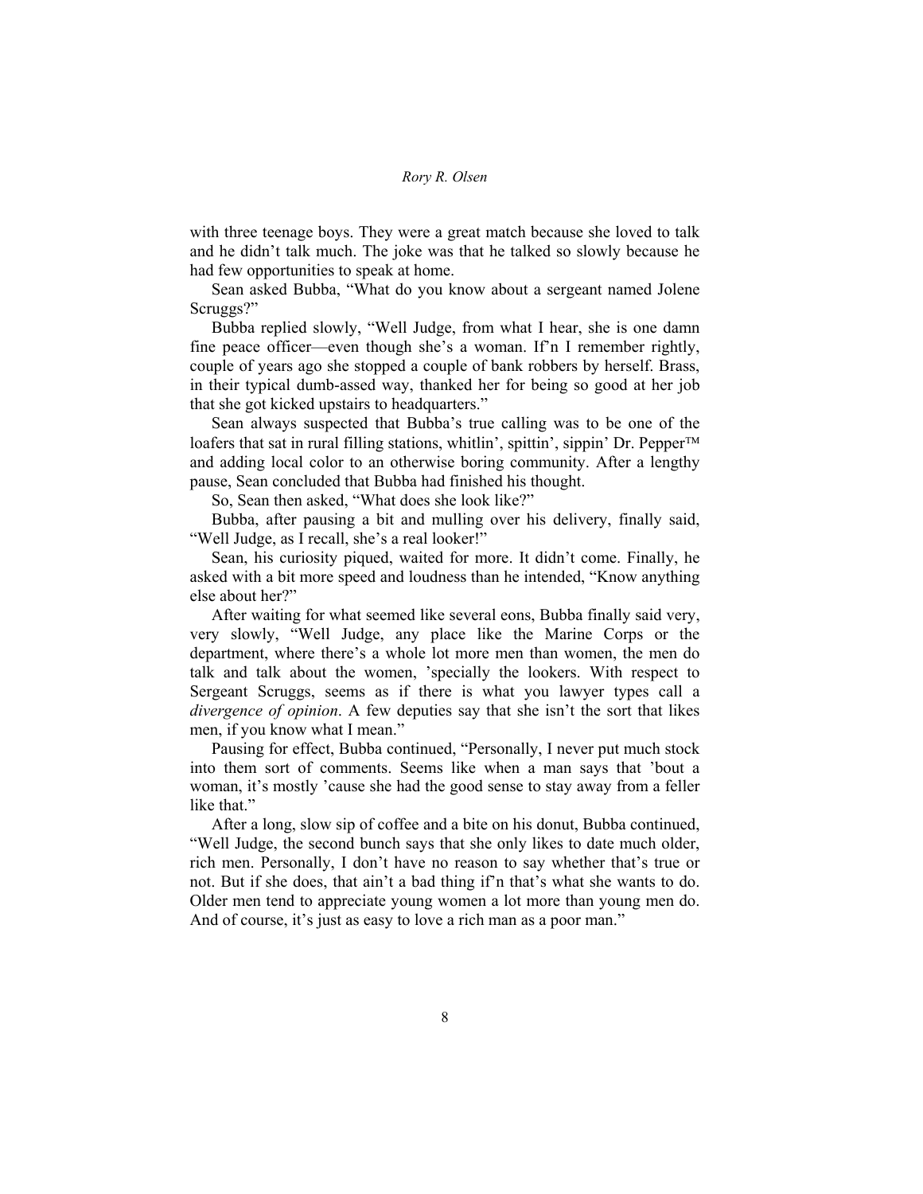with three teenage boys. They were a great match because she loved to talk and he didn't talk much. The joke was that he talked so slowly because he had few opportunities to speak at home.

Sean asked Bubba, "What do you know about a sergeant named Jolene Scruggs?"

Bubba replied slowly, "Well Judge, from what I hear, she is one damn fine peace officer—even though she's a woman. If'n I remember rightly, couple of years ago she stopped a couple of bank robbers by herself. Brass, in their typical dumb-assed way, thanked her for being so good at her job that she got kicked upstairs to headquarters."

Sean always suspected that Bubba's true calling was to be one of the loafers that sat in rural filling stations, whitlin', spittin', sippin' Dr. Pepper™ and adding local color to an otherwise boring community. After a lengthy pause, Sean concluded that Bubba had finished his thought.

So, Sean then asked, "What does she look like?"

Bubba, after pausing a bit and mulling over his delivery, finally said, "Well Judge, as I recall, she's a real looker!"

Sean, his curiosity piqued, waited for more. It didn't come. Finally, he asked with a bit more speed and loudness than he intended, "Know anything else about her?"

After waiting for what seemed like several eons, Bubba finally said very, very slowly, "Well Judge, any place like the Marine Corps or the department, where there's a whole lot more men than women, the men do talk and talk about the women, 'specially the lookers. With respect to Sergeant Scruggs, seems as if there is what you lawyer types call a *divergence of opinion*. A few deputies say that she isn't the sort that likes men, if you know what I mean."

Pausing for effect, Bubba continued, "Personally, I never put much stock into them sort of comments. Seems like when a man says that 'bout a woman, it's mostly 'cause she had the good sense to stay away from a feller like that."

After a long, slow sip of coffee and a bite on his donut, Bubba continued, "Well Judge, the second bunch says that she only likes to date much older, rich men. Personally, I don't have no reason to say whether that's true or not. But if she does, that ain't a bad thing if'n that's what she wants to do. Older men tend to appreciate young women a lot more than young men do. And of course, it's just as easy to love a rich man as a poor man."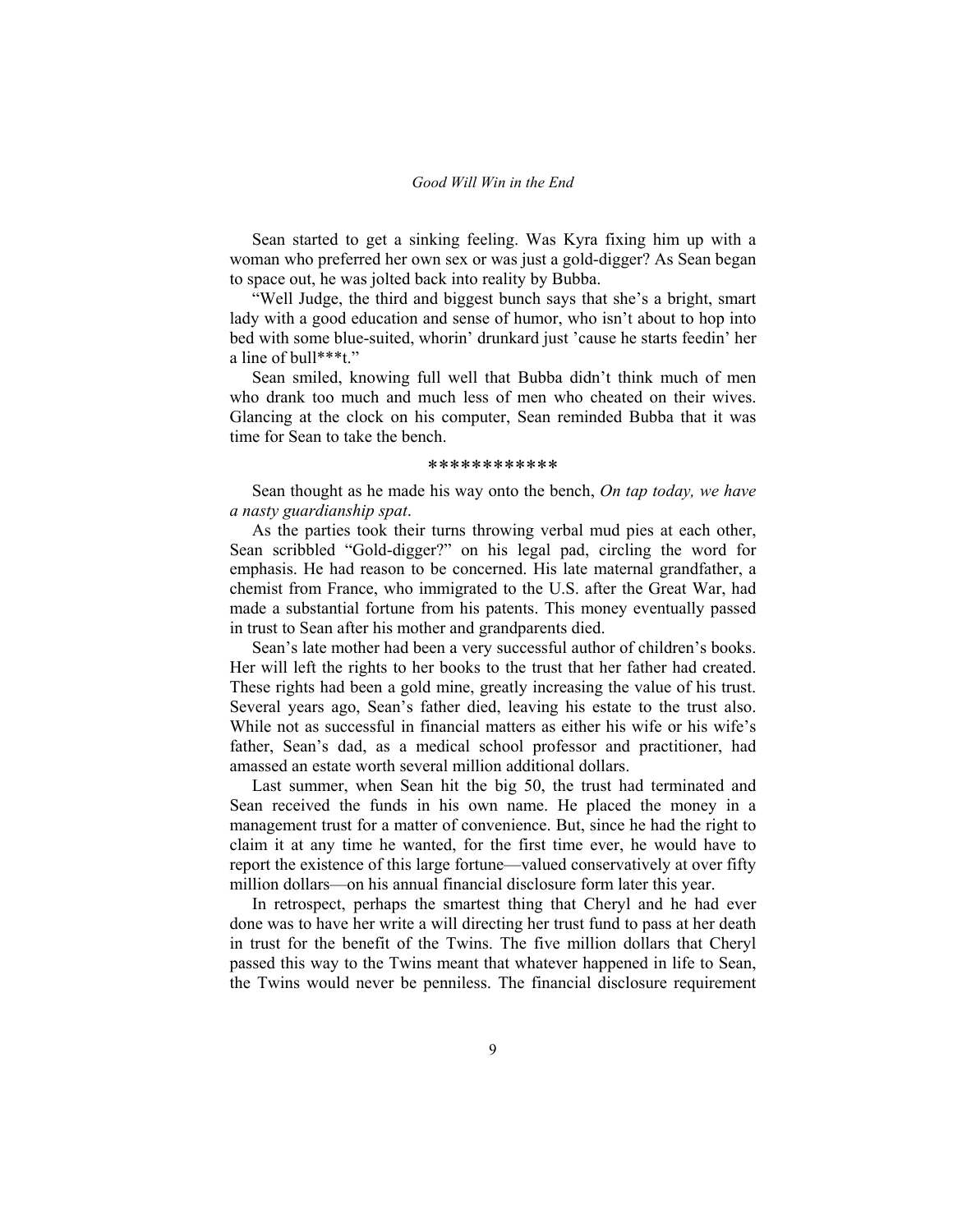Sean started to get a sinking feeling. Was Kyra fixing him up with a woman who preferred her own sex or was just a gold-digger? As Sean began to space out, he was jolted back into reality by Bubba.

"Well Judge, the third and biggest bunch says that she's a bright, smart lady with a good education and sense of humor, who isn't about to hop into bed with some blue-suited, whorin' drunkard just 'cause he starts feedin' her a line of bull***t."

Sean smiled, knowing full well that Bubba didn't think much of men who drank too much and much less of men who cheated on their wives. Glancing at the clock on his computer, Sean reminded Bubba that it was time for Sean to take the bench.

\*\*\*\*\*\*\*\*\*\*\*\*

Sean thought as he made his way onto the bench, *On tap today, we have a nasty guardianship spat*.

As the parties took their turns throwing verbal mud pies at each other, Sean scribbled "Gold-digger?" on his legal pad, circling the word for emphasis. He had reason to be concerned. His late maternal grandfather, a chemist from France, who immigrated to the U.S. after the Great War, had made a substantial fortune from his patents. This money eventually passed in trust to Sean after his mother and grandparents died.

Sean's late mother had been a very successful author of children's books. Her will left the rights to her books to the trust that her father had created. These rights had been a gold mine, greatly increasing the value of his trust. Several years ago, Sean's father died, leaving his estate to the trust also. While not as successful in financial matters as either his wife or his wife's father, Sean's dad, as a medical school professor and practitioner, had amassed an estate worth several million additional dollars.

Last summer, when Sean hit the big 50, the trust had terminated and Sean received the funds in his own name. He placed the money in a management trust for a matter of convenience. But, since he had the right to claim it at any time he wanted, for the first time ever, he would have to report the existence of this large fortune—valued conservatively at over fifty million dollars—on his annual financial disclosure form later this year.

In retrospect, perhaps the smartest thing that Cheryl and he had ever done was to have her write a will directing her trust fund to pass at her death in trust for the benefit of the Twins. The five million dollars that Cheryl passed this way to the Twins meant that whatever happened in life to Sean, the Twins would never be penniless. The financial disclosure requirement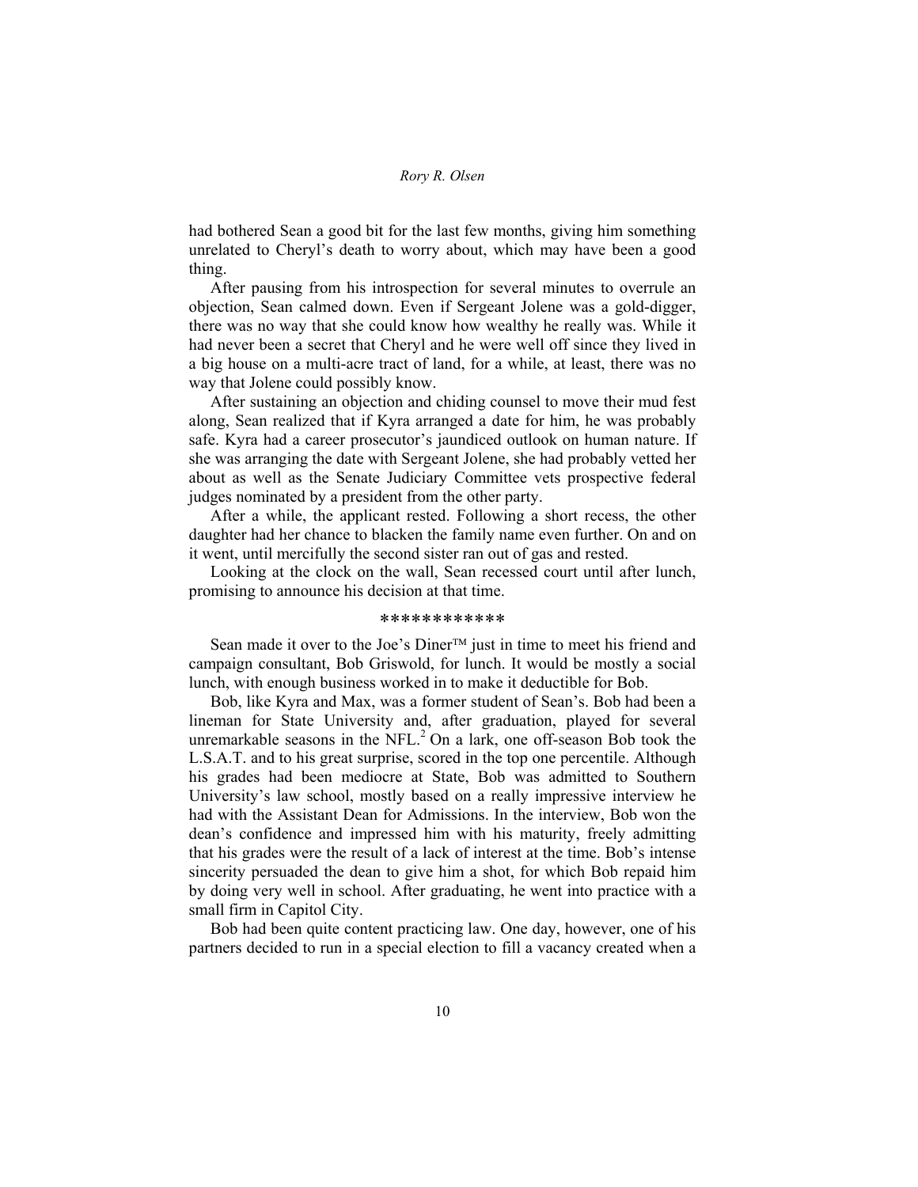had bothered Sean a good bit for the last few months, giving him something unrelated to Cheryl's death to worry about, which may have been a good thing.

After pausing from his introspection for several minutes to overrule an objection, Sean calmed down. Even if Sergeant Jolene was a gold-digger, there was no way that she could know how wealthy he really was. While it had never been a secret that Cheryl and he were well off since they lived in a big house on a multi-acre tract of land, for a while, at least, there was no way that Jolene could possibly know.

After sustaining an objection and chiding counsel to move their mud fest along, Sean realized that if Kyra arranged a date for him, he was probably safe. Kyra had a career prosecutor's jaundiced outlook on human nature. If she was arranging the date with Sergeant Jolene, she had probably vetted her about as well as the Senate Judiciary Committee vets prospective federal judges nominated by a president from the other party.

After a while, the applicant rested. Following a short recess, the other daughter had her chance to blacken the family name even further. On and on it went, until mercifully the second sister ran out of gas and rested.

Looking at the clock on the wall, Sean recessed court until after lunch, promising to announce his decision at that time.

************

Sean made it over to the Joe's Diner™ just in time to meet his friend and campaign consultant, Bob Griswold, for lunch. It would be mostly a social lunch, with enough business worked in to make it deductible for Bob.

Bob, like Kyra and Max, was a former student of Sean's. Bob had been a lineman for State University and, after graduation, played for several unremarkable seasons in the NFL.[2] On a lark, one off-season Bob took the L.S.A.T. and to his great surprise, scored in the top one percentile. Although his grades had been mediocre at State, Bob was admitted to Southern University's law school, mostly based on a really impressive interview he had with the Assistant Dean for Admissions. In the interview, Bob won the dean's confidence and impressed him with his maturity, freely admitting that his grades were the result of a lack of interest at the time. Bob's intense sincerity persuaded the dean to give him a shot, for which Bob repaid him by doing very well in school. After graduating, he went into practice with a small firm in Capitol City.

Bob had been quite content practicing law. One day, however, one of his partners decided to run in a special election to fill a vacancy created when a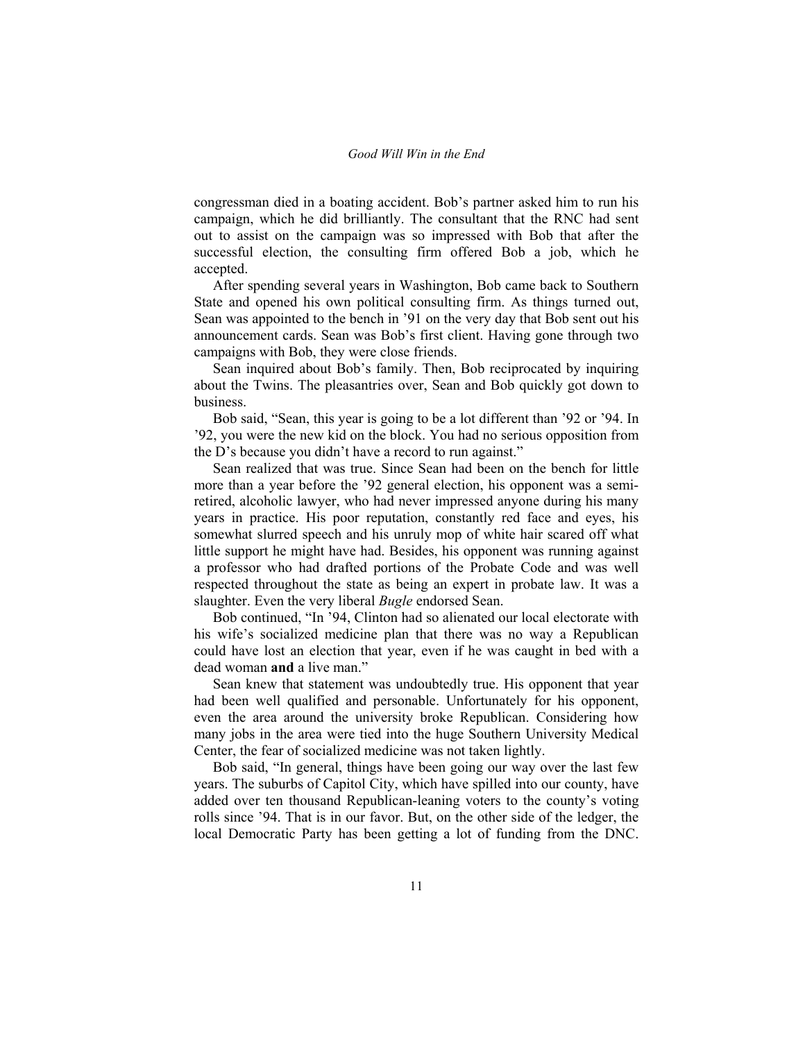congressman died in a boating accident. Bob's partner asked him to run his campaign, which he did brilliantly. The consultant that the RNC had sent out to assist on the campaign was so impressed with Bob that after the successful election, the consulting firm offered Bob a job, which he accepted.

After spending several years in Washington, Bob came back to Southern State and opened his own political consulting firm. As things turned out, Sean was appointed to the bench in '91 on the very day that Bob sent out his announcement cards. Sean was Bob's first client. Having gone through two campaigns with Bob, they were close friends.

Sean inquired about Bob's family. Then, Bob reciprocated by inquiring about the Twins. The pleasantries over, Sean and Bob quickly got down to business.

Bob said, "Sean, this year is going to be a lot different than '92 or '94. In '92, you were the new kid on the block. You had no serious opposition from the D's because you didn't have a record to run against."

Sean realized that was true. Since Sean had been on the bench for little more than a year before the '92 general election, his opponent was a semi-retired, alcoholic lawyer, who had never impressed anyone during his many years in practice. His poor reputation, constantly red face and eyes, his somewhat slurred speech and his unruly mop of white hair scared off what little support he might have had. Besides, his opponent was running against a professor who had drafted portions of the Probate Code and was well respected throughout the state as being an expert in probate law. It was a slaughter. Even the very liberal *Bugle* endorsed Sean.

Bob continued, "In '94, Clinton had so alienated our local electorate with his wife's socialized medicine plan that there was no way a Republican could have lost an election that year, even if he was caught in bed with a dead woman **and** a live man."

Sean knew that statement was undoubtedly true. His opponent that year had been well qualified and personable. Unfortunately for his opponent, even the area around the university broke Republican. Considering how many jobs in the area were tied into the huge Southern University Medical Center, the fear of socialized medicine was not taken lightly.

Bob said, "In general, things have been going our way over the last few years. The suburbs of Capitol City, which have spilled into our county, have added over ten thousand Republican-leaning voters to the county's voting rolls since '94. That is in our favor. But, on the other side of the ledger, the local Democratic Party has been getting a lot of funding from the DNC.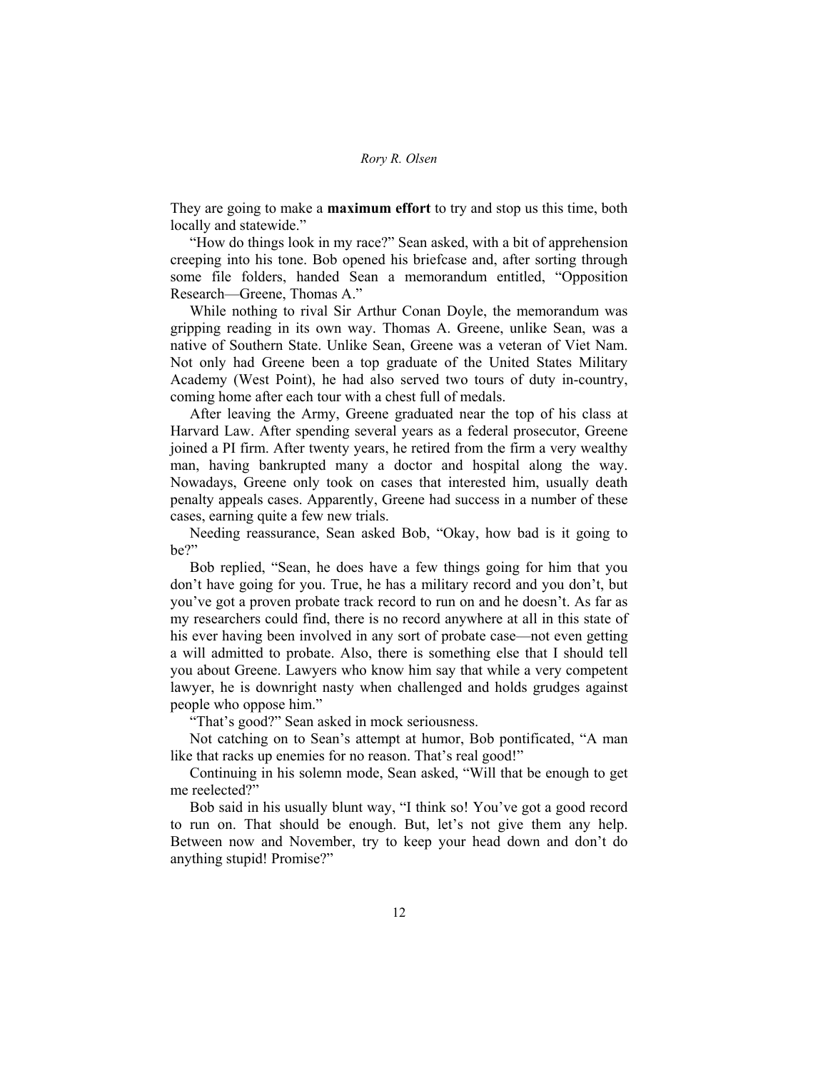They are going to make a **maximum effort** to try and stop us this time, both locally and statewide."

"How do things look in my race?" Sean asked, with a bit of apprehension creeping into his tone. Bob opened his briefcase and, after sorting through some file folders, handed Sean a memorandum entitled, "Opposition Research—Greene, Thomas A."

While nothing to rival Sir Arthur Conan Doyle, the memorandum was gripping reading in its own way. Thomas A. Greene, unlike Sean, was a native of Southern State. Unlike Sean, Greene was a veteran of Viet Nam. Not only had Greene been a top graduate of the United States Military Academy (West Point), he had also served two tours of duty in-country, coming home after each tour with a chest full of medals.

After leaving the Army, Greene graduated near the top of his class at Harvard Law. After spending several years as a federal prosecutor, Greene joined a PI firm. After twenty years, he retired from the firm a very wealthy man, having bankrupted many a doctor and hospital along the way. Nowadays, Greene only took on cases that interested him, usually death penalty appeals cases. Apparently, Greene had success in a number of these cases, earning quite a few new trials.

Needing reassurance, Sean asked Bob, "Okay, how bad is it going to be?"

Bob replied, "Sean, he does have a few things going for him that you don't have going for you. True, he has a military record and you don't, but you've got a proven probate track record to run on and he doesn't. As far as my researchers could find, there is no record anywhere at all in this state of his ever having been involved in any sort of probate case—not even getting a will admitted to probate. Also, there is something else that I should tell you about Greene. Lawyers who know him say that while a very competent lawyer, he is downright nasty when challenged and holds grudges against people who oppose him."

"That's good?" Sean asked in mock seriousness.

Not catching on to Sean's attempt at humor, Bob pontificated, "A man like that racks up enemies for no reason. That's real good!"

Continuing in his solemn mode, Sean asked, "Will that be enough to get me reelected?"

Bob said in his usually blunt way, "I think so! You've got a good record to run on. That should be enough. But, let's not give them any help. Between now and November, try to keep your head down and don't do anything stupid! Promise?"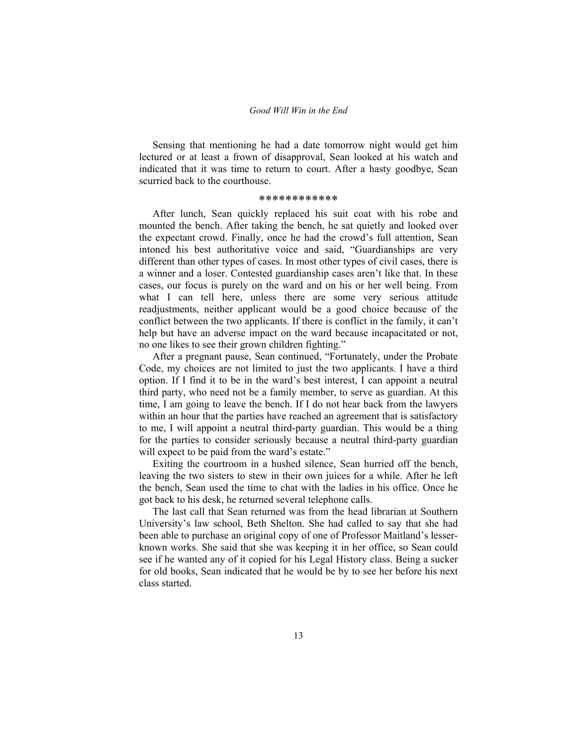Sensing that mentioning he had a date tomorrow night would get him lectured or at least a frown of disapproval, Sean looked at his watch and indicated that it was time to return to court. After a hasty goodbye, Sean scurried back to the courthouse.

************

After lunch, Sean quickly replaced his suit coat with his robe and mounted the bench. After taking the bench, he sat quietly and looked over the expectant crowd. Finally, once he had the crowd's full attention, Sean intoned his best authoritative voice and said, "Guardianships are very different than other types of cases. In most other types of civil cases, there is a winner and a loser. Contested guardianship cases aren't like that. In these cases, our focus is purely on the ward and on his or her well being. From what I can tell here, unless there are some very serious attitude readjustments, neither applicant would be a good choice because of the conflict between the two applicants. If there is conflict in the family, it can't help but have an adverse impact on the ward because incapacitated or not, no one likes to see their grown children fighting."

After a pregnant pause, Sean continued, "Fortunately, under the Probate Code, my choices are not limited to just the two applicants. I have a third option. If I find it to be in the ward's best interest, I can appoint a neutral third party, who need not be a family member, to serve as guardian. At this time, I am going to leave the bench. If I do not hear back from the lawyers within an hour that the parties have reached an agreement that is satisfactory to me, I will appoint a neutral third-party guardian. This would be a thing for the parties to consider seriously because a neutral third-party guardian will expect to be paid from the ward's estate."

Exiting the courtroom in a hushed silence, Sean hurried off the bench, leaving the two sisters to stew in their own juices for a while. After he left the bench, Sean used the time to chat with the ladies in his office. Once he got back to his desk, he returned several telephone calls.

The last call that Sean returned was from the head librarian at Southern University's law school, Beth Shelton. She had called to say that she had been able to purchase an original copy of one of Professor Maitland's lesser-known works. She said that she was keeping it in her office, so Sean could see if he wanted any of it copied for his Legal History class. Being a sucker for old books, Sean indicated that he would be by to see her before his next class started.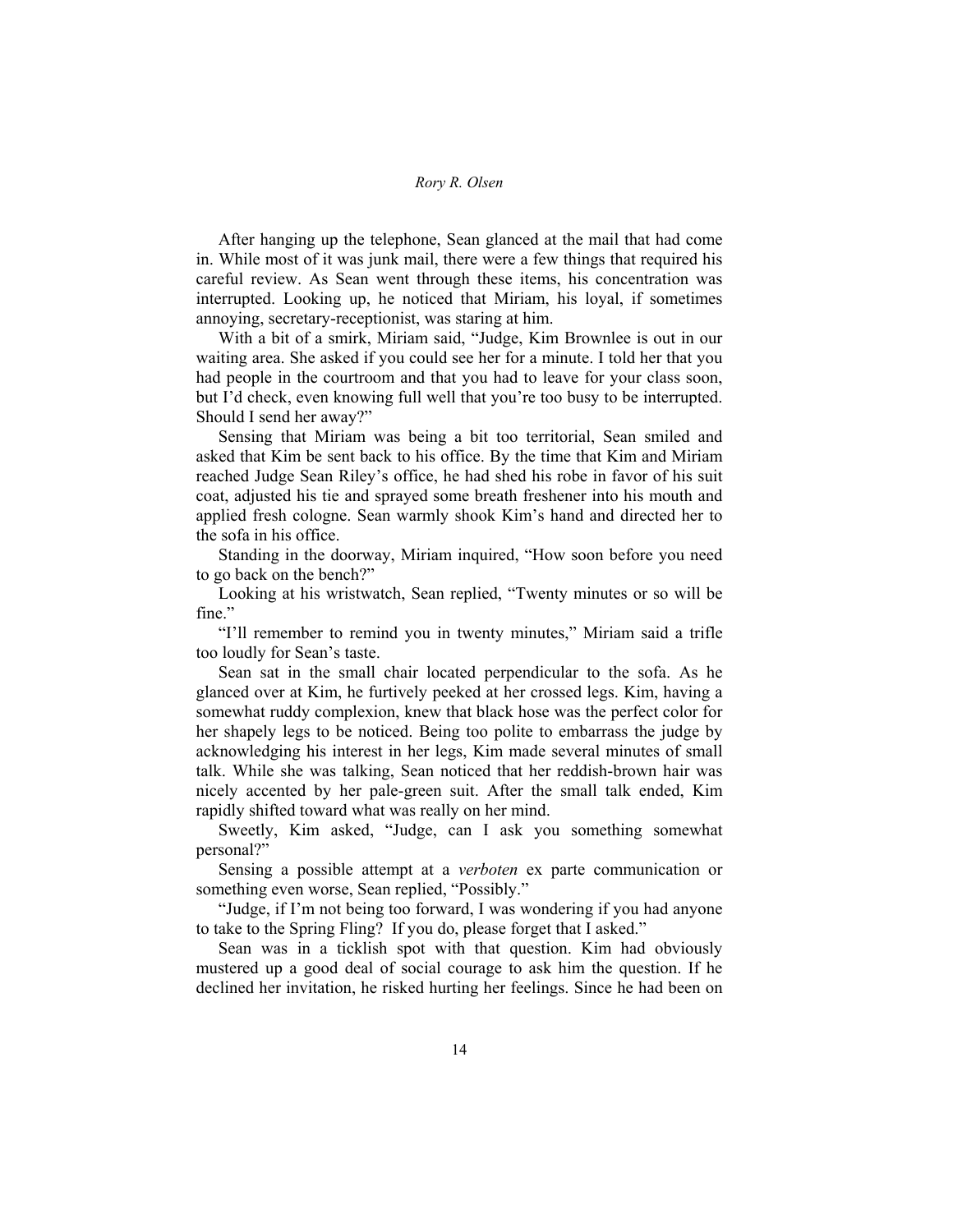After hanging up the telephone, Sean glanced at the mail that had come in. While most of it was junk mail, there were a few things that required his careful review. As Sean went through these items, his concentration was interrupted. Looking up, he noticed that Miriam, his loyal, if sometimes annoying, secretary-receptionist, was staring at him.

With a bit of a smirk, Miriam said, "Judge, Kim Brownlee is out in our waiting area. She asked if you could see her for a minute. I told her that you had people in the courtroom and that you had to leave for your class soon, but I'd check, even knowing full well that you're too busy to be interrupted. Should I send her away?"

Sensing that Miriam was being a bit too territorial, Sean smiled and asked that Kim be sent back to his office. By the time that Kim and Miriam reached Judge Sean Riley's office, he had shed his robe in favor of his suit coat, adjusted his tie and sprayed some breath freshener into his mouth and applied fresh cologne. Sean warmly shook Kim's hand and directed her to the sofa in his office.

Standing in the doorway, Miriam inquired, "How soon before you need to go back on the bench?"

Looking at his wristwatch, Sean replied, "Twenty minutes or so will be fine."

"I'll remember to remind you in twenty minutes," Miriam said a trifle too loudly for Sean's taste.

Sean sat in the small chair located perpendicular to the sofa. As he glanced over at Kim, he furtively peeked at her crossed legs. Kim, having a somewhat ruddy complexion, knew that black hose was the perfect color for her shapely legs to be noticed. Being too polite to embarrass the judge by acknowledging his interest in her legs, Kim made several minutes of small talk. While she was talking, Sean noticed that her reddish-brown hair was nicely accented by her pale-green suit. After the small talk ended, Kim rapidly shifted toward what was really on her mind.

Sweetly, Kim asked, "Judge, can I ask you something somewhat personal?"

Sensing a possible attempt at a *verboten* ex parte communication or something even worse, Sean replied, "Possibly."

"Judge, if I'm not being too forward, I was wondering if you had anyone to take to the Spring Fling? If you do, please forget that I asked."

Sean was in a ticklish spot with that question. Kim had obviously mustered up a good deal of social courage to ask him the question. If he declined her invitation, he risked hurting her feelings. Since he had been on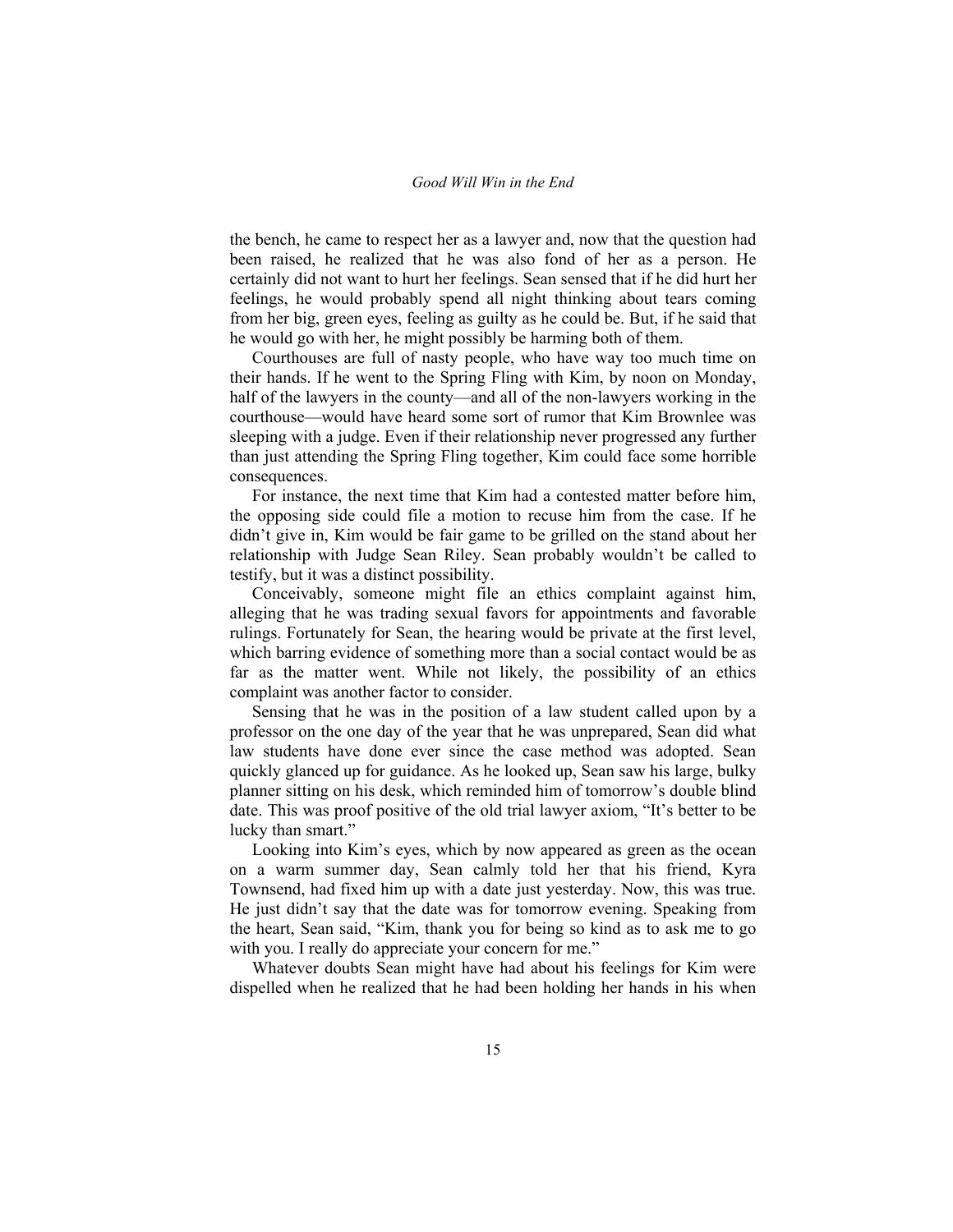the bench, he came to respect her as a lawyer and, now that the question had been raised, he realized that he was also fond of her as a person. He certainly did not want to hurt her feelings. Sean sensed that if he did hurt her feelings, he would probably spend all night thinking about tears coming from her big, green eyes, feeling as guilty as he could be. But, if he said that he would go with her, he might possibly be harming both of them.

Courthouses are full of nasty people, who have way too much time on their hands. If he went to the Spring Fling with Kim, by noon on Monday, half of the lawyers in the county—and all of the non-lawyers working in the courthouse—would have heard some sort of rumor that Kim Brownlee was sleeping with a judge. Even if their relationship never progressed any further than just attending the Spring Fling together, Kim could face some horrible consequences.

For instance, the next time that Kim had a contested matter before him, the opposing side could file a motion to recuse him from the case. If he didn't give in, Kim would be fair game to be grilled on the stand about her relationship with Judge Sean Riley. Sean probably wouldn't be called to testify, but it was a distinct possibility.

Conceivably, someone might file an ethics complaint against him, alleging that he was trading sexual favors for appointments and favorable rulings. Fortunately for Sean, the hearing would be private at the first level, which barring evidence of something more than a social contact would be as far as the matter went. While not likely, the possibility of an ethics complaint was another factor to consider.

Sensing that he was in the position of a law student called upon by a professor on the one day of the year that he was unprepared, Sean did what law students have done ever since the case method was adopted. Sean quickly glanced up for guidance. As he looked up, Sean saw his large, bulky planner sitting on his desk, which reminded him of tomorrow's double blind date. This was proof positive of the old trial lawyer axiom, "It's better to be lucky than smart."

Looking into Kim's eyes, which by now appeared as green as the ocean on a warm summer day, Sean calmly told her that his friend, Kyra Townsend, had fixed him up with a date just yesterday. Now, this was true. He just didn't say that the date was for tomorrow evening. Speaking from the heart, Sean said, "Kim, thank you for being so kind as to ask me to go with you. I really do appreciate your concern for me."

Whatever doubts Sean might have had about his feelings for Kim were dispelled when he realized that he had been holding her hands in his when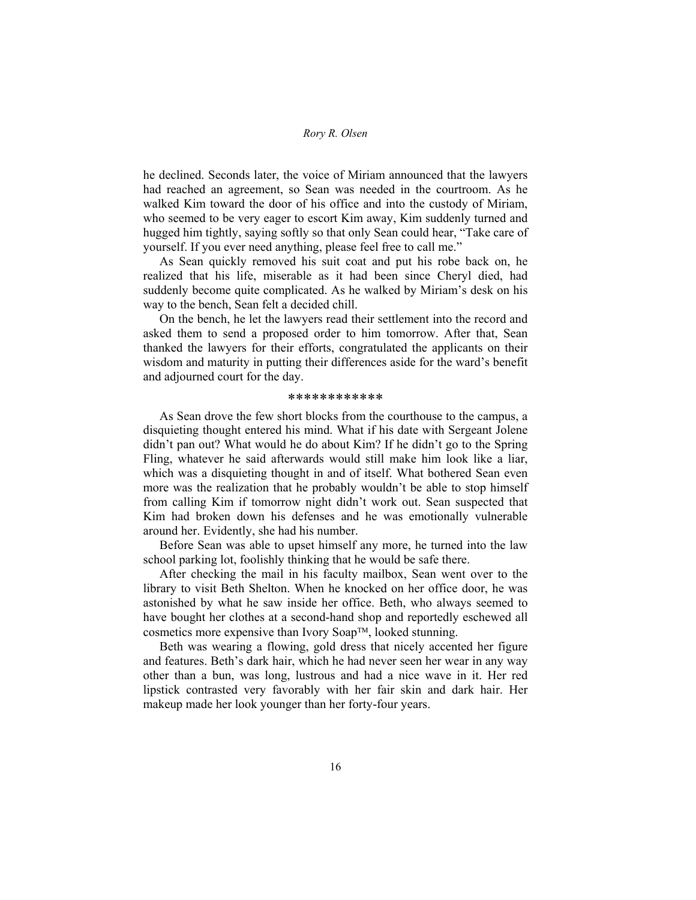he declined. Seconds later, the voice of Miriam announced that the lawyers had reached an agreement, so Sean was needed in the courtroom. As he walked Kim toward the door of his office and into the custody of Miriam, who seemed to be very eager to escort Kim away, Kim suddenly turned and hugged him tightly, saying softly so that only Sean could hear, "Take care of yourself. If you ever need anything, please feel free to call me."

As Sean quickly removed his suit coat and put his robe back on, he realized that his life, miserable as it had been since Cheryl died, had suddenly become quite complicated. As he walked by Miriam's desk on his way to the bench, Sean felt a decided chill.

On the bench, he let the lawyers read their settlement into the record and asked them to send a proposed order to him tomorrow. After that, Sean thanked the lawyers for their efforts, congratulated the applicants on their wisdom and maturity in putting their differences aside for the ward's benefit and adjourned court for the day.

************

As Sean drove the few short blocks from the courthouse to the campus, a disquieting thought entered his mind. What if his date with Sergeant Jolene didn't pan out? What would he do about Kim? If he didn't go to the Spring Fling, whatever he said afterwards would still make him look like a liar, which was a disquieting thought in and of itself. What bothered Sean even more was the realization that he probably wouldn't be able to stop himself from calling Kim if tomorrow night didn't work out. Sean suspected that Kim had broken down his defenses and he was emotionally vulnerable around her. Evidently, she had his number.

Before Sean was able to upset himself any more, he turned into the law school parking lot, foolishly thinking that he would be safe there.

After checking the mail in his faculty mailbox, Sean went over to the library to visit Beth Shelton. When he knocked on her office door, he was astonished by what he saw inside her office. Beth, who always seemed to have bought her clothes at a second-hand shop and reportedly eschewed all cosmetics more expensive than Ivory Soap™, looked stunning.

Beth was wearing a flowing, gold dress that nicely accented her figure and features. Beth's dark hair, which he had never seen her wear in any way other than a bun, was long, lustrous and had a nice wave in it. Her red lipstick contrasted very favorably with her fair skin and dark hair. Her makeup made her look younger than her forty-four years.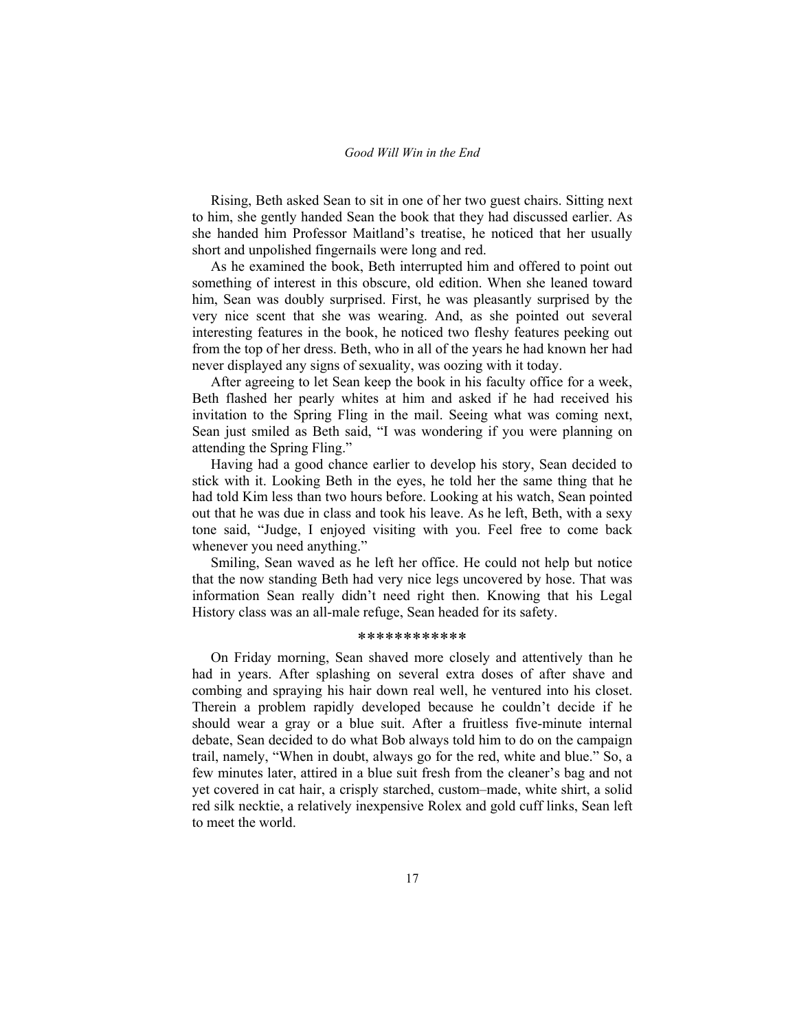Rising, Beth asked Sean to sit in one of her two guest chairs. Sitting next to him, she gently handed Sean the book that they had discussed earlier. As she handed him Professor Maitland's treatise, he noticed that her usually short and unpolished fingernails were long and red.

As he examined the book, Beth interrupted him and offered to point out something of interest in this obscure, old edition. When she leaned toward him, Sean was doubly surprised. First, he was pleasantly surprised by the very nice scent that she was wearing. And, as she pointed out several interesting features in the book, he noticed two fleshy features peeking out from the top of her dress. Beth, who in all of the years he had known her had never displayed any signs of sexuality, was oozing with it today.

After agreeing to let Sean keep the book in his faculty office for a week, Beth flashed her pearly whites at him and asked if he had received his invitation to the Spring Fling in the mail. Seeing what was coming next, Sean just smiled as Beth said, "I was wondering if you were planning on attending the Spring Fling."

Having had a good chance earlier to develop his story, Sean decided to stick with it. Looking Beth in the eyes, he told her the same thing that he had told Kim less than two hours before. Looking at his watch, Sean pointed out that he was due in class and took his leave. As he left, Beth, with a sexy tone said, "Judge, I enjoyed visiting with you. Feel free to come back whenever you need anything."

Smiling, Sean waved as he left her office. He could not help but notice that the now standing Beth had very nice legs uncovered by hose. That was information Sean really didn't need right then. Knowing that his Legal History class was an all-male refuge, Sean headed for its safety.

************

On Friday morning, Sean shaved more closely and attentively than he had in years. After splashing on several extra doses of after shave and combing and spraying his hair down real well, he ventured into his closet. Therein a problem rapidly developed because he couldn't decide if he should wear a gray or a blue suit. After a fruitless five-minute internal debate, Sean decided to do what Bob always told him to do on the campaign trail, namely, "When in doubt, always go for the red, white and blue." So, a few minutes later, attired in a blue suit fresh from the cleaner's bag and not yet covered in cat hair, a crisply starched, custom–made, white shirt, a solid red silk necktie, a relatively inexpensive Rolex and gold cuff links, Sean left to meet the world.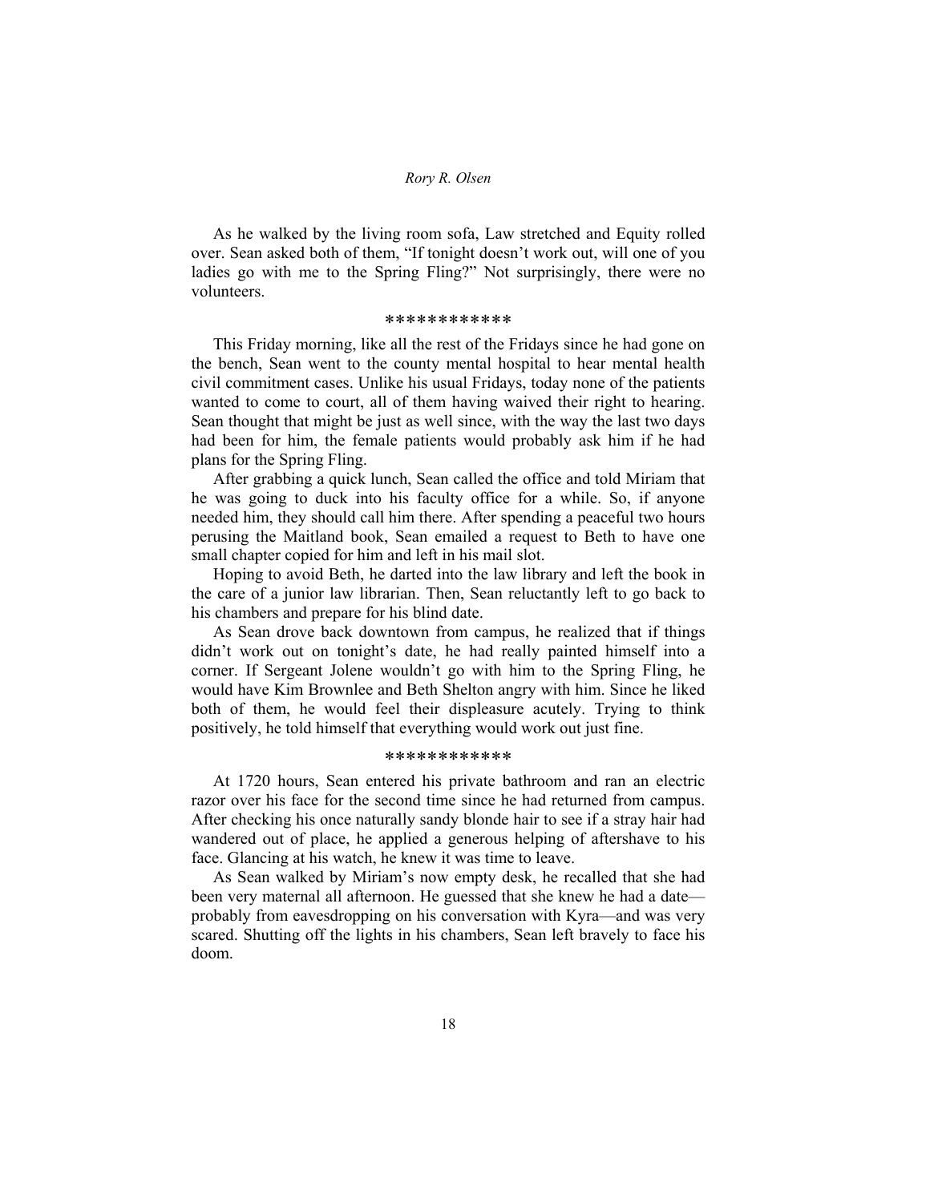As he walked by the living room sofa, Law stretched and Equity rolled over. Sean asked both of them, "If tonight doesn't work out, will one of you ladies go with me to the Spring Fling?" Not surprisingly, there were no volunteers.

************

This Friday morning, like all the rest of the Fridays since he had gone on the bench, Sean went to the county mental hospital to hear mental health civil commitment cases. Unlike his usual Fridays, today none of the patients wanted to come to court, all of them having waived their right to hearing. Sean thought that might be just as well since, with the way the last two days had been for him, the female patients would probably ask him if he had plans for the Spring Fling.

After grabbing a quick lunch, Sean called the office and told Miriam that he was going to duck into his faculty office for a while. So, if anyone needed him, they should call him there. After spending a peaceful two hours perusing the Maitland book, Sean emailed a request to Beth to have one small chapter copied for him and left in his mail slot.

Hoping to avoid Beth, he darted into the law library and left the book in the care of a junior law librarian. Then, Sean reluctantly left to go back to his chambers and prepare for his blind date.

As Sean drove back downtown from campus, he realized that if things didn't work out on tonight's date, he had really painted himself into a corner. If Sergeant Jolene wouldn't go with him to the Spring Fling, he would have Kim Brownlee and Beth Shelton angry with him. Since he liked both of them, he would feel their displeasure acutely. Trying to think positively, he told himself that everything would work out just fine.

************

At 1720 hours, Sean entered his private bathroom and ran an electric razor over his face for the second time since he had returned from campus. After checking his once naturally sandy blonde hair to see if a stray hair had wandered out of place, he applied a generous helping of aftershave to his face. Glancing at his watch, he knew it was time to leave.

As Sean walked by Miriam's now empty desk, he recalled that she had been very maternal all afternoon. He guessed that she knew he had a date—probably from eavesdropping on his conversation with Kyra—and was very scared. Shutting off the lights in his chambers, Sean left bravely to face his doom.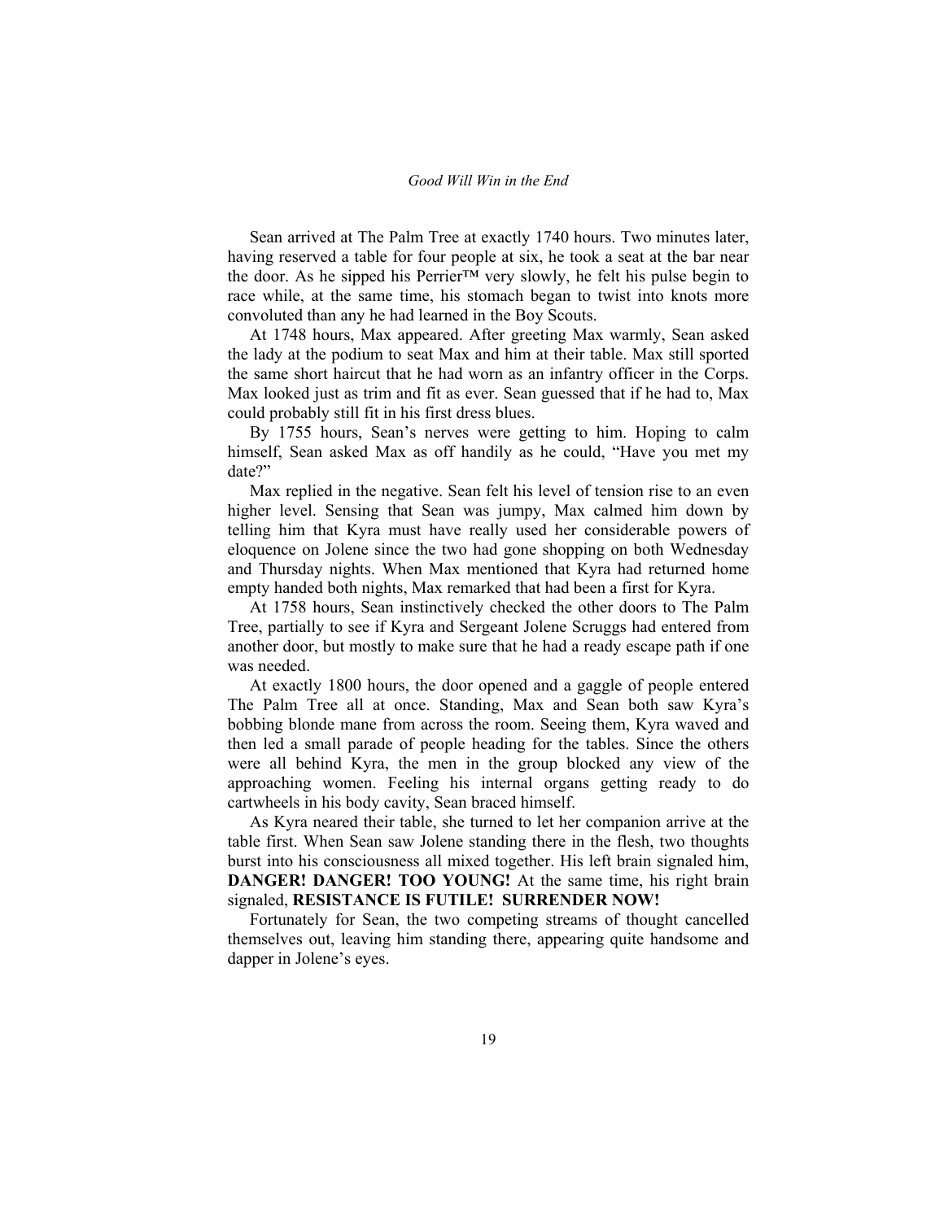Sean arrived at The Palm Tree at exactly 1740 hours. Two minutes later, having reserved a table for four people at six, he took a seat at the bar near the door. As he sipped his Perrier™ very slowly, he felt his pulse begin to race while, at the same time, his stomach began to twist into knots more convoluted than any he had learned in the Boy Scouts.

At 1748 hours, Max appeared. After greeting Max warmly, Sean asked the lady at the podium to seat Max and him at their table. Max still sported the same short haircut that he had worn as an infantry officer in the Corps. Max looked just as trim and fit as ever. Sean guessed that if he had to, Max could probably still fit in his first dress blues.

By 1755 hours, Sean's nerves were getting to him. Hoping to calm himself, Sean asked Max as off handily as he could, "Have you met my date?"

Max replied in the negative. Sean felt his level of tension rise to an even higher level. Sensing that Sean was jumpy, Max calmed him down by telling him that Kyra must have really used her considerable powers of eloquence on Jolene since the two had gone shopping on both Wednesday and Thursday nights. When Max mentioned that Kyra had returned home empty handed both nights, Max remarked that had been a first for Kyra.

At 1758 hours, Sean instinctively checked the other doors to The Palm Tree, partially to see if Kyra and Sergeant Jolene Scruggs had entered from another door, but mostly to make sure that he had a ready escape path if one was needed.

At exactly 1800 hours, the door opened and a gaggle of people entered The Palm Tree all at once. Standing, Max and Sean both saw Kyra's bobbing blonde mane from across the room. Seeing them, Kyra waved and then led a small parade of people heading for the tables. Since the others were all behind Kyra, the men in the group blocked any view of the approaching women. Feeling his internal organs getting ready to do cartwheels in his body cavity, Sean braced himself.

As Kyra neared their table, she turned to let her companion arrive at the table first. When Sean saw Jolene standing there in the flesh, two thoughts burst into his consciousness all mixed together. His left brain signaled him, **DANGER! DANGER! TOO YOUNG!** At the same time, his right brain signaled, **RESISTANCE IS FUTILE! SURRENDER NOW!**

Fortunately for Sean, the two competing streams of thought cancelled themselves out, leaving him standing there, appearing quite handsome and dapper in Jolene's eyes.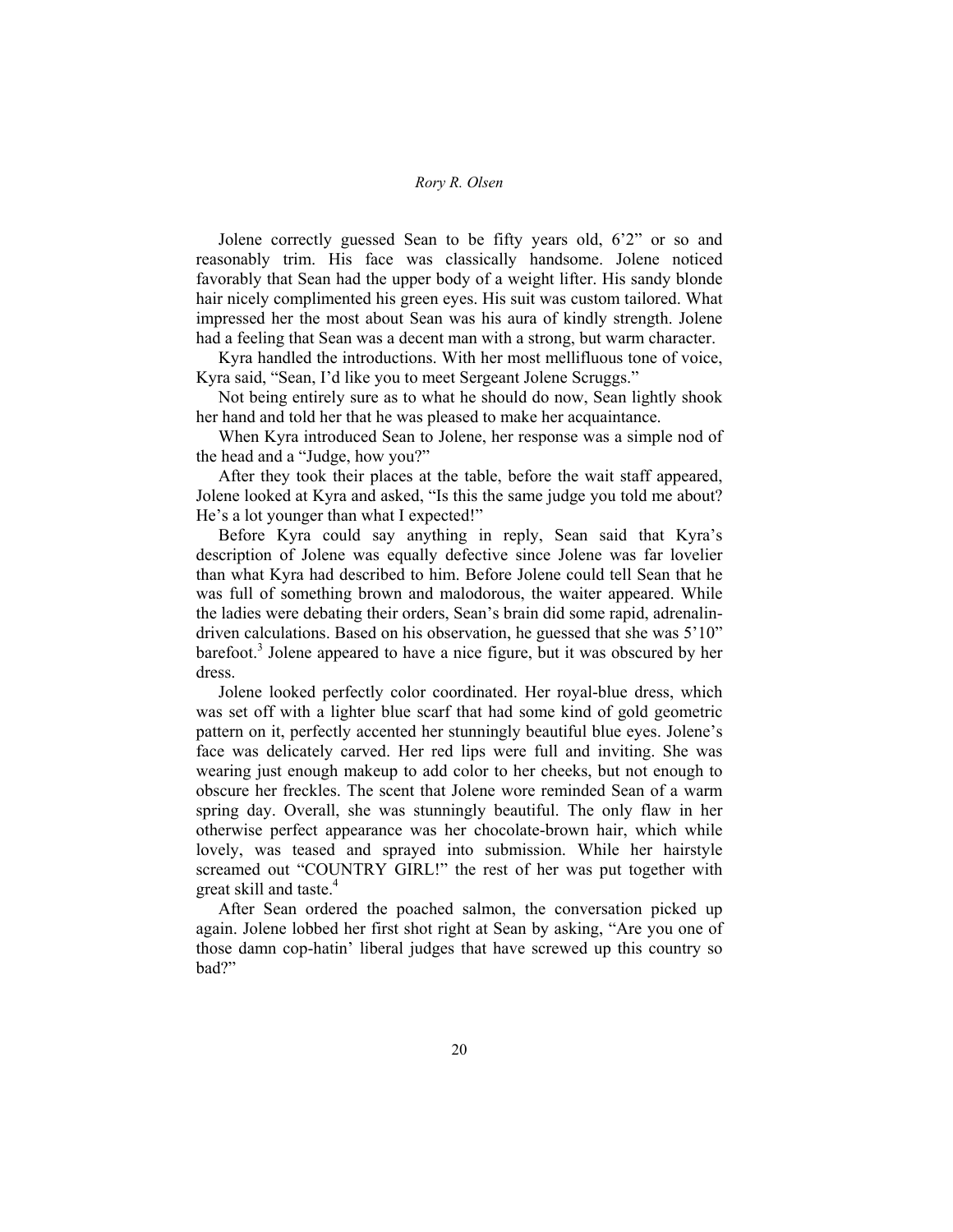Jolene correctly guessed Sean to be fifty years old, 6’2” or so and reasonably trim. His face was classically handsome. Jolene noticed favorably that Sean had the upper body of a weight lifter. His sandy blonde hair nicely complimented his green eyes. His suit was custom tailored. What impressed her the most about Sean was his aura of kindly strength. Jolene had a feeling that Sean was a decent man with a strong, but warm character.

Kyra handled the introductions. With her most mellifluous tone of voice, Kyra said, “Sean, I’d like you to meet Sergeant Jolene Scruggs.”

Not being entirely sure as to what he should do now, Sean lightly shook her hand and told her that he was pleased to make her acquaintance.

When Kyra introduced Sean to Jolene, her response was a simple nod of the head and a “Judge, how you?”

After they took their places at the table, before the wait staff appeared, Jolene looked at Kyra and asked, “Is this the same judge you told me about? He’s a lot younger than what I expected!”

Before Kyra could say anything in reply, Sean said that Kyra’s description of Jolene was equally defective since Jolene was far lovelier than what Kyra had described to him. Before Jolene could tell Sean that he was full of something brown and malodorous, the waiter appeared. While the ladies were debating their orders, Sean’s brain did some rapid, adrenalin-driven calculations. Based on his observation, he guessed that she was 5’10” barefoot.[3] Jolene appeared to have a nice figure, but it was obscured by her dress.

Jolene looked perfectly color coordinated. Her royal-blue dress, which was set off with a lighter blue scarf that had some kind of gold geometric pattern on it, perfectly accented her stunningly beautiful blue eyes. Jolene’s face was delicately carved. Her red lips were full and inviting. She was wearing just enough makeup to add color to her cheeks, but not enough to obscure her freckles. The scent that Jolene wore reminded Sean of a warm spring day. Overall, she was stunningly beautiful. The only flaw in her otherwise perfect appearance was her chocolate-brown hair, which while lovely, was teased and sprayed into submission. While her hairstyle screamed out “COUNTRY GIRL!” the rest of her was put together with great skill and taste.[4]

After Sean ordered the poached salmon, the conversation picked up again. Jolene lobbed her first shot right at Sean by asking, “Are you one of those damn cop-hatin’ liberal judges that have screwed up this country so bad?”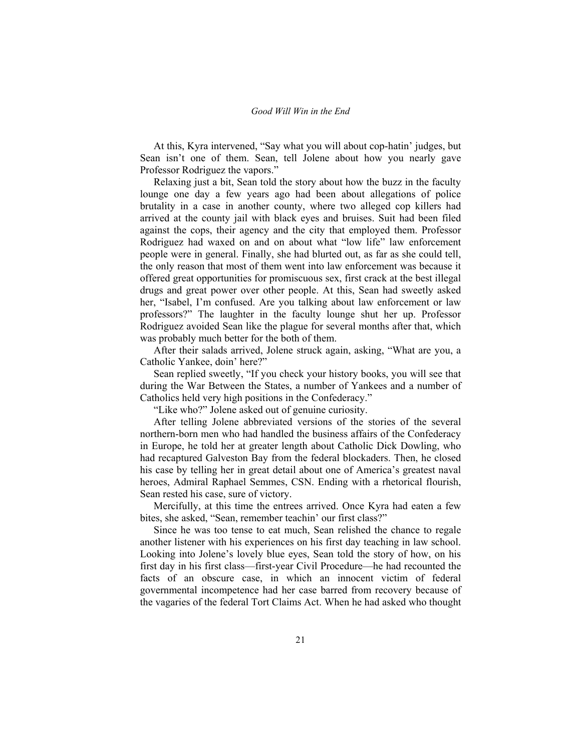At this, Kyra intervened, “Say what you will about cop-hatin’ judges, but Sean isn’t one of them. Sean, tell Jolene about how you nearly gave Professor Rodriguez the vapors.”

Relaxing just a bit, Sean told the story about how the buzz in the faculty lounge one day a few years ago had been about allegations of police brutality in a case in another county, where two alleged cop killers had arrived at the county jail with black eyes and bruises. Suit had been filed against the cops, their agency and the city that employed them. Professor Rodriguez had waxed on and on about what “low life” law enforcement people were in general. Finally, she had blurted out, as far as she could tell, the only reason that most of them went into law enforcement was because it offered great opportunities for promiscuous sex, first crack at the best illegal drugs and great power over other people. At this, Sean had sweetly asked her, “Isabel, I’m confused. Are you talking about law enforcement or law professors?” The laughter in the faculty lounge shut her up. Professor Rodriguez avoided Sean like the plague for several months after that, which was probably much better for the both of them.

After their salads arrived, Jolene struck again, asking, “What are you, a Catholic Yankee, doin’ here?”

Sean replied sweetly, “If you check your history books, you will see that during the War Between the States, a number of Yankees and a number of Catholics held very high positions in the Confederacy.”

“Like who?” Jolene asked out of genuine curiosity.

After telling Jolene abbreviated versions of the stories of the several northern-born men who had handled the business affairs of the Confederacy in Europe, he told her at greater length about Catholic Dick Dowling, who had recaptured Galveston Bay from the federal blockaders. Then, he closed his case by telling her in great detail about one of America’s greatest naval heroes, Admiral Raphael Semmes, CSN. Ending with a rhetorical flourish, Sean rested his case, sure of victory.

Mercifully, at this time the entrees arrived. Once Kyra had eaten a few bites, she asked, “Sean, remember teachin’ our first class?”

Since he was too tense to eat much, Sean relished the chance to regale another listener with his experiences on his first day teaching in law school. Looking into Jolene’s lovely blue eyes, Sean told the story of how, on his first day in his first class—first-year Civil Procedure—he had recounted the facts of an obscure case, in which an innocent victim of federal governmental incompetence had her case barred from recovery because of the vagaries of the federal Tort Claims Act. When he had asked who thought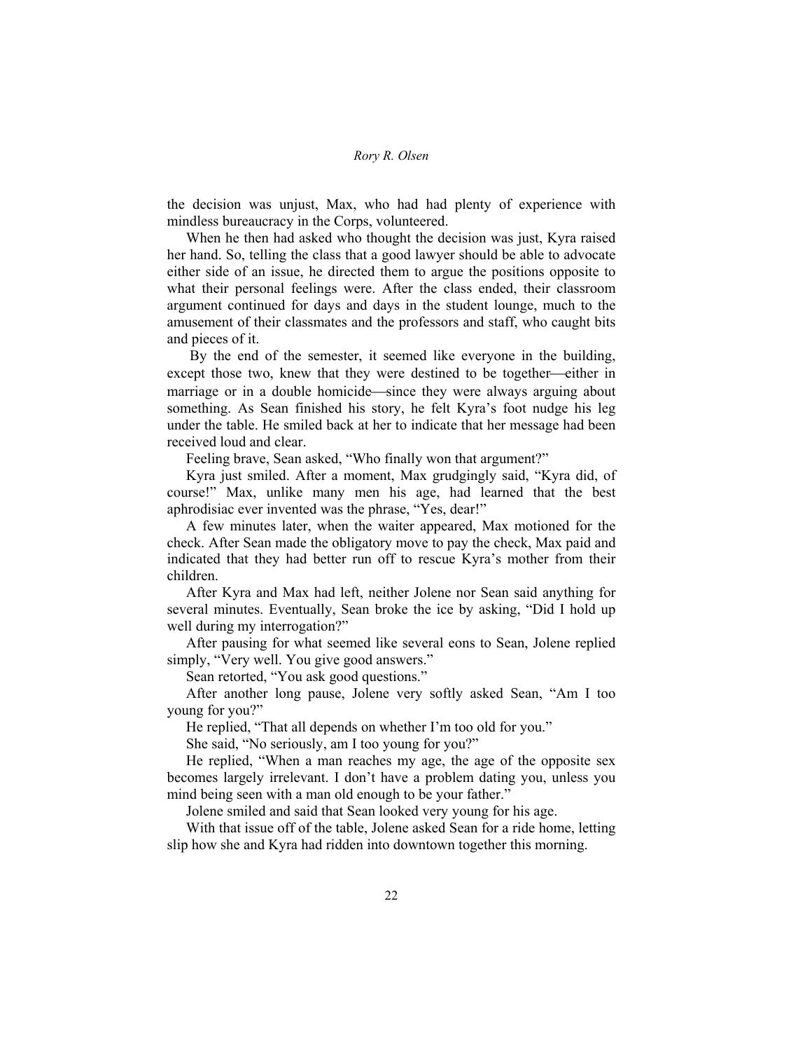the decision was unjust, Max, who had had plenty of experience with mindless bureaucracy in the Corps, volunteered.

When he then had asked who thought the decision was just, Kyra raised her hand. So, telling the class that a good lawyer should be able to advocate either side of an issue, he directed them to argue the positions opposite to what their personal feelings were. After the class ended, their classroom argument continued for days and days in the student lounge, much to the amusement of their classmates and the professors and staff, who caught bits and pieces of it.

By the end of the semester, it seemed like everyone in the building, except those two, knew that they were destined to be together—either in marriage or in a double homicide—since they were always arguing about something. As Sean finished his story, he felt Kyra's foot nudge his leg under the table. He smiled back at her to indicate that her message had been received loud and clear.

Feeling brave, Sean asked, "Who finally won that argument?"

Kyra just smiled. After a moment, Max grudgingly said, "Kyra did, of course!" Max, unlike many men his age, had learned that the best aphrodisiac ever invented was the phrase, "Yes, dear!"

A few minutes later, when the waiter appeared, Max motioned for the check. After Sean made the obligatory move to pay the check, Max paid and indicated that they had better run off to rescue Kyra's mother from their children.

After Kyra and Max had left, neither Jolene nor Sean said anything for several minutes. Eventually, Sean broke the ice by asking, "Did I hold up well during my interrogation?"

After pausing for what seemed like several eons to Sean, Jolene replied simply, "Very well. You give good answers."

Sean retorted, "You ask good questions."

After another long pause, Jolene very softly asked Sean, "Am I too young for you?"

He replied, "That all depends on whether I'm too old for you."

She said, "No seriously, am I too young for you?"

He replied, "When a man reaches my age, the age of the opposite sex becomes largely irrelevant. I don't have a problem dating you, unless you mind being seen with a man old enough to be your father."

Jolene smiled and said that Sean looked very young for his age.

With that issue off of the table, Jolene asked Sean for a ride home, letting slip how she and Kyra had ridden into downtown together this morning.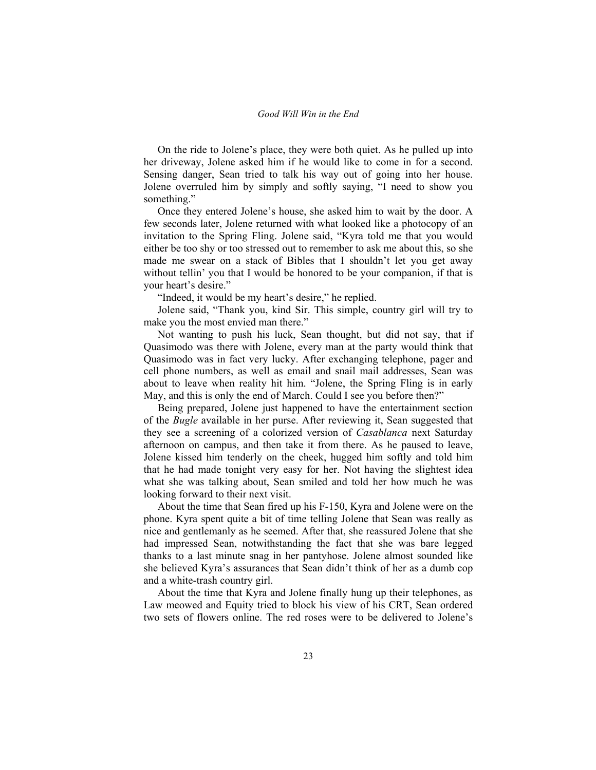On the ride to Jolene's place, they were both quiet. As he pulled up into her driveway, Jolene asked him if he would like to come in for a second. Sensing danger, Sean tried to talk his way out of going into her house. Jolene overruled him by simply and softly saying, "I need to show you something."

Once they entered Jolene's house, she asked him to wait by the door. A few seconds later, Jolene returned with what looked like a photocopy of an invitation to the Spring Fling. Jolene said, "Kyra told me that you would either be too shy or too stressed out to remember to ask me about this, so she made me swear on a stack of Bibles that I shouldn't let you get away without tellin' you that I would be honored to be your companion, if that is your heart's desire."

"Indeed, it would be my heart's desire," he replied.

Jolene said, "Thank you, kind Sir. This simple, country girl will try to make you the most envied man there."

Not wanting to push his luck, Sean thought, but did not say, that if Quasimodo was there with Jolene, every man at the party would think that Quasimodo was in fact very lucky. After exchanging telephone, pager and cell phone numbers, as well as email and snail mail addresses, Sean was about to leave when reality hit him. "Jolene, the Spring Fling is in early May, and this is only the end of March. Could I see you before then?"

Being prepared, Jolene just happened to have the entertainment section of the *Bugle* available in her purse. After reviewing it, Sean suggested that they see a screening of a colorized version of *Casablanca* next Saturday afternoon on campus, and then take it from there. As he paused to leave, Jolene kissed him tenderly on the cheek, hugged him softly and told him that he had made tonight very easy for her. Not having the slightest idea what she was talking about, Sean smiled and told her how much he was looking forward to their next visit.

About the time that Sean fired up his F-150, Kyra and Jolene were on the phone. Kyra spent quite a bit of time telling Jolene that Sean was really as nice and gentlemanly as he seemed. After that, she reassured Jolene that she had impressed Sean, notwithstanding the fact that she was bare legged thanks to a last minute snag in her pantyhose. Jolene almost sounded like she believed Kyra's assurances that Sean didn't think of her as a dumb cop and a white-trash country girl.

About the time that Kyra and Jolene finally hung up their telephones, as Law meowed and Equity tried to block his view of his CRT, Sean ordered two sets of flowers online. The red roses were to be delivered to Jolene's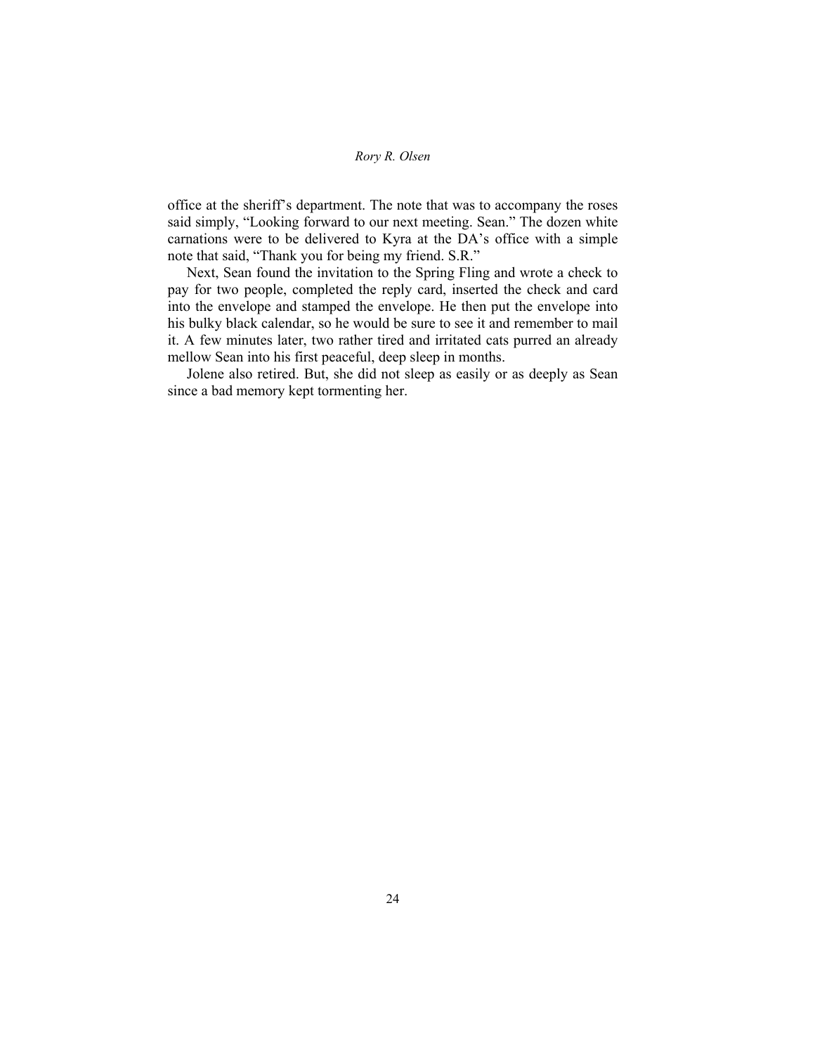office at the sheriff's department. The note that was to accompany the roses said simply, "Looking forward to our next meeting. Sean." The dozen white carnations were to be delivered to Kyra at the DA's office with a simple note that said, "Thank you for being my friend. S.R."

Next, Sean found the invitation to the Spring Fling and wrote a check to pay for two people, completed the reply card, inserted the check and card into the envelope and stamped the envelope. He then put the envelope into his bulky black calendar, so he would be sure to see it and remember to mail it. A few minutes later, two rather tired and irritated cats purred an already mellow Sean into his first peaceful, deep sleep in months.

Jolene also retired. But, she did not sleep as easily or as deeply as Sean since a bad memory kept tormenting her.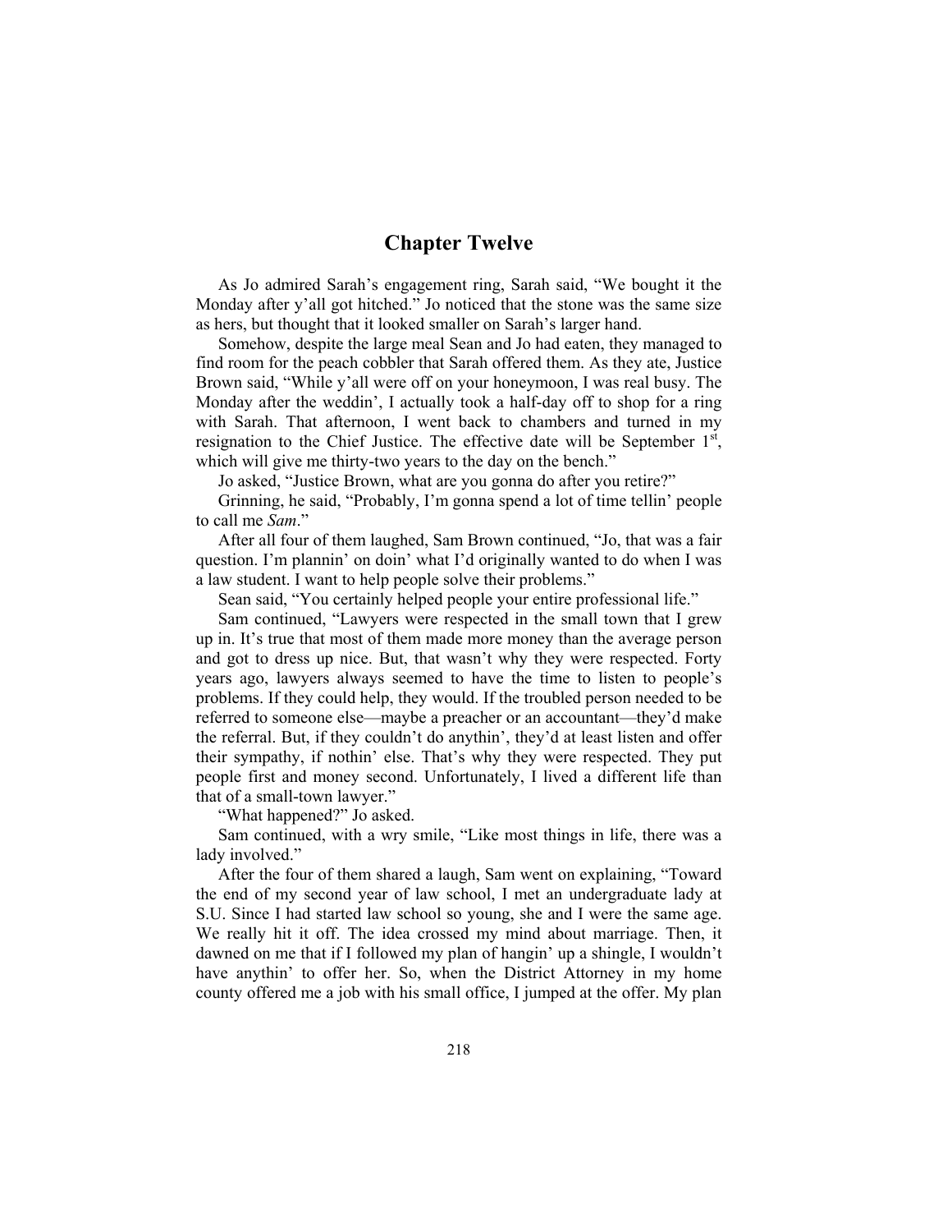## Chapter Twelve

As Jo admired Sarah's engagement ring, Sarah said, "We bought it the Monday after y'all got hitched." Jo noticed that the stone was the same size as hers, but thought that it looked smaller on Sarah's larger hand.

Somehow, despite the large meal Sean and Jo had eaten, they managed to find room for the peach cobbler that Sarah offered them. As they ate, Justice Brown said, "While y'all were off on your honeymoon, I was real busy. The Monday after the weddin', I actually took a half-day off to shop for a ring with Sarah. That afternoon, I went back to chambers and turned in my resignation to the Chief Justice. The effective date will be September 1st, which will give me thirty-two years to the day on the bench."

Jo asked, "Justice Brown, what are you gonna do after you retire?"

Grinning, he said, "Probably, I'm gonna spend a lot of time tellin' people to call me *Sam*."

After all four of them laughed, Sam Brown continued, "Jo, that was a fair question. I'm plannin' on doin' what I'd originally wanted to do when I was a law student. I want to help people solve their problems."

Sean said, "You certainly helped people your entire professional life."

Sam continued, "Lawyers were respected in the small town that I grew up in. It's true that most of them made more money than the average person and got to dress up nice. But, that wasn't why they were respected. Forty years ago, lawyers always seemed to have the time to listen to people's problems. If they could help, they would. If the troubled person needed to be referred to someone else—maybe a preacher or an accountant—they'd make the referral. But, if they couldn't do anythin', they'd at least listen and offer their sympathy, if nothin' else. That's why they were respected. They put people first and money second. Unfortunately, I lived a different life than that of a small-town lawyer."

"What happened?" Jo asked.

Sam continued, with a wry smile, "Like most things in life, there was a lady involved."

After the four of them shared a laugh, Sam went on explaining, "Toward the end of my second year of law school, I met an undergraduate lady at S.U. Since I had started law school so young, she and I were the same age. We really hit it off. The idea crossed my mind about marriage. Then, it dawned on me that if I followed my plan of hangin' up a shingle, I wouldn't have anythin' to offer her. So, when the District Attorney in my home county offered me a job with his small office, I jumped at the offer. My plan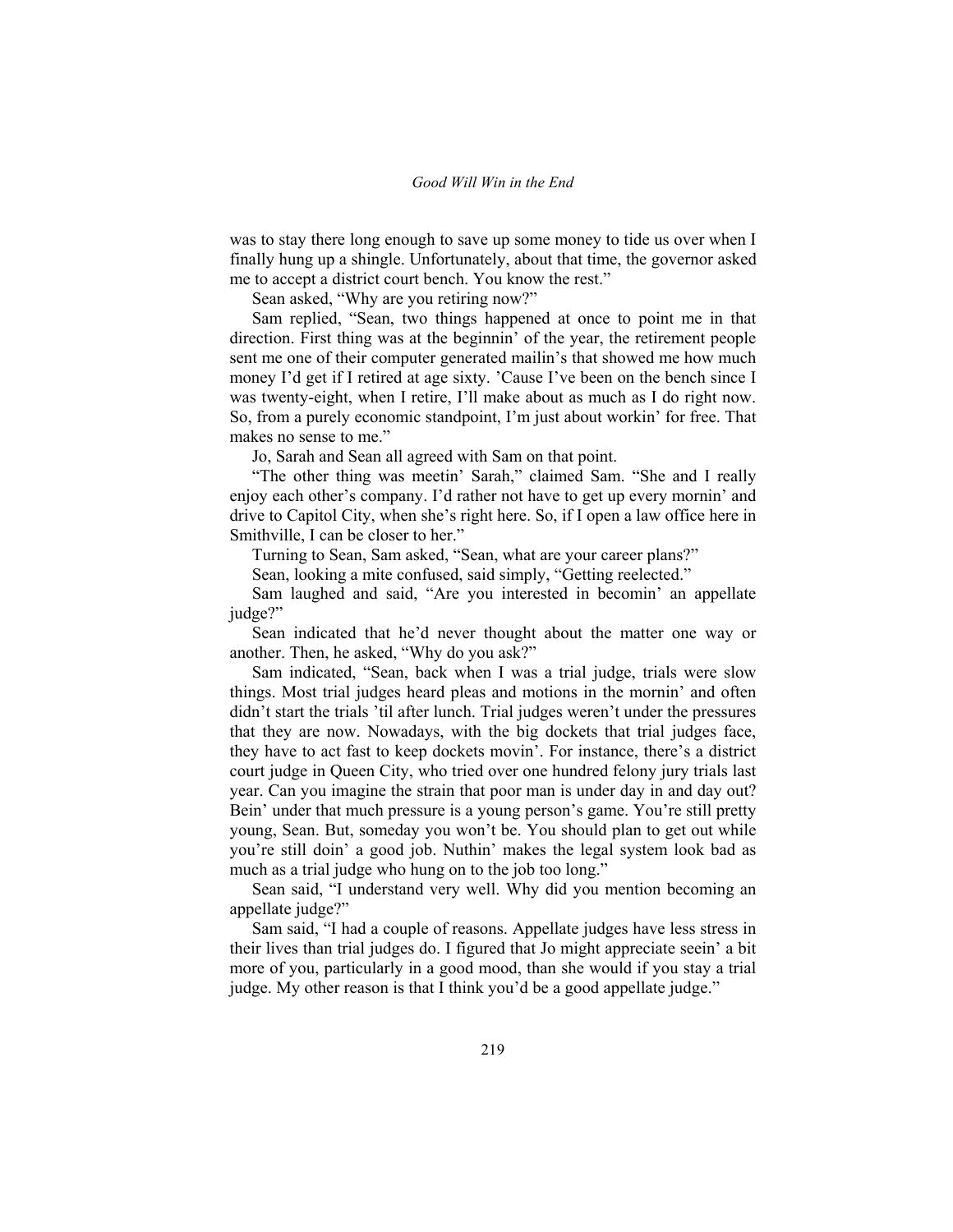was to stay there long enough to save up some money to tide us over when I finally hung up a shingle. Unfortunately, about that time, the governor asked me to accept a district court bench. You know the rest."

Sean asked, "Why are you retiring now?"

Sam replied, "Sean, two things happened at once to point me in that direction. First thing was at the beginnin' of the year, the retirement people sent me one of their computer generated mailin's that showed me how much money I'd get if I retired at age sixty. 'Cause I've been on the bench since I was twenty-eight, when I retire, I'll make about as much as I do right now. So, from a purely economic standpoint, I'm just about workin' for free. That makes no sense to me."

Jo, Sarah and Sean all agreed with Sam on that point.

"The other thing was meetin' Sarah," claimed Sam. "She and I really enjoy each other's company. I'd rather not have to get up every mornin' and drive to Capitol City, when she's right here. So, if I open a law office here in Smithville, I can be closer to her."

Turning to Sean, Sam asked, "Sean, what are your career plans?"

Sean, looking a mite confused, said simply, "Getting reelected."

Sam laughed and said, "Are you interested in becomin' an appellate judge?"

Sean indicated that he'd never thought about the matter one way or another. Then, he asked, "Why do you ask?"

Sam indicated, "Sean, back when I was a trial judge, trials were slow things. Most trial judges heard pleas and motions in the mornin' and often didn't start the trials 'til after lunch. Trial judges weren't under the pressures that they are now. Nowadays, with the big dockets that trial judges face, they have to act fast to keep dockets movin'. For instance, there's a district court judge in Queen City, who tried over one hundred felony jury trials last year. Can you imagine the strain that poor man is under day in and day out? Bein' under that much pressure is a young person's game. You're still pretty young, Sean. But, someday you won't be. You should plan to get out while you're still doin' a good job. Nuthin' makes the legal system look bad as much as a trial judge who hung on to the job too long."

Sean said, "I understand very well. Why did you mention becoming an appellate judge?"

Sam said, "I had a couple of reasons. Appellate judges have less stress in their lives than trial judges do. I figured that Jo might appreciate seein' a bit more of you, particularly in a good mood, than she would if you stay a trial judge. My other reason is that I think you'd be a good appellate judge."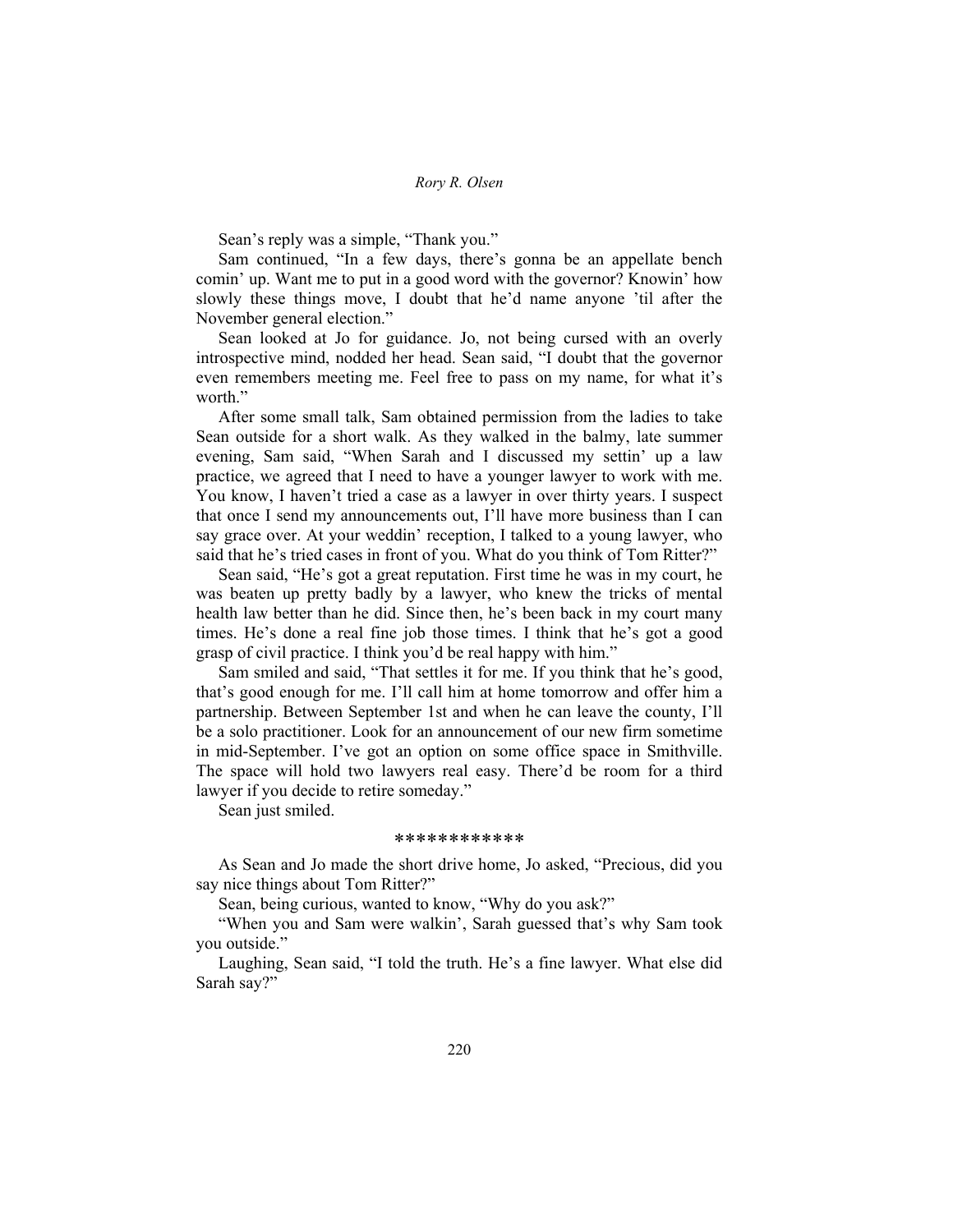Sean's reply was a simple, "Thank you."

Sam continued, "In a few days, there's gonna be an appellate bench comin' up. Want me to put in a good word with the governor? Knowin' how slowly these things move, I doubt that he'd name anyone 'til after the November general election."

Sean looked at Jo for guidance. Jo, not being cursed with an overly introspective mind, nodded her head. Sean said, "I doubt that the governor even remembers meeting me. Feel free to pass on my name, for what it's worth."

After some small talk, Sam obtained permission from the ladies to take Sean outside for a short walk. As they walked in the balmy, late summer evening, Sam said, "When Sarah and I discussed my settin' up a law practice, we agreed that I need to have a younger lawyer to work with me. You know, I haven't tried a case as a lawyer in over thirty years. I suspect that once I send my announcements out, I'll have more business than I can say grace over. At your weddin' reception, I talked to a young lawyer, who said that he's tried cases in front of you. What do you think of Tom Ritter?"

Sean said, "He's got a great reputation. First time he was in my court, he was beaten up pretty badly by a lawyer, who knew the tricks of mental health law better than he did. Since then, he's been back in my court many times. He's done a real fine job those times. I think that he's got a good grasp of civil practice. I think you'd be real happy with him."

Sam smiled and said, "That settles it for me. If you think that he's good, that's good enough for me. I'll call him at home tomorrow and offer him a partnership. Between September 1st and when he can leave the county, I'll be a solo practitioner. Look for an announcement of our new firm sometime in mid-September. I've got an option on some office space in Smithville. The space will hold two lawyers real easy. There'd be room for a third lawyer if you decide to retire someday."

Sean just smiled.

************

As Sean and Jo made the short drive home, Jo asked, "Precious, did you say nice things about Tom Ritter?"

Sean, being curious, wanted to know, "Why do you ask?"

"When you and Sam were walkin', Sarah guessed that's why Sam took you outside."

Laughing, Sean said, "I told the truth. He's a fine lawyer. What else did Sarah say?"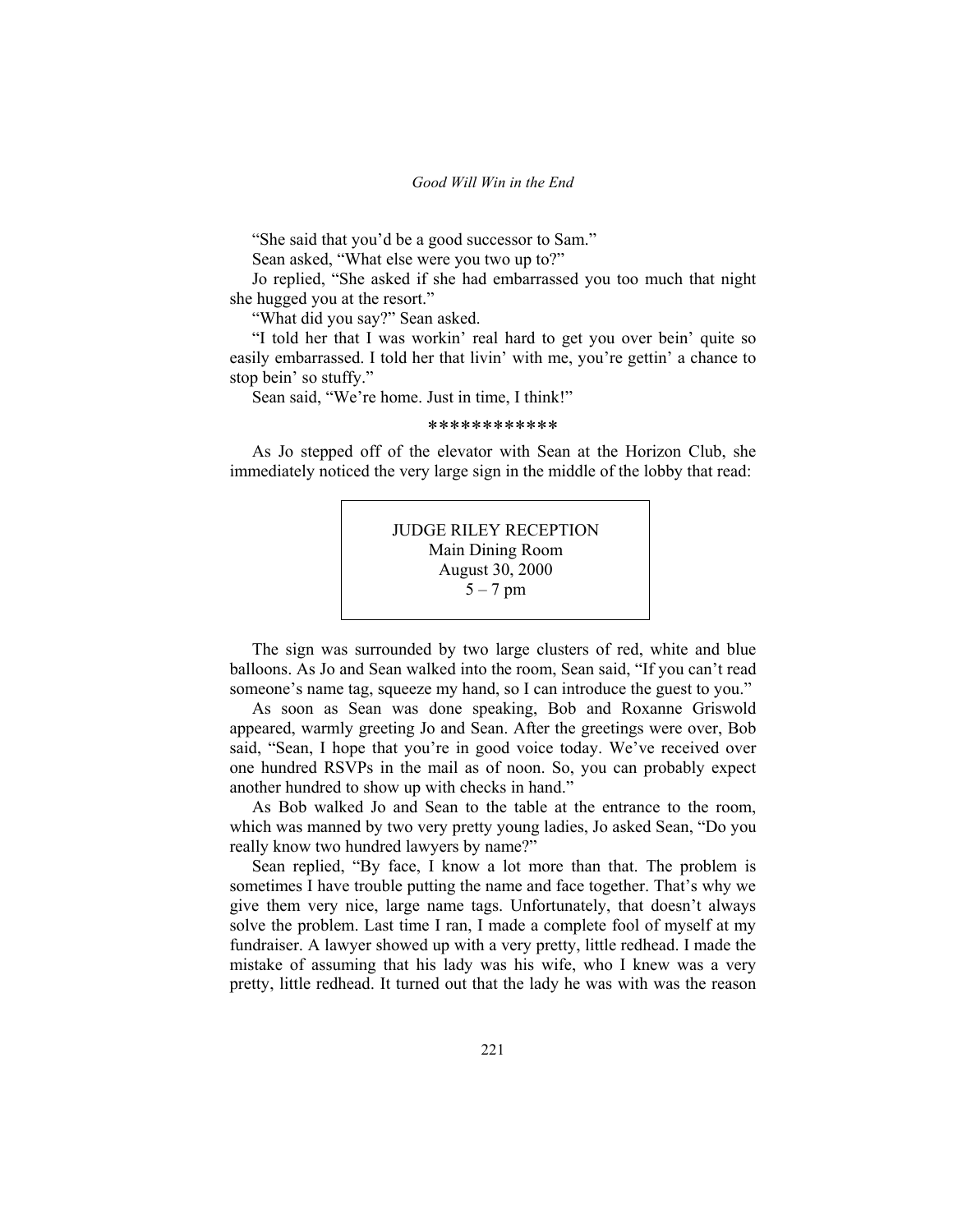"She said that you'd be a good successor to Sam."

Sean asked, "What else were you two up to?"

Jo replied, "She asked if she had embarrassed you too much that night she hugged you at the resort."

"What did you say?" Sean asked.

"I told her that I was workin' real hard to get you over bein' quite so easily embarrassed. I told her that livin' with me, you're gettin' a chance to stop bein' so stuffy."

Sean said, "We're home. Just in time, I think!"

************

As Jo stepped off of the elevator with Sean at the Horizon Club, she immediately noticed the very large sign in the middle of the lobby that read:

JUDGE RILEY RECEPTION
Main Dining Room
August 30, 2000
5 – 7 pm

The sign was surrounded by two large clusters of red, white and blue balloons. As Jo and Sean walked into the room, Sean said, "If you can't read someone's name tag, squeeze my hand, so I can introduce the guest to you."

As soon as Sean was done speaking, Bob and Roxanne Griswold appeared, warmly greeting Jo and Sean. After the greetings were over, Bob said, "Sean, I hope that you're in good voice today. We've received over one hundred RSVPs in the mail as of noon. So, you can probably expect another hundred to show up with checks in hand."

As Bob walked Jo and Sean to the table at the entrance to the room, which was manned by two very pretty young ladies, Jo asked Sean, "Do you really know two hundred lawyers by name?"

Sean replied, "By face, I know a lot more than that. The problem is sometimes I have trouble putting the name and face together. That's why we give them very nice, large name tags. Unfortunately, that doesn't always solve the problem. Last time I ran, I made a complete fool of myself at my fundraiser. A lawyer showed up with a very pretty, little redhead. I made the mistake of assuming that his lady was his wife, who I knew was a very pretty, little redhead. It turned out that the lady he was with was the reason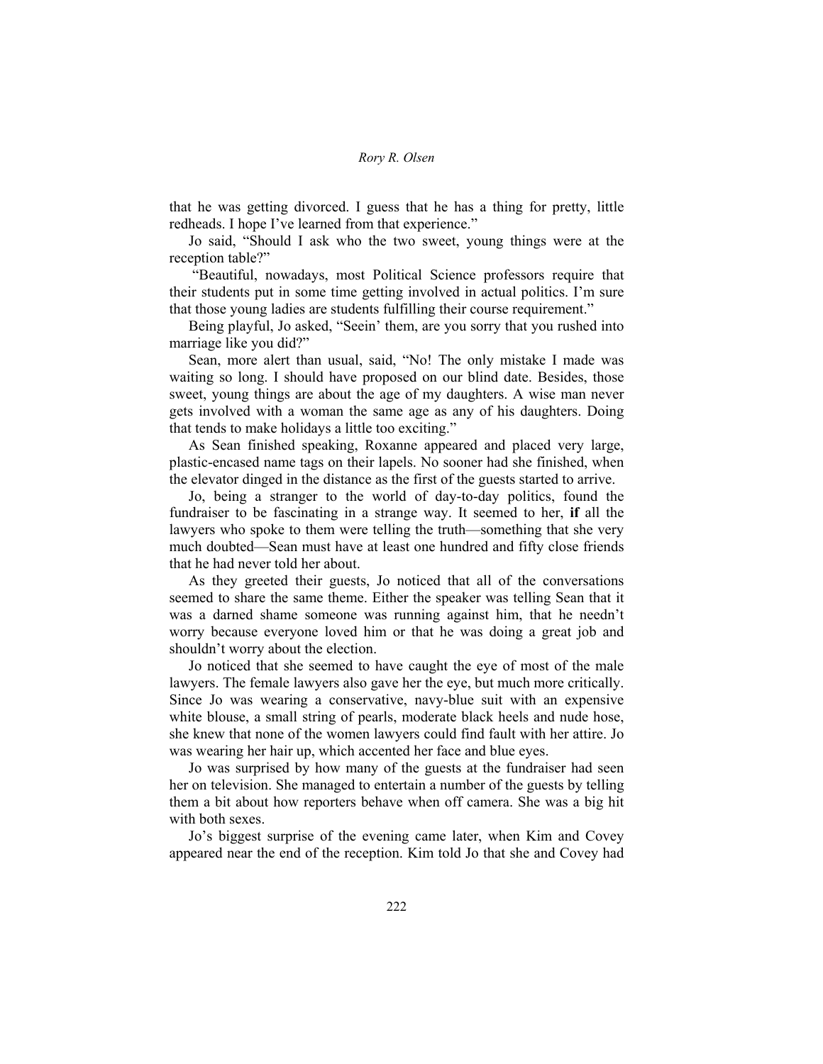that he was getting divorced. I guess that he has a thing for pretty, little redheads. I hope I've learned from that experience."

Jo said, "Should I ask who the two sweet, young things were at the reception table?"

"Beautiful, nowadays, most Political Science professors require that their students put in some time getting involved in actual politics. I'm sure that those young ladies are students fulfilling their course requirement."

Being playful, Jo asked, "Seein' them, are you sorry that you rushed into marriage like you did?"

Sean, more alert than usual, said, "No! The only mistake I made was waiting so long. I should have proposed on our blind date. Besides, those sweet, young things are about the age of my daughters. A wise man never gets involved with a woman the same age as any of his daughters. Doing that tends to make holidays a little too exciting."

As Sean finished speaking, Roxanne appeared and placed very large, plastic-encased name tags on their lapels. No sooner had she finished, when the elevator dinged in the distance as the first of the guests started to arrive.

Jo, being a stranger to the world of day-to-day politics, found the fundraiser to be fascinating in a strange way. It seemed to her, **if** all the lawyers who spoke to them were telling the truth—something that she very much doubted—Sean must have at least one hundred and fifty close friends that he had never told her about.

As they greeted their guests, Jo noticed that all of the conversations seemed to share the same theme. Either the speaker was telling Sean that it was a darned shame someone was running against him, that he needn't worry because everyone loved him or that he was doing a great job and shouldn't worry about the election.

Jo noticed that she seemed to have caught the eye of most of the male lawyers. The female lawyers also gave her the eye, but much more critically. Since Jo was wearing a conservative, navy-blue suit with an expensive white blouse, a small string of pearls, moderate black heels and nude hose, she knew that none of the women lawyers could find fault with her attire. Jo was wearing her hair up, which accented her face and blue eyes.

Jo was surprised by how many of the guests at the fundraiser had seen her on television. She managed to entertain a number of the guests by telling them a bit about how reporters behave when off camera. She was a big hit with both sexes.

Jo's biggest surprise of the evening came later, when Kim and Covey appeared near the end of the reception. Kim told Jo that she and Covey had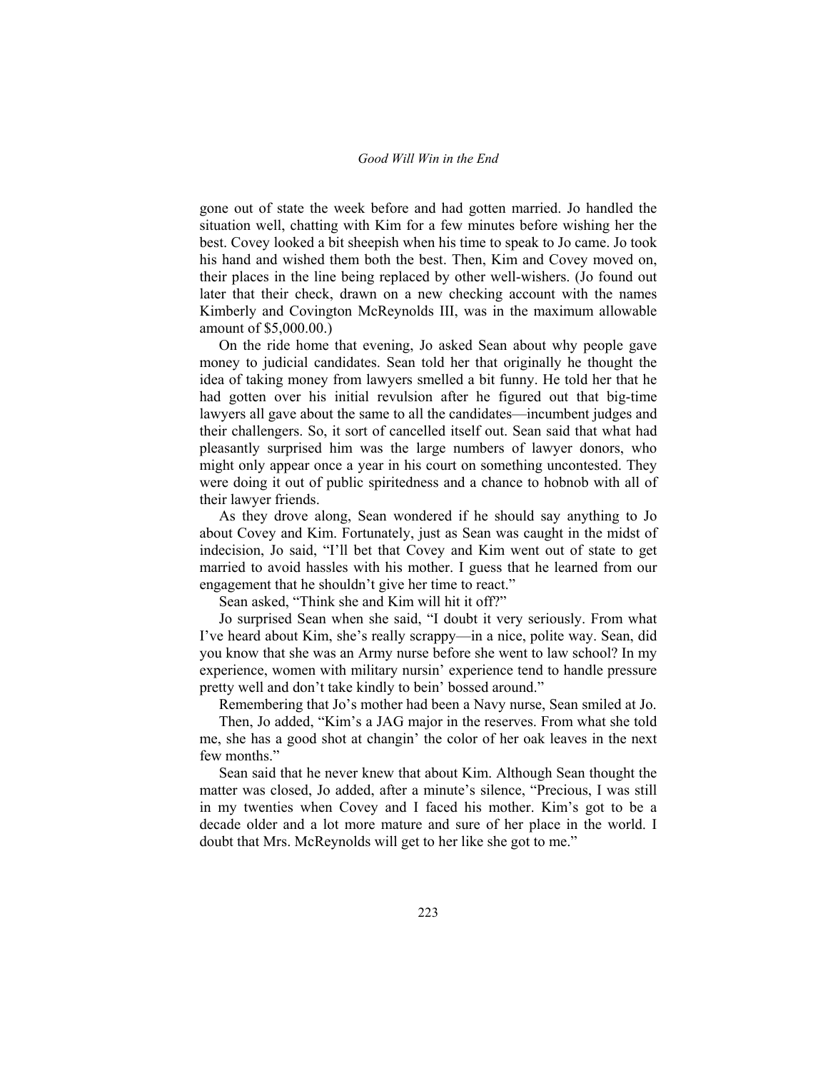gone out of state the week before and had gotten married. Jo handled the situation well, chatting with Kim for a few minutes before wishing her the best. Covey looked a bit sheepish when his time to speak to Jo came. Jo took his hand and wished them both the best. Then, Kim and Covey moved on, their places in the line being replaced by other well-wishers. (Jo found out later that their check, drawn on a new checking account with the names Kimberly and Covington McReynolds III, was in the maximum allowable amount of $5,000.00.)

On the ride home that evening, Jo asked Sean about why people gave money to judicial candidates. Sean told her that originally he thought the idea of taking money from lawyers smelled a bit funny. He told her that he had gotten over his initial revulsion after he figured out that big-time lawyers all gave about the same to all the candidates—incumbent judges and their challengers. So, it sort of cancelled itself out. Sean said that what had pleasantly surprised him was the large numbers of lawyer donors, who might only appear once a year in his court on something uncontested. They were doing it out of public spiritedness and a chance to hobnob with all of their lawyer friends.

As they drove along, Sean wondered if he should say anything to Jo about Covey and Kim. Fortunately, just as Sean was caught in the midst of indecision, Jo said, "I'll bet that Covey and Kim went out of state to get married to avoid hassles with his mother. I guess that he learned from our engagement that he shouldn't give her time to react."

Sean asked, "Think she and Kim will hit it off?"

Jo surprised Sean when she said, "I doubt it very seriously. From what I've heard about Kim, she's really scrappy—in a nice, polite way. Sean, did you know that she was an Army nurse before she went to law school? In my experience, women with military nursin' experience tend to handle pressure pretty well and don't take kindly to bein' bossed around."

Remembering that Jo's mother had been a Navy nurse, Sean smiled at Jo.

Then, Jo added, "Kim's a JAG major in the reserves. From what she told me, she has a good shot at changin' the color of her oak leaves in the next few months."

Sean said that he never knew that about Kim. Although Sean thought the matter was closed, Jo added, after a minute's silence, "Precious, I was still in my twenties when Covey and I faced his mother. Kim's got to be a decade older and a lot more mature and sure of her place in the world. I doubt that Mrs. McReynolds will get to her like she got to me."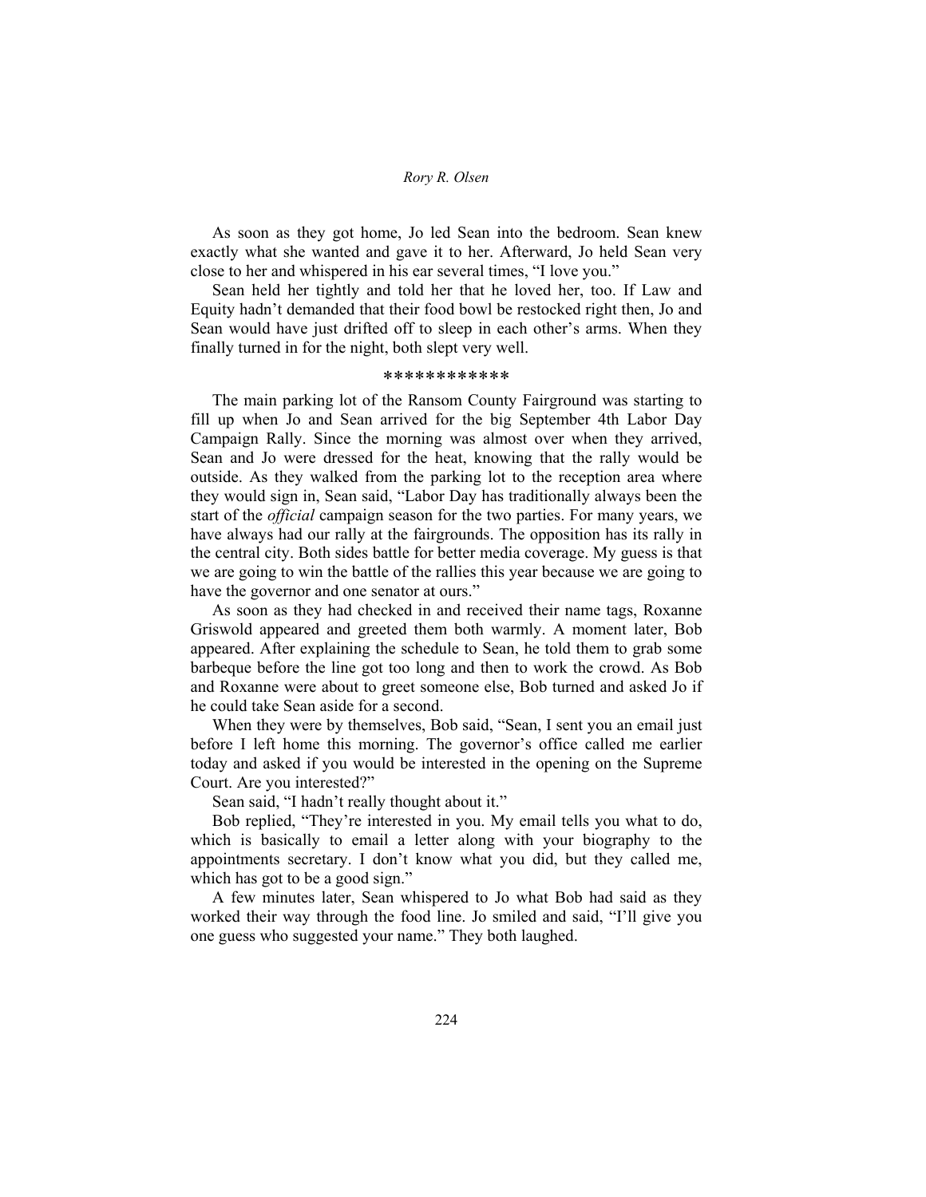As soon as they got home, Jo led Sean into the bedroom. Sean knew exactly what she wanted and gave it to her. Afterward, Jo held Sean very close to her and whispered in his ear several times, "I love you."

Sean held her tightly and told her that he loved her, too. If Law and Equity hadn't demanded that their food bowl be restocked right then, Jo and Sean would have just drifted off to sleep in each other's arms. When they finally turned in for the night, both slept very well.

************

The main parking lot of the Ransom County Fairground was starting to fill up when Jo and Sean arrived for the big September 4th Labor Day Campaign Rally. Since the morning was almost over when they arrived, Sean and Jo were dressed for the heat, knowing that the rally would be outside. As they walked from the parking lot to the reception area where they would sign in, Sean said, "Labor Day has traditionally always been the start of the *official* campaign season for the two parties. For many years, we have always had our rally at the fairgrounds. The opposition has its rally in the central city. Both sides battle for better media coverage. My guess is that we are going to win the battle of the rallies this year because we are going to have the governor and one senator at ours."

As soon as they had checked in and received their name tags, Roxanne Griswold appeared and greeted them both warmly. A moment later, Bob appeared. After explaining the schedule to Sean, he told them to grab some barbeque before the line got too long and then to work the crowd. As Bob and Roxanne were about to greet someone else, Bob turned and asked Jo if he could take Sean aside for a second.

When they were by themselves, Bob said, "Sean, I sent you an email just before I left home this morning. The governor's office called me earlier today and asked if you would be interested in the opening on the Supreme Court. Are you interested?"

Sean said, "I hadn't really thought about it."

Bob replied, "They're interested in you. My email tells you what to do, which is basically to email a letter along with your biography to the appointments secretary. I don't know what you did, but they called me, which has got to be a good sign."

A few minutes later, Sean whispered to Jo what Bob had said as they worked their way through the food line. Jo smiled and said, "I'll give you one guess who suggested your name." They both laughed.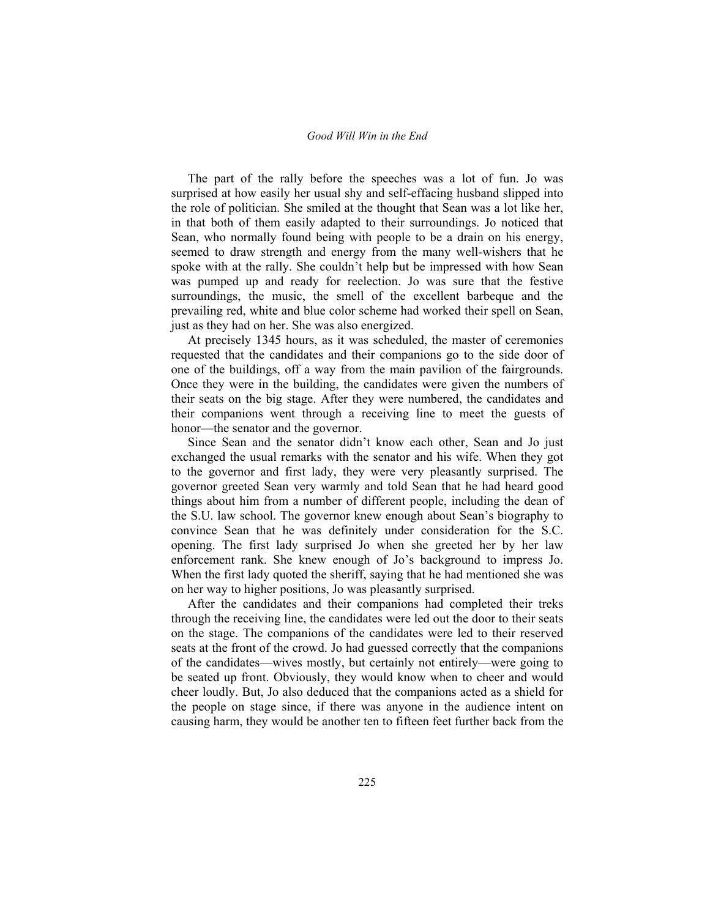The part of the rally before the speeches was a lot of fun. Jo was surprised at how easily her usual shy and self-effacing husband slipped into the role of politician. She smiled at the thought that Sean was a lot like her, in that both of them easily adapted to their surroundings. Jo noticed that Sean, who normally found being with people to be a drain on his energy, seemed to draw strength and energy from the many well-wishers that he spoke with at the rally. She couldn't help but be impressed with how Sean was pumped up and ready for reelection. Jo was sure that the festive surroundings, the music, the smell of the excellent barbeque and the prevailing red, white and blue color scheme had worked their spell on Sean, just as they had on her. She was also energized.

At precisely 1345 hours, as it was scheduled, the master of ceremonies requested that the candidates and their companions go to the side door of one of the buildings, off a way from the main pavilion of the fairgrounds. Once they were in the building, the candidates were given the numbers of their seats on the big stage. After they were numbered, the candidates and their companions went through a receiving line to meet the guests of honor—the senator and the governor.

Since Sean and the senator didn't know each other, Sean and Jo just exchanged the usual remarks with the senator and his wife. When they got to the governor and first lady, they were very pleasantly surprised. The governor greeted Sean very warmly and told Sean that he had heard good things about him from a number of different people, including the dean of the S.U. law school. The governor knew enough about Sean's biography to convince Sean that he was definitely under consideration for the S.C. opening. The first lady surprised Jo when she greeted her by her law enforcement rank. She knew enough of Jo's background to impress Jo. When the first lady quoted the sheriff, saying that he had mentioned she was on her way to higher positions, Jo was pleasantly surprised.

After the candidates and their companions had completed their treks through the receiving line, the candidates were led out the door to their seats on the stage. The companions of the candidates were led to their reserved seats at the front of the crowd. Jo had guessed correctly that the companions of the candidates—wives mostly, but certainly not entirely—were going to be seated up front. Obviously, they would know when to cheer and would cheer loudly. But, Jo also deduced that the companions acted as a shield for the people on stage since, if there was anyone in the audience intent on causing harm, they would be another ten to fifteen feet further back from the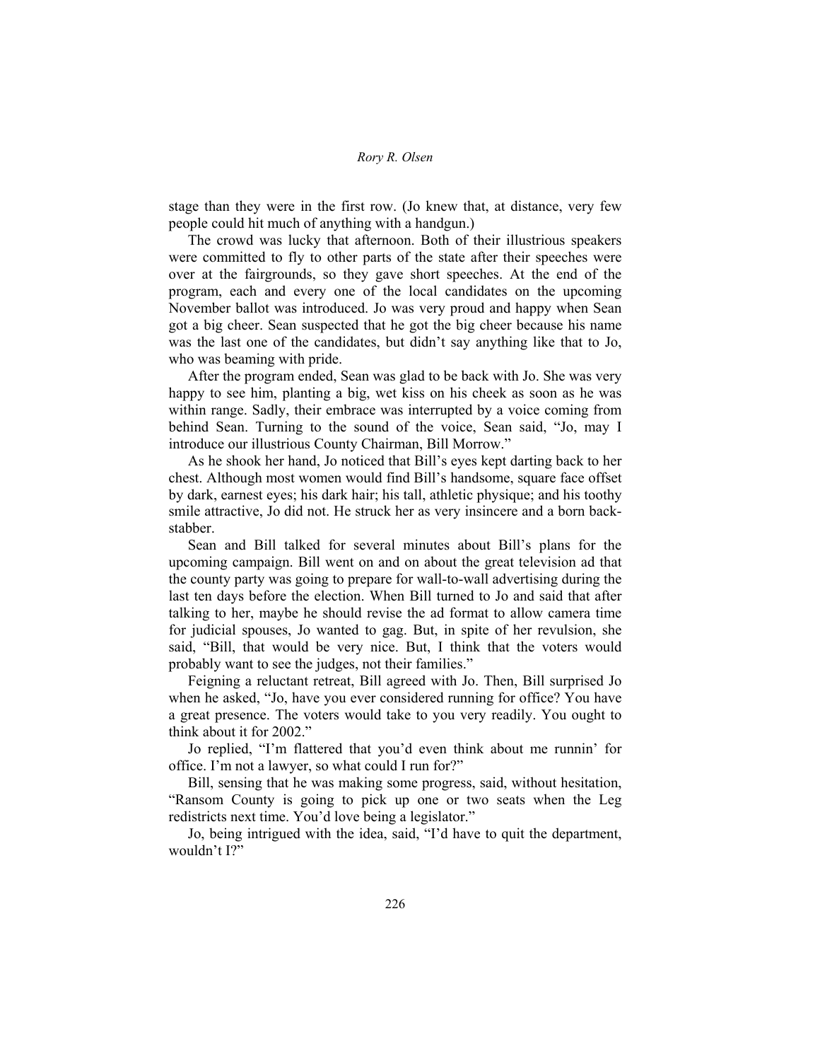stage than they were in the first row. (Jo knew that, at distance, very few people could hit much of anything with a handgun.)

The crowd was lucky that afternoon. Both of their illustrious speakers were committed to fly to other parts of the state after their speeches were over at the fairgrounds, so they gave short speeches. At the end of the program, each and every one of the local candidates on the upcoming November ballot was introduced. Jo was very proud and happy when Sean got a big cheer. Sean suspected that he got the big cheer because his name was the last one of the candidates, but didn't say anything like that to Jo, who was beaming with pride.

After the program ended, Sean was glad to be back with Jo. She was very happy to see him, planting a big, wet kiss on his cheek as soon as he was within range. Sadly, their embrace was interrupted by a voice coming from behind Sean. Turning to the sound of the voice, Sean said, "Jo, may I introduce our illustrious County Chairman, Bill Morrow."

As he shook her hand, Jo noticed that Bill's eyes kept darting back to her chest. Although most women would find Bill's handsome, square face offset by dark, earnest eyes; his dark hair; his tall, athletic physique; and his toothy smile attractive, Jo did not. He struck her as very insincere and a born back-stabber.

Sean and Bill talked for several minutes about Bill's plans for the upcoming campaign. Bill went on and on about the great television ad that the county party was going to prepare for wall-to-wall advertising during the last ten days before the election. When Bill turned to Jo and said that after talking to her, maybe he should revise the ad format to allow camera time for judicial spouses, Jo wanted to gag. But, in spite of her revulsion, she said, "Bill, that would be very nice. But, I think that the voters would probably want to see the judges, not their families."

Feigning a reluctant retreat, Bill agreed with Jo. Then, Bill surprised Jo when he asked, "Jo, have you ever considered running for office? You have a great presence. The voters would take to you very readily. You ought to think about it for 2002."

Jo replied, "I'm flattered that you'd even think about me runnin' for office. I'm not a lawyer, so what could I run for?"

Bill, sensing that he was making some progress, said, without hesitation, "Ransom County is going to pick up one or two seats when the Leg redistricts next time. You'd love being a legislator."

Jo, being intrigued with the idea, said, "I'd have to quit the department, wouldn't I?"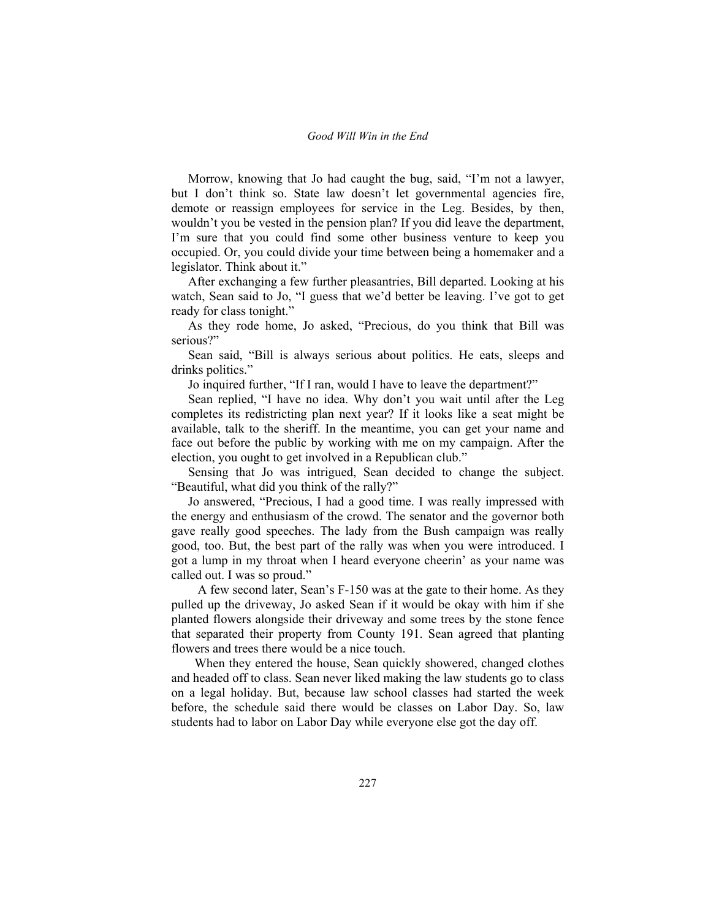Morrow, knowing that Jo had caught the bug, said, "I'm not a lawyer, but I don't think so. State law doesn't let governmental agencies fire, demote or reassign employees for service in the Leg. Besides, by then, wouldn't you be vested in the pension plan? If you did leave the department, I'm sure that you could find some other business venture to keep you occupied. Or, you could divide your time between being a homemaker and a legislator. Think about it."

After exchanging a few further pleasantries, Bill departed. Looking at his watch, Sean said to Jo, "I guess that we'd better be leaving. I've got to get ready for class tonight."

As they rode home, Jo asked, "Precious, do you think that Bill was serious?"

Sean said, "Bill is always serious about politics. He eats, sleeps and drinks politics."

Jo inquired further, "If I ran, would I have to leave the department?"

Sean replied, "I have no idea. Why don't you wait until after the Leg completes its redistricting plan next year? If it looks like a seat might be available, talk to the sheriff. In the meantime, you can get your name and face out before the public by working with me on my campaign. After the election, you ought to get involved in a Republican club."

Sensing that Jo was intrigued, Sean decided to change the subject. "Beautiful, what did you think of the rally?"

Jo answered, "Precious, I had a good time. I was really impressed with the energy and enthusiasm of the crowd. The senator and the governor both gave really good speeches. The lady from the Bush campaign was really good, too. But, the best part of the rally was when you were introduced. I got a lump in my throat when I heard everyone cheerin' as your name was called out. I was so proud."

A few second later, Sean's F-150 was at the gate to their home. As they pulled up the driveway, Jo asked Sean if it would be okay with him if she planted flowers alongside their driveway and some trees by the stone fence that separated their property from County 191. Sean agreed that planting flowers and trees there would be a nice touch.

When they entered the house, Sean quickly showered, changed clothes and headed off to class. Sean never liked making the law students go to class on a legal holiday. But, because law school classes had started the week before, the schedule said there would be classes on Labor Day. So, law students had to labor on Labor Day while everyone else got the day off.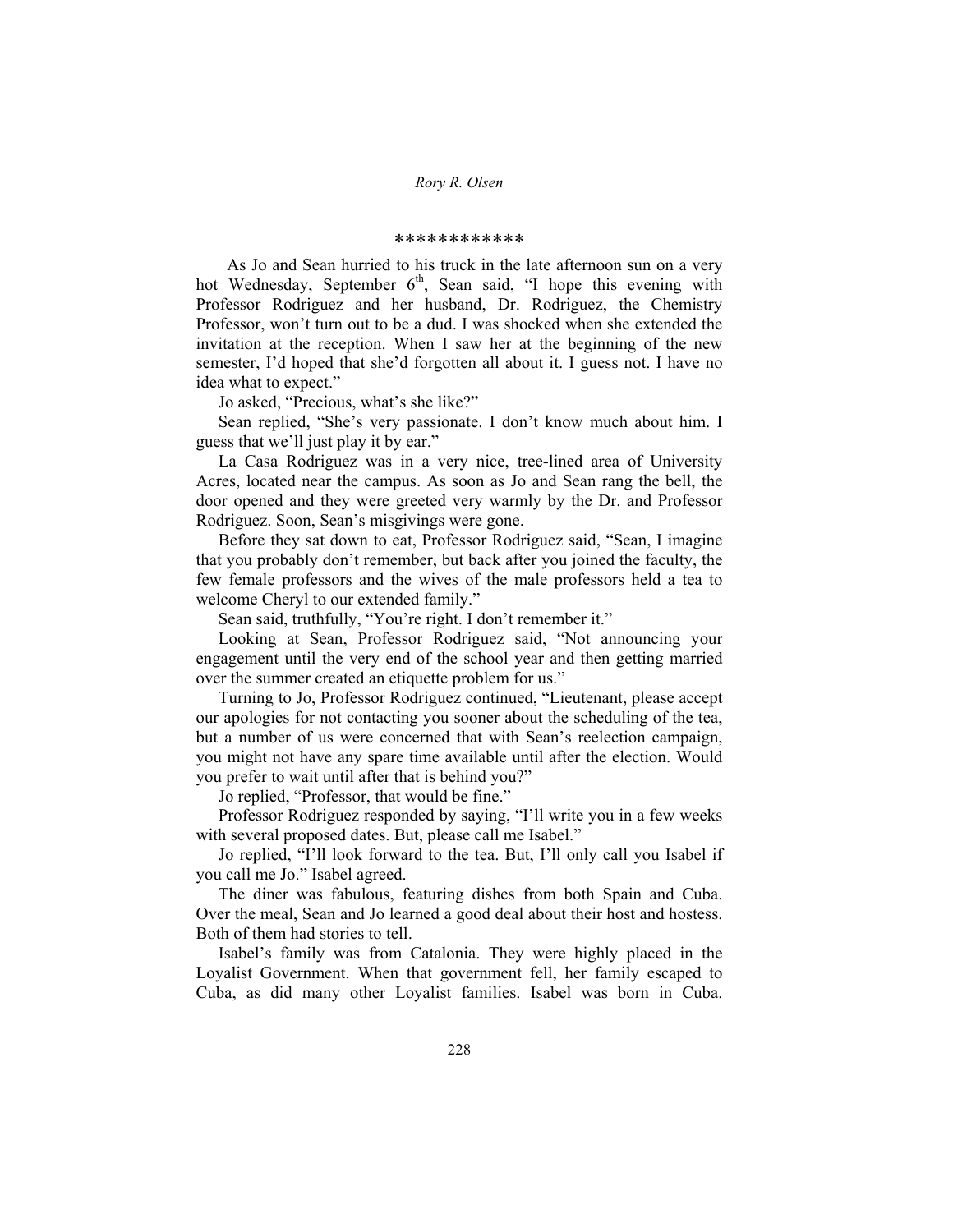************

As Jo and Sean hurried to his truck in the late afternoon sun on a very hot Wednesday, September 6th, Sean said, "I hope this evening with Professor Rodriguez and her husband, Dr. Rodriguez, the Chemistry Professor, won't turn out to be a dud. I was shocked when she extended the invitation at the reception. When I saw her at the beginning of the new semester, I'd hoped that she'd forgotten all about it. I guess not. I have no idea what to expect."

Jo asked, "Precious, what's she like?"

Sean replied, "She's very passionate. I don't know much about him. I guess that we'll just play it by ear."

La Casa Rodriguez was in a very nice, tree-lined area of University Acres, located near the campus. As soon as Jo and Sean rang the bell, the door opened and they were greeted very warmly by the Dr. and Professor Rodriguez. Soon, Sean's misgivings were gone.

Before they sat down to eat, Professor Rodriguez said, "Sean, I imagine that you probably don't remember, but back after you joined the faculty, the few female professors and the wives of the male professors held a tea to welcome Cheryl to our extended family."

Sean said, truthfully, "You're right. I don't remember it."

Looking at Sean, Professor Rodriguez said, "Not announcing your engagement until the very end of the school year and then getting married over the summer created an etiquette problem for us."

Turning to Jo, Professor Rodriguez continued, "Lieutenant, please accept our apologies for not contacting you sooner about the scheduling of the tea, but a number of us were concerned that with Sean's reelection campaign, you might not have any spare time available until after the election. Would you prefer to wait until after that is behind you?"

Jo replied, "Professor, that would be fine."

Professor Rodriguez responded by saying, "I'll write you in a few weeks with several proposed dates. But, please call me Isabel."

Jo replied, "I'll look forward to the tea. But, I'll only call you Isabel if you call me Jo." Isabel agreed.

The diner was fabulous, featuring dishes from both Spain and Cuba. Over the meal, Sean and Jo learned a good deal about their host and hostess. Both of them had stories to tell.

Isabel's family was from Catalonia. They were highly placed in the Loyalist Government. When that government fell, her family escaped to Cuba, as did many other Loyalist families. Isabel was born in Cuba.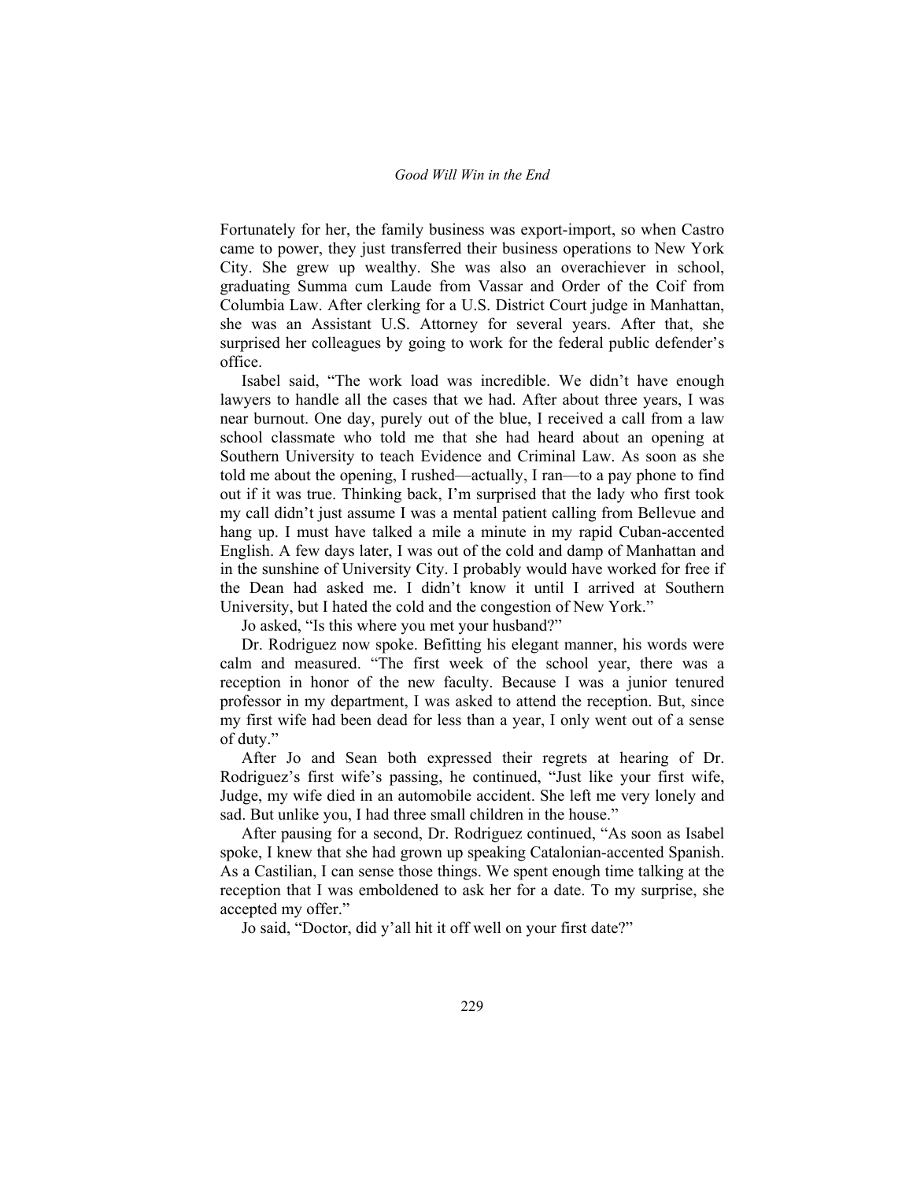Fortunately for her, the family business was export-import, so when Castro came to power, they just transferred their business operations to New York City. She grew up wealthy. She was also an overachiever in school, graduating Summa cum Laude from Vassar and Order of the Coif from Columbia Law. After clerking for a U.S. District Court judge in Manhattan, she was an Assistant U.S. Attorney for several years. After that, she surprised her colleagues by going to work for the federal public defender's office.

Isabel said, "The work load was incredible. We didn't have enough lawyers to handle all the cases that we had. After about three years, I was near burnout. One day, purely out of the blue, I received a call from a law school classmate who told me that she had heard about an opening at Southern University to teach Evidence and Criminal Law. As soon as she told me about the opening, I rushed—actually, I ran—to a pay phone to find out if it was true. Thinking back, I'm surprised that the lady who first took my call didn't just assume I was a mental patient calling from Bellevue and hang up. I must have talked a mile a minute in my rapid Cuban-accented English. A few days later, I was out of the cold and damp of Manhattan and in the sunshine of University City. I probably would have worked for free if the Dean had asked me. I didn't know it until I arrived at Southern University, but I hated the cold and the congestion of New York."

Jo asked, "Is this where you met your husband?"

Dr. Rodriguez now spoke. Befitting his elegant manner, his words were calm and measured. "The first week of the school year, there was a reception in honor of the new faculty. Because I was a junior tenured professor in my department, I was asked to attend the reception. But, since my first wife had been dead for less than a year, I only went out of a sense of duty."

After Jo and Sean both expressed their regrets at hearing of Dr. Rodriguez's first wife's passing, he continued, "Just like your first wife, Judge, my wife died in an automobile accident. She left me very lonely and sad. But unlike you, I had three small children in the house."

After pausing for a second, Dr. Rodriguez continued, "As soon as Isabel spoke, I knew that she had grown up speaking Catalonian-accented Spanish. As a Castilian, I can sense those things. We spent enough time talking at the reception that I was emboldened to ask her for a date. To my surprise, she accepted my offer."

Jo said, "Doctor, did y'all hit it off well on your first date?"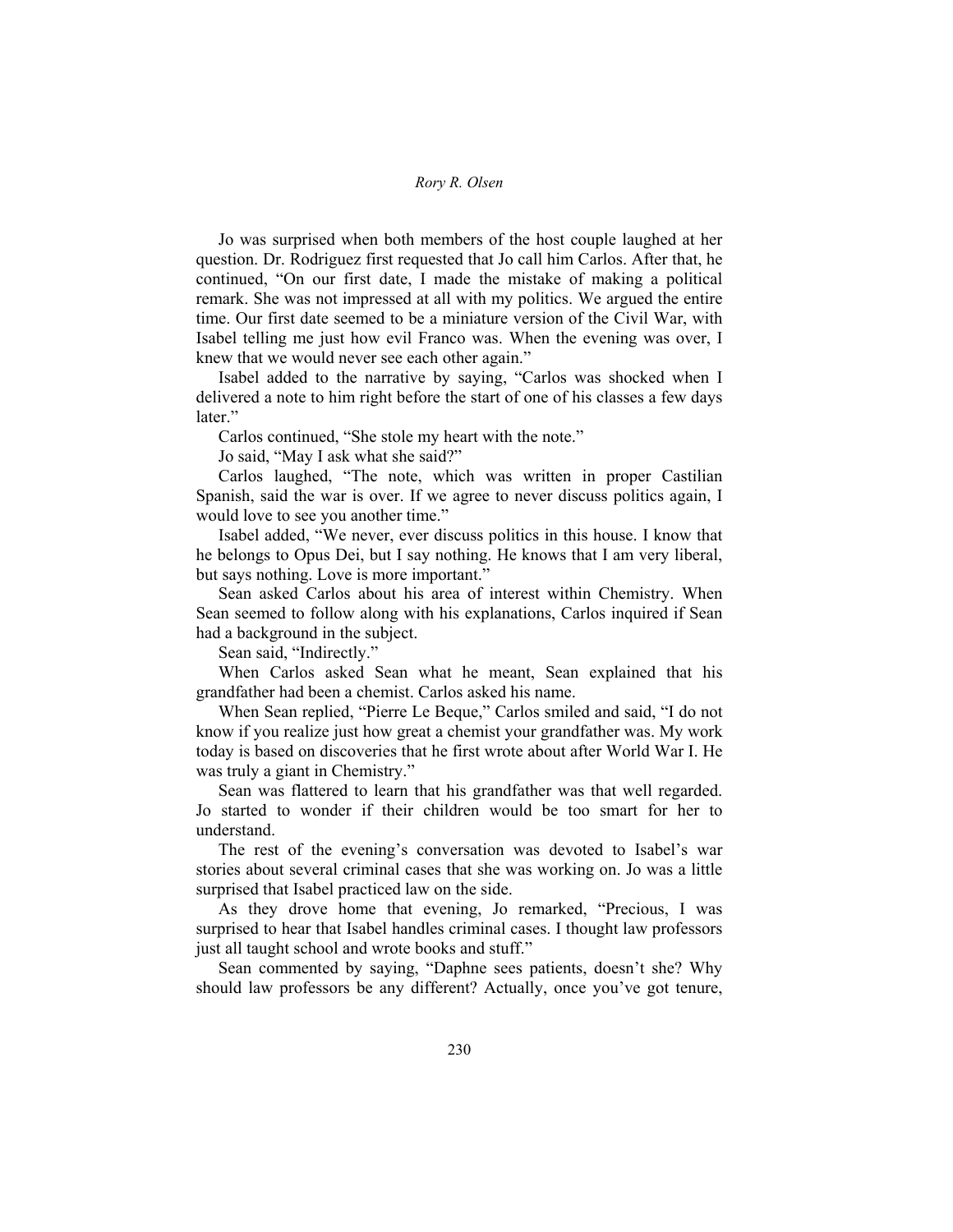Jo was surprised when both members of the host couple laughed at her question. Dr. Rodriguez first requested that Jo call him Carlos. After that, he continued, "On our first date, I made the mistake of making a political remark. She was not impressed at all with my politics. We argued the entire time. Our first date seemed to be a miniature version of the Civil War, with Isabel telling me just how evil Franco was. When the evening was over, I knew that we would never see each other again."

Isabel added to the narrative by saying, "Carlos was shocked when I delivered a note to him right before the start of one of his classes a few days later."

Carlos continued, "She stole my heart with the note."

Jo said, "May I ask what she said?"

Carlos laughed, "The note, which was written in proper Castilian Spanish, said the war is over. If we agree to never discuss politics again, I would love to see you another time."

Isabel added, "We never, ever discuss politics in this house. I know that he belongs to Opus Dei, but I say nothing. He knows that I am very liberal, but says nothing. Love is more important."

Sean asked Carlos about his area of interest within Chemistry. When Sean seemed to follow along with his explanations, Carlos inquired if Sean had a background in the subject.

Sean said, "Indirectly."

When Carlos asked Sean what he meant, Sean explained that his grandfather had been a chemist. Carlos asked his name.

When Sean replied, "Pierre Le Beque," Carlos smiled and said, "I do not know if you realize just how great a chemist your grandfather was. My work today is based on discoveries that he first wrote about after World War I. He was truly a giant in Chemistry."

Sean was flattered to learn that his grandfather was that well regarded. Jo started to wonder if their children would be too smart for her to understand.

The rest of the evening's conversation was devoted to Isabel's war stories about several criminal cases that she was working on. Jo was a little surprised that Isabel practiced law on the side.

As they drove home that evening, Jo remarked, "Precious, I was surprised to hear that Isabel handles criminal cases. I thought law professors just all taught school and wrote books and stuff."

Sean commented by saying, "Daphne sees patients, doesn't she? Why should law professors be any different? Actually, once you've got tenure,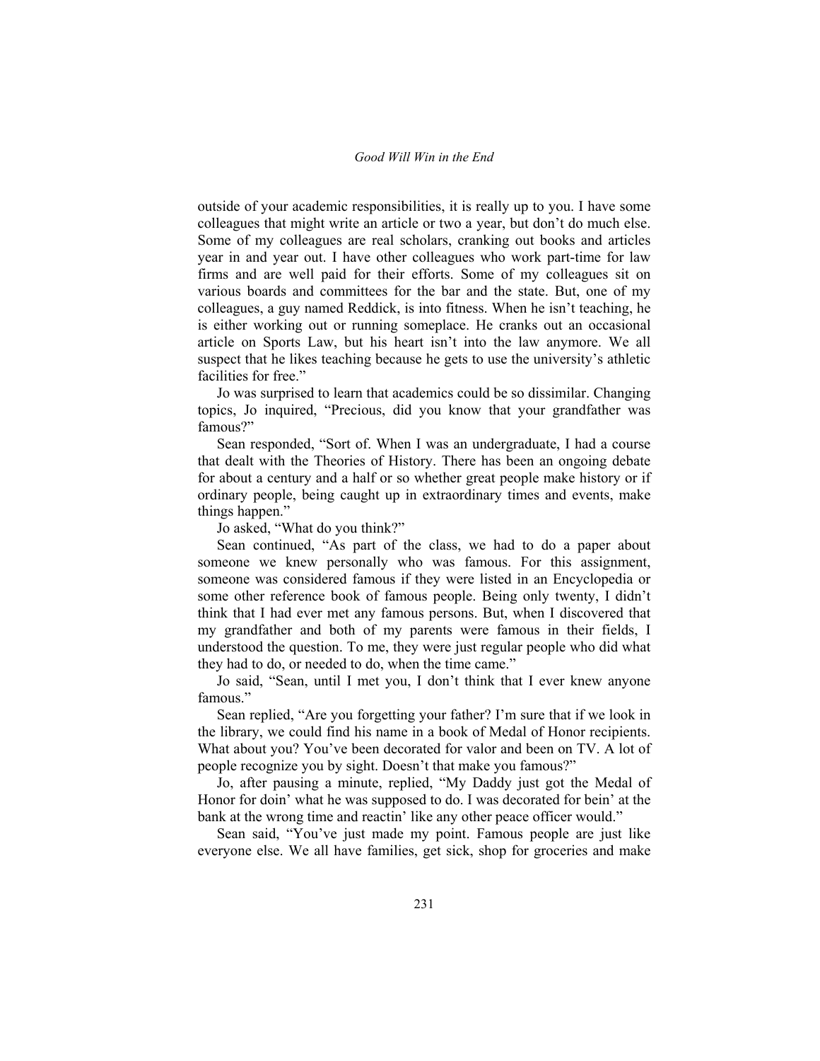outside of your academic responsibilities, it is really up to you. I have some colleagues that might write an article or two a year, but don't do much else. Some of my colleagues are real scholars, cranking out books and articles year in and year out. I have other colleagues who work part-time for law firms and are well paid for their efforts. Some of my colleagues sit on various boards and committees for the bar and the state. But, one of my colleagues, a guy named Reddick, is into fitness. When he isn't teaching, he is either working out or running someplace. He cranks out an occasional article on Sports Law, but his heart isn't into the law anymore. We all suspect that he likes teaching because he gets to use the university's athletic facilities for free."

Jo was surprised to learn that academics could be so dissimilar. Changing topics, Jo inquired, "Precious, did you know that your grandfather was famous?"

Sean responded, "Sort of. When I was an undergraduate, I had a course that dealt with the Theories of History. There has been an ongoing debate for about a century and a half or so whether great people make history or if ordinary people, being caught up in extraordinary times and events, make things happen."

Jo asked, "What do you think?"

Sean continued, "As part of the class, we had to do a paper about someone we knew personally who was famous. For this assignment, someone was considered famous if they were listed in an Encyclopedia or some other reference book of famous people. Being only twenty, I didn't think that I had ever met any famous persons. But, when I discovered that my grandfather and both of my parents were famous in their fields, I understood the question. To me, they were just regular people who did what they had to do, or needed to do, when the time came."

Jo said, "Sean, until I met you, I don't think that I ever knew anyone famous."

Sean replied, "Are you forgetting your father? I'm sure that if we look in the library, we could find his name in a book of Medal of Honor recipients. What about you? You've been decorated for valor and been on TV. A lot of people recognize you by sight. Doesn't that make you famous?"

Jo, after pausing a minute, replied, "My Daddy just got the Medal of Honor for doin' what he was supposed to do. I was decorated for bein' at the bank at the wrong time and reactin' like any other peace officer would."

Sean said, "You've just made my point. Famous people are just like everyone else. We all have families, get sick, shop for groceries and make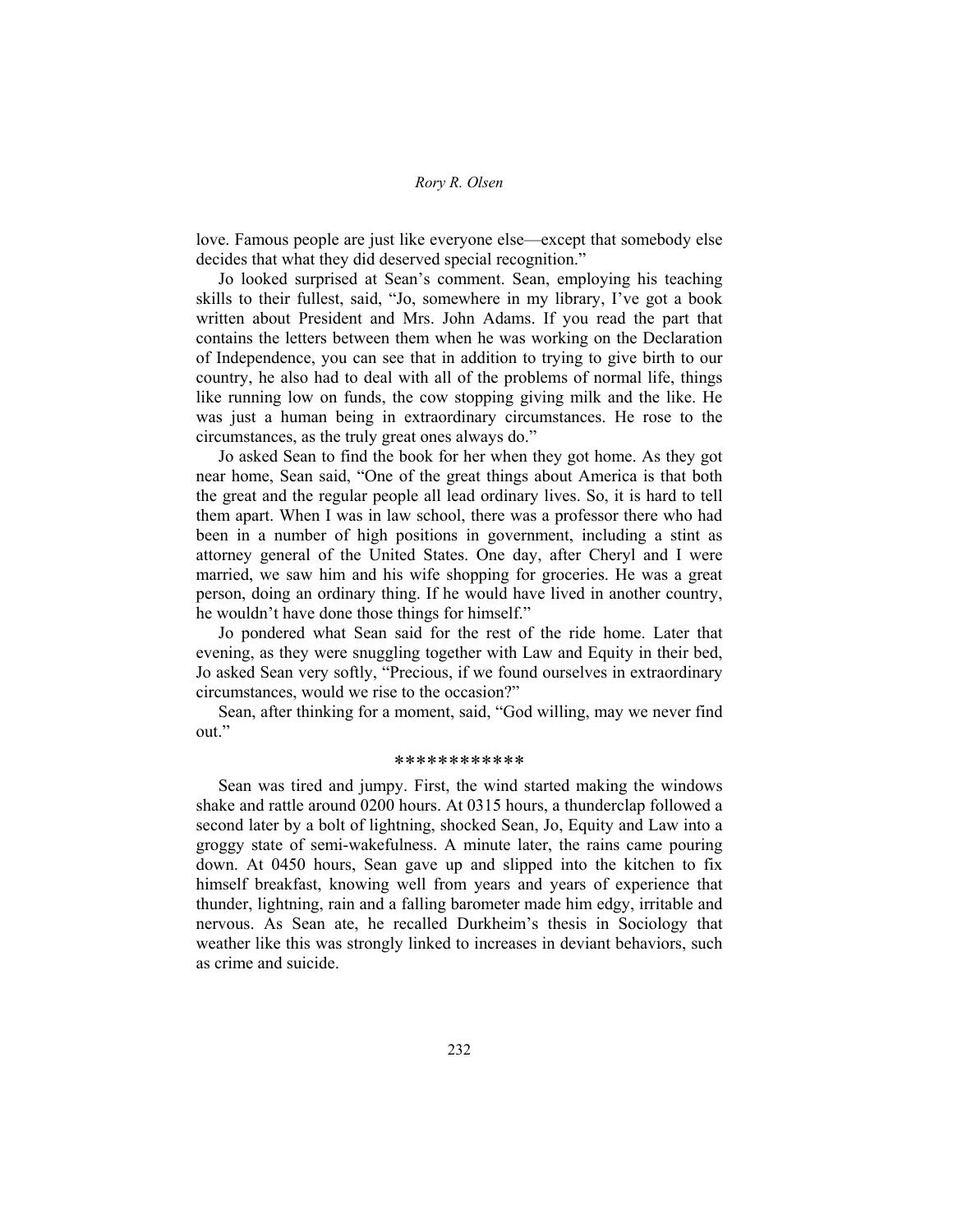love. Famous people are just like everyone else—except that somebody else decides that what they did deserved special recognition."

Jo looked surprised at Sean's comment. Sean, employing his teaching skills to their fullest, said, "Jo, somewhere in my library, I've got a book written about President and Mrs. John Adams. If you read the part that contains the letters between them when he was working on the Declaration of Independence, you can see that in addition to trying to give birth to our country, he also had to deal with all of the problems of normal life, things like running low on funds, the cow stopping giving milk and the like. He was just a human being in extraordinary circumstances. He rose to the circumstances, as the truly great ones always do."

Jo asked Sean to find the book for her when they got home. As they got near home, Sean said, "One of the great things about America is that both the great and the regular people all lead ordinary lives. So, it is hard to tell them apart. When I was in law school, there was a professor there who had been in a number of high positions in government, including a stint as attorney general of the United States. One day, after Cheryl and I were married, we saw him and his wife shopping for groceries. He was a great person, doing an ordinary thing. If he would have lived in another country, he wouldn't have done those things for himself."

Jo pondered what Sean said for the rest of the ride home. Later that evening, as they were snuggling together with Law and Equity in their bed, Jo asked Sean very softly, "Precious, if we found ourselves in extraordinary circumstances, would we rise to the occasion?"

Sean, after thinking for a moment, said, "God willing, may we never find out."

************

Sean was tired and jumpy. First, the wind started making the windows shake and rattle around 0200 hours. At 0315 hours, a thunderclap followed a second later by a bolt of lightning, shocked Sean, Jo, Equity and Law into a groggy state of semi-wakefulness. A minute later, the rains came pouring down. At 0450 hours, Sean gave up and slipped into the kitchen to fix himself breakfast, knowing well from years and years of experience that thunder, lightning, rain and a falling barometer made him edgy, irritable and nervous. As Sean ate, he recalled Durkheim's thesis in Sociology that weather like this was strongly linked to increases in deviant behaviors, such as crime and suicide.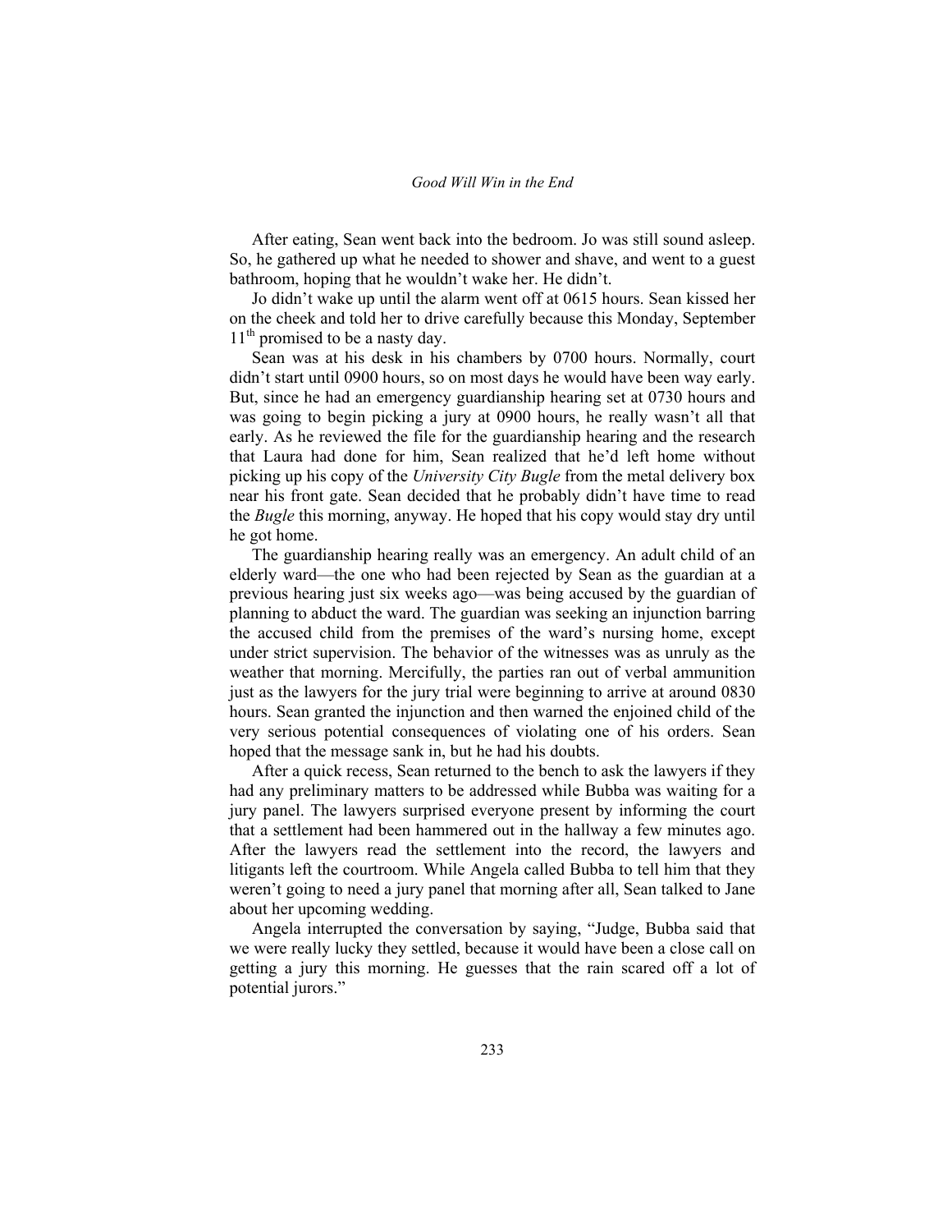After eating, Sean went back into the bedroom. Jo was still sound asleep. So, he gathered up what he needed to shower and shave, and went to a guest bathroom, hoping that he wouldn't wake her. He didn't.

Jo didn't wake up until the alarm went off at 0615 hours. Sean kissed her on the cheek and told her to drive carefully because this Monday, September 11th promised to be a nasty day.

Sean was at his desk in his chambers by 0700 hours. Normally, court didn't start until 0900 hours, so on most days he would have been way early. But, since he had an emergency guardianship hearing set at 0730 hours and was going to begin picking a jury at 0900 hours, he really wasn't all that early. As he reviewed the file for the guardianship hearing and the research that Laura had done for him, Sean realized that he'd left home without picking up his copy of the *University City Bugle* from the metal delivery box near his front gate. Sean decided that he probably didn't have time to read the *Bugle* this morning, anyway. He hoped that his copy would stay dry until he got home.

The guardianship hearing really was an emergency. An adult child of an elderly ward—the one who had been rejected by Sean as the guardian at a previous hearing just six weeks ago—was being accused by the guardian of planning to abduct the ward. The guardian was seeking an injunction barring the accused child from the premises of the ward's nursing home, except under strict supervision. The behavior of the witnesses was as unruly as the weather that morning. Mercifully, the parties ran out of verbal ammunition just as the lawyers for the jury trial were beginning to arrive at around 0830 hours. Sean granted the injunction and then warned the enjoined child of the very serious potential consequences of violating one of his orders. Sean hoped that the message sank in, but he had his doubts.

After a quick recess, Sean returned to the bench to ask the lawyers if they had any preliminary matters to be addressed while Bubba was waiting for a jury panel. The lawyers surprised everyone present by informing the court that a settlement had been hammered out in the hallway a few minutes ago. After the lawyers read the settlement into the record, the lawyers and litigants left the courtroom. While Angela called Bubba to tell him that they weren't going to need a jury panel that morning after all, Sean talked to Jane about her upcoming wedding.

Angela interrupted the conversation by saying, "Judge, Bubba said that we were really lucky they settled, because it would have been a close call on getting a jury this morning. He guesses that the rain scared off a lot of potential jurors."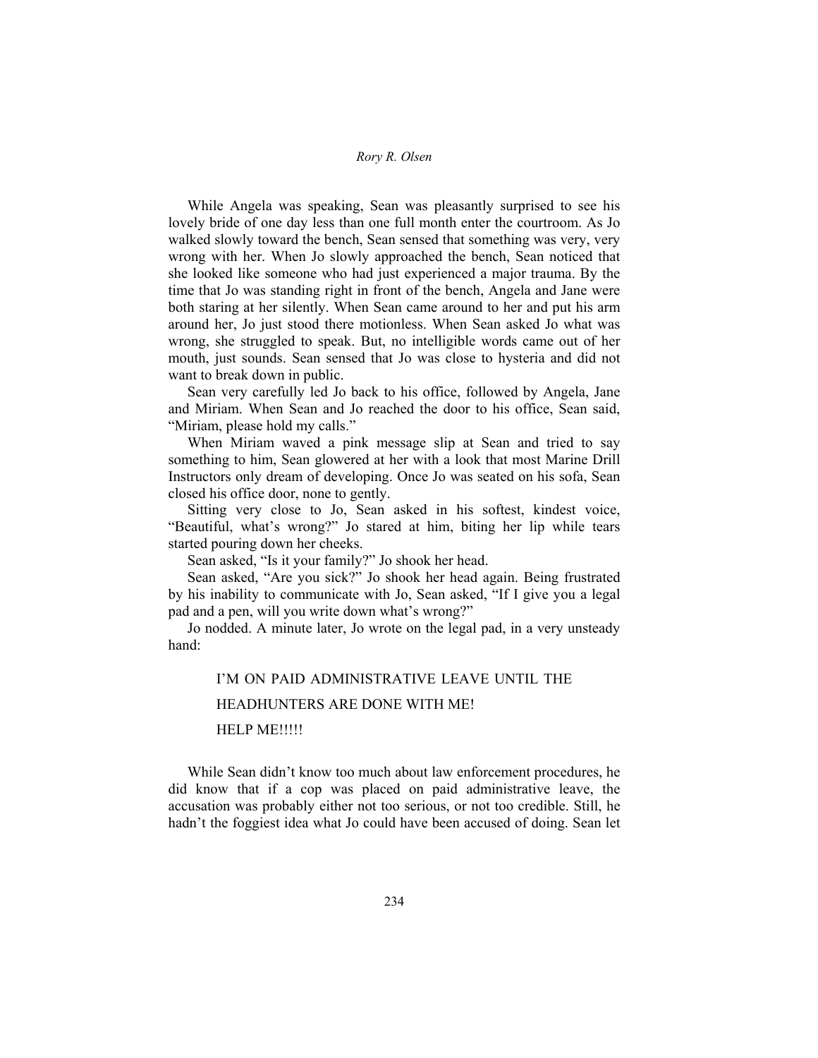While Angela was speaking, Sean was pleasantly surprised to see his lovely bride of one day less than one full month enter the courtroom. As Jo walked slowly toward the bench, Sean sensed that something was very, very wrong with her. When Jo slowly approached the bench, Sean noticed that she looked like someone who had just experienced a major trauma. By the time that Jo was standing right in front of the bench, Angela and Jane were both staring at her silently. When Sean came around to her and put his arm around her, Jo just stood there motionless. When Sean asked Jo what was wrong, she struggled to speak. But, no intelligible words came out of her mouth, just sounds. Sean sensed that Jo was close to hysteria and did not want to break down in public.

Sean very carefully led Jo back to his office, followed by Angela, Jane and Miriam. When Sean and Jo reached the door to his office, Sean said, "Miriam, please hold my calls."

When Miriam waved a pink message slip at Sean and tried to say something to him, Sean glowered at her with a look that most Marine Drill Instructors only dream of developing. Once Jo was seated on his sofa, Sean closed his office door, none to gently.

Sitting very close to Jo, Sean asked in his softest, kindest voice, "Beautiful, what's wrong?" Jo stared at him, biting her lip while tears started pouring down her cheeks.

Sean asked, "Is it your family?" Jo shook her head.

Sean asked, "Are you sick?" Jo shook her head again. Being frustrated by his inability to communicate with Jo, Sean asked, "If I give you a legal pad and a pen, will you write down what's wrong?"

Jo nodded. A minute later, Jo wrote on the legal pad, in a very unsteady hand:

> I'M ON PAID ADMINISTRATIVE LEAVE UNTIL THE
>
> HEADHUNTERS ARE DONE WITH ME!
>
> HELP ME!!!!!

While Sean didn't know too much about law enforcement procedures, he did know that if a cop was placed on paid administrative leave, the accusation was probably either not too serious, or not too credible. Still, he hadn't the foggiest idea what Jo could have been accused of doing. Sean let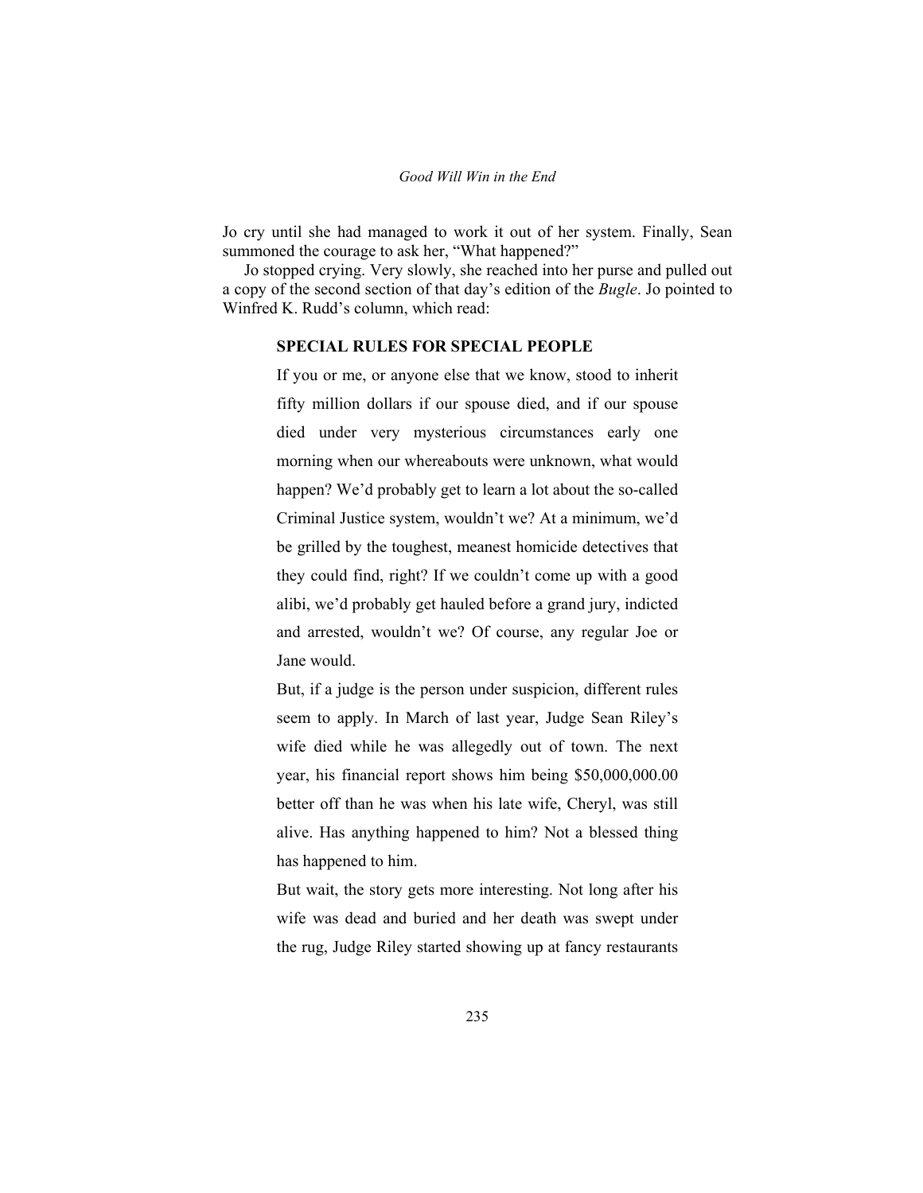Jo cry until she had managed to work it out of her system. Finally, Sean summoned the courage to ask her, "What happened?"

Jo stopped crying. Very slowly, she reached into her purse and pulled out a copy of the second section of that day's edition of the *Bugle*. Jo pointed to Winfred K. Rudd's column, which read:

> **SPECIAL RULES FOR SPECIAL PEOPLE**
>
> If you or me, or anyone else that we know, stood to inherit fifty million dollars if our spouse died, and if our spouse died under very mysterious circumstances early one morning when our whereabouts were unknown, what would happen? We'd probably get to learn a lot about the so-called Criminal Justice system, wouldn't we? At a minimum, we'd be grilled by the toughest, meanest homicide detectives that they could find, right? If we couldn't come up with a good alibi, we'd probably get hauled before a grand jury, indicted and arrested, wouldn't we? Of course, any regular Joe or Jane would.
>
> But, if a judge is the person under suspicion, different rules seem to apply. In March of last year, Judge Sean Riley's wife died while he was allegedly out of town. The next year, his financial report shows him being $50,000,000.00 better off than he was when his late wife, Cheryl, was still alive. Has anything happened to him? Not a blessed thing has happened to him.
>
> But wait, the story gets more interesting. Not long after his wife was dead and buried and her death was swept under the rug, Judge Riley started showing up at fancy restaurants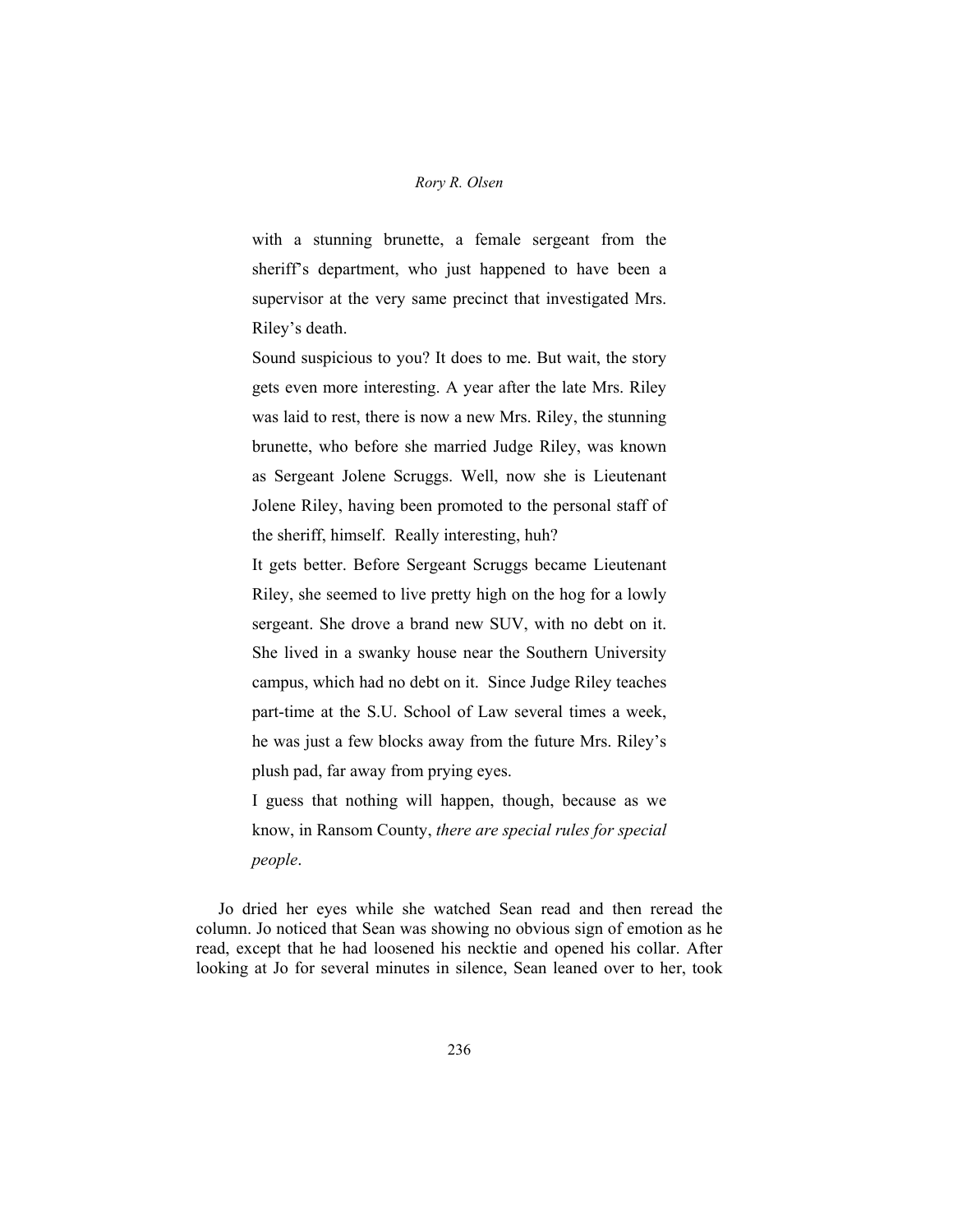> with a stunning brunette, a female sergeant from the sheriff's department, who just happened to have been a supervisor at the very same precinct that investigated Mrs. Riley's death.
>
> Sound suspicious to you? It does to me. But wait, the story gets even more interesting. A year after the late Mrs. Riley was laid to rest, there is now a new Mrs. Riley, the stunning brunette, who before she married Judge Riley, was known as Sergeant Jolene Scruggs. Well, now she is Lieutenant Jolene Riley, having been promoted to the personal staff of the sheriff, himself. Really interesting, huh?
>
> It gets better. Before Sergeant Scruggs became Lieutenant Riley, she seemed to live pretty high on the hog for a lowly sergeant. She drove a brand new SUV, with no debt on it. She lived in a swanky house near the Southern University campus, which had no debt on it. Since Judge Riley teaches part-time at the S.U. School of Law several times a week, he was just a few blocks away from the future Mrs. Riley's plush pad, far away from prying eyes.
>
> I guess that nothing will happen, though, because as we know, in Ransom County, *there are special rules for special people*.

Jo dried her eyes while she watched Sean read and then reread the column. Jo noticed that Sean was showing no obvious sign of emotion as he read, except that he had loosened his necktie and opened his collar. After looking at Jo for several minutes in silence, Sean leaned over to her, took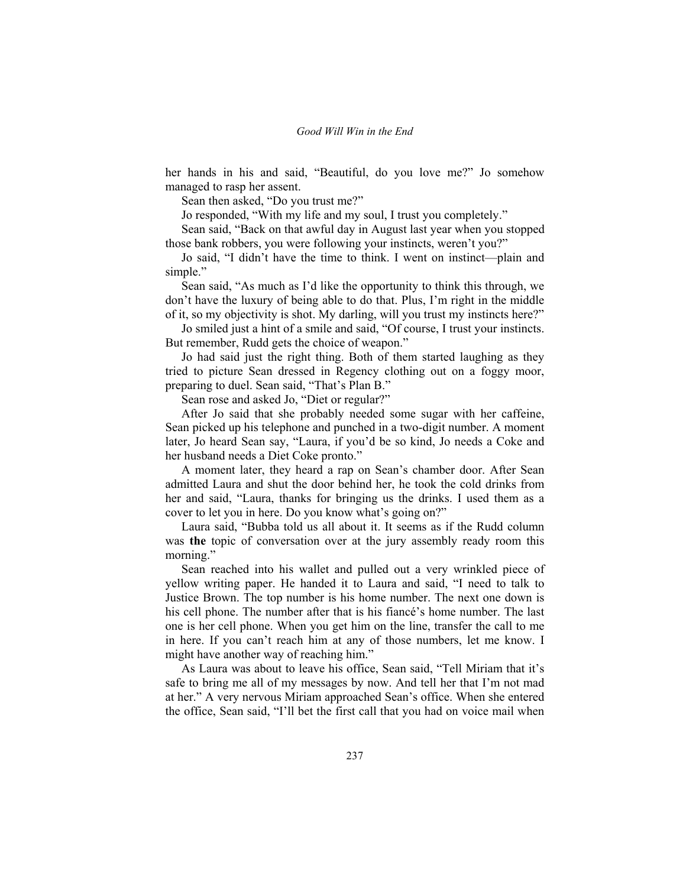her hands in his and said, "Beautiful, do you love me?" Jo somehow managed to rasp her assent.

Sean then asked, "Do you trust me?"

Jo responded, "With my life and my soul, I trust you completely."

Sean said, "Back on that awful day in August last year when you stopped those bank robbers, you were following your instincts, weren't you?"

Jo said, "I didn't have the time to think. I went on instinct—plain and simple."

Sean said, "As much as I'd like the opportunity to think this through, we don't have the luxury of being able to do that. Plus, I'm right in the middle of it, so my objectivity is shot. My darling, will you trust my instincts here?"

Jo smiled just a hint of a smile and said, "Of course, I trust your instincts. But remember, Rudd gets the choice of weapon."

Jo had said just the right thing. Both of them started laughing as they tried to picture Sean dressed in Regency clothing out on a foggy moor, preparing to duel. Sean said, "That's Plan B."

Sean rose and asked Jo, "Diet or regular?"

After Jo said that she probably needed some sugar with her caffeine, Sean picked up his telephone and punched in a two-digit number. A moment later, Jo heard Sean say, "Laura, if you'd be so kind, Jo needs a Coke and her husband needs a Diet Coke pronto."

A moment later, they heard a rap on Sean's chamber door. After Sean admitted Laura and shut the door behind her, he took the cold drinks from her and said, "Laura, thanks for bringing us the drinks. I used them as a cover to let you in here. Do you know what's going on?"

Laura said, "Bubba told us all about it. It seems as if the Rudd column was **the** topic of conversation over at the jury assembly ready room this morning."

Sean reached into his wallet and pulled out a very wrinkled piece of yellow writing paper. He handed it to Laura and said, "I need to talk to Justice Brown. The top number is his home number. The next one down is his cell phone. The number after that is his fiancé's home number. The last one is her cell phone. When you get him on the line, transfer the call to me in here. If you can't reach him at any of those numbers, let me know. I might have another way of reaching him."

As Laura was about to leave his office, Sean said, "Tell Miriam that it's safe to bring me all of my messages by now. And tell her that I'm not mad at her." A very nervous Miriam approached Sean's office. When she entered the office, Sean said, "I'll bet the first call that you had on voice mail when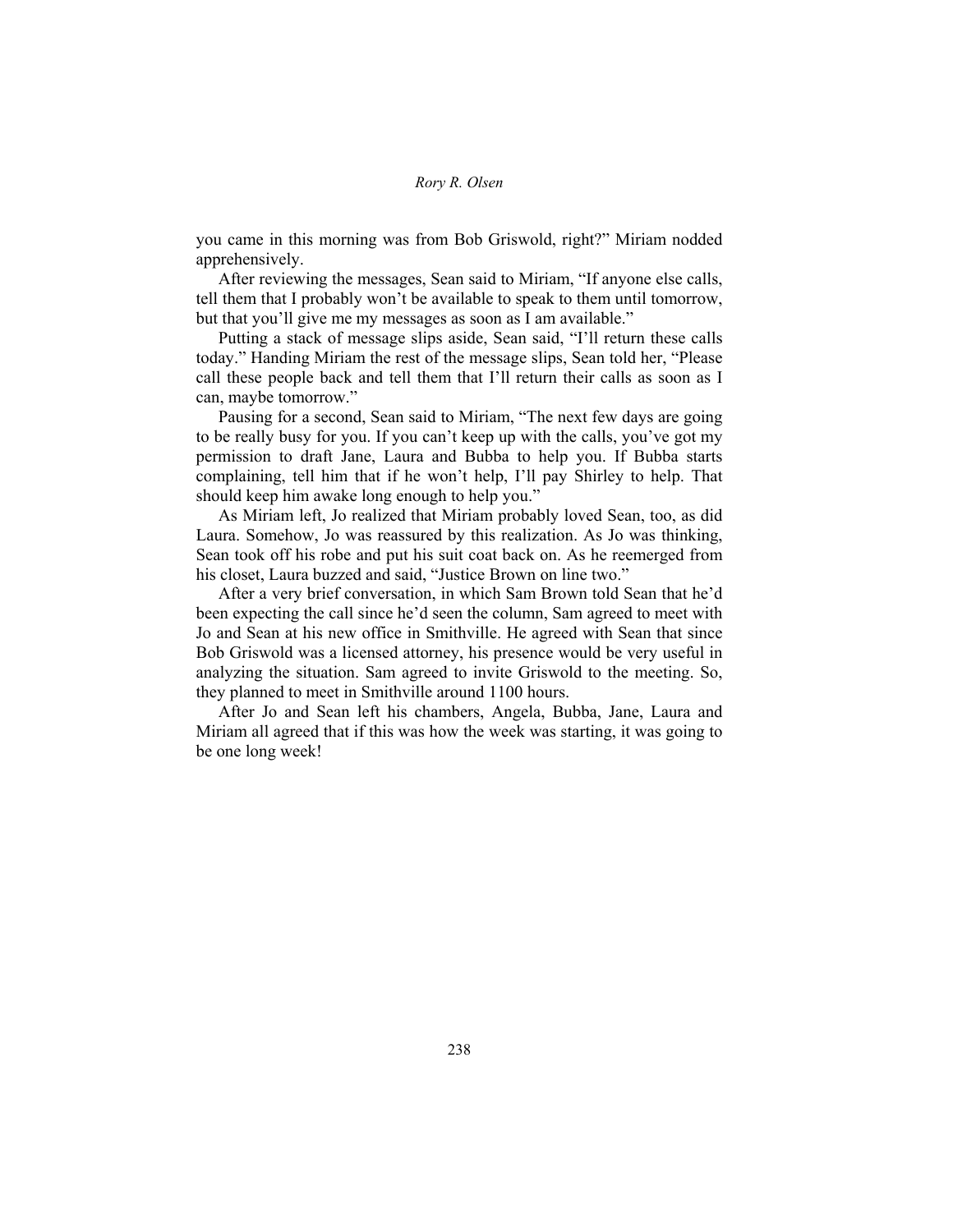you came in this morning was from Bob Griswold, right?" Miriam nodded apprehensively.

After reviewing the messages, Sean said to Miriam, "If anyone else calls, tell them that I probably won't be available to speak to them until tomorrow, but that you'll give me my messages as soon as I am available."

Putting a stack of message slips aside, Sean said, "I'll return these calls today." Handing Miriam the rest of the message slips, Sean told her, "Please call these people back and tell them that I'll return their calls as soon as I can, maybe tomorrow."

Pausing for a second, Sean said to Miriam, "The next few days are going to be really busy for you. If you can't keep up with the calls, you've got my permission to draft Jane, Laura and Bubba to help you. If Bubba starts complaining, tell him that if he won't help, I'll pay Shirley to help. That should keep him awake long enough to help you."

As Miriam left, Jo realized that Miriam probably loved Sean, too, as did Laura. Somehow, Jo was reassured by this realization. As Jo was thinking, Sean took off his robe and put his suit coat back on. As he reemerged from his closet, Laura buzzed and said, "Justice Brown on line two."

After a very brief conversation, in which Sam Brown told Sean that he'd been expecting the call since he'd seen the column, Sam agreed to meet with Jo and Sean at his new office in Smithville. He agreed with Sean that since Bob Griswold was a licensed attorney, his presence would be very useful in analyzing the situation. Sam agreed to invite Griswold to the meeting. So, they planned to meet in Smithville around 1100 hours.

After Jo and Sean left his chambers, Angela, Bubba, Jane, Laura and Miriam all agreed that if this was how the week was starting, it was going to be one long week!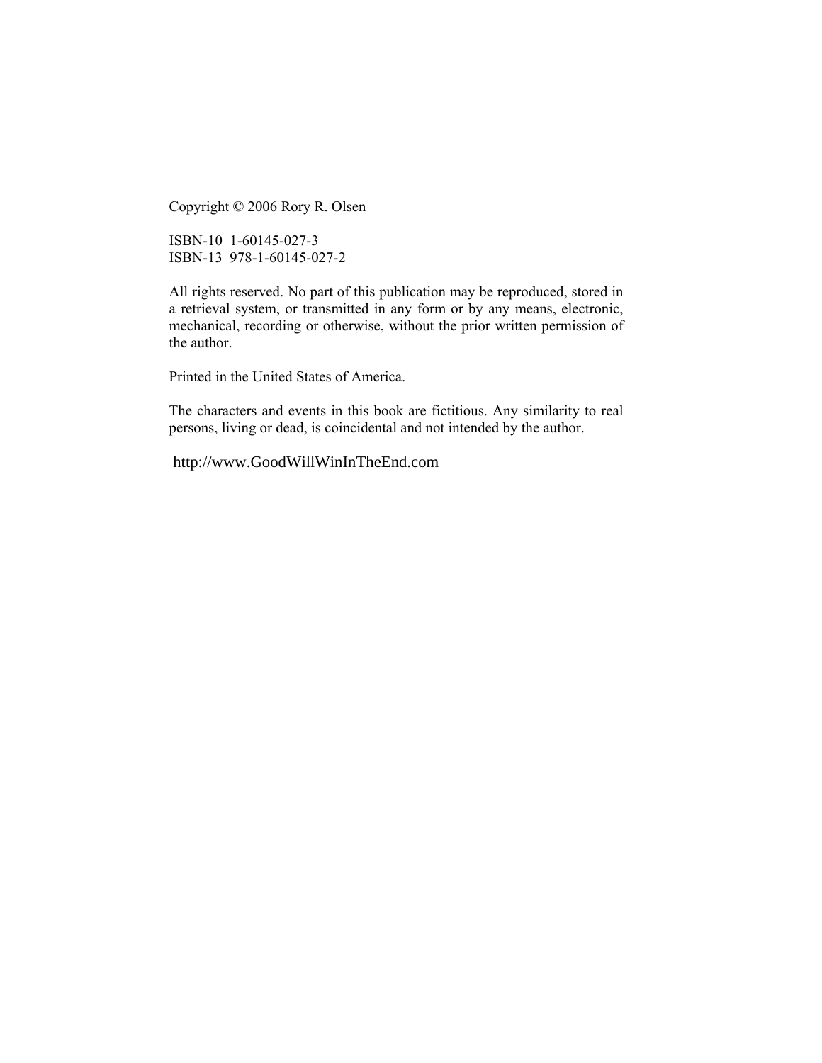Copyright © 2006 Rory R. Olsen

ISBN-10 1-60145-027-3
ISBN-13 978-1-60145-027-2

All rights reserved. No part of this publication may be reproduced, stored in a retrieval system, or transmitted in any form or by any means, electronic, mechanical, recording or otherwise, without the prior written permission of the author.

Printed in the United States of America.

The characters and events in this book are fictitious. Any similarity to real persons, living or dead, is coincidental and not intended by the author.

http://www.GoodWillWinInTheEnd.com